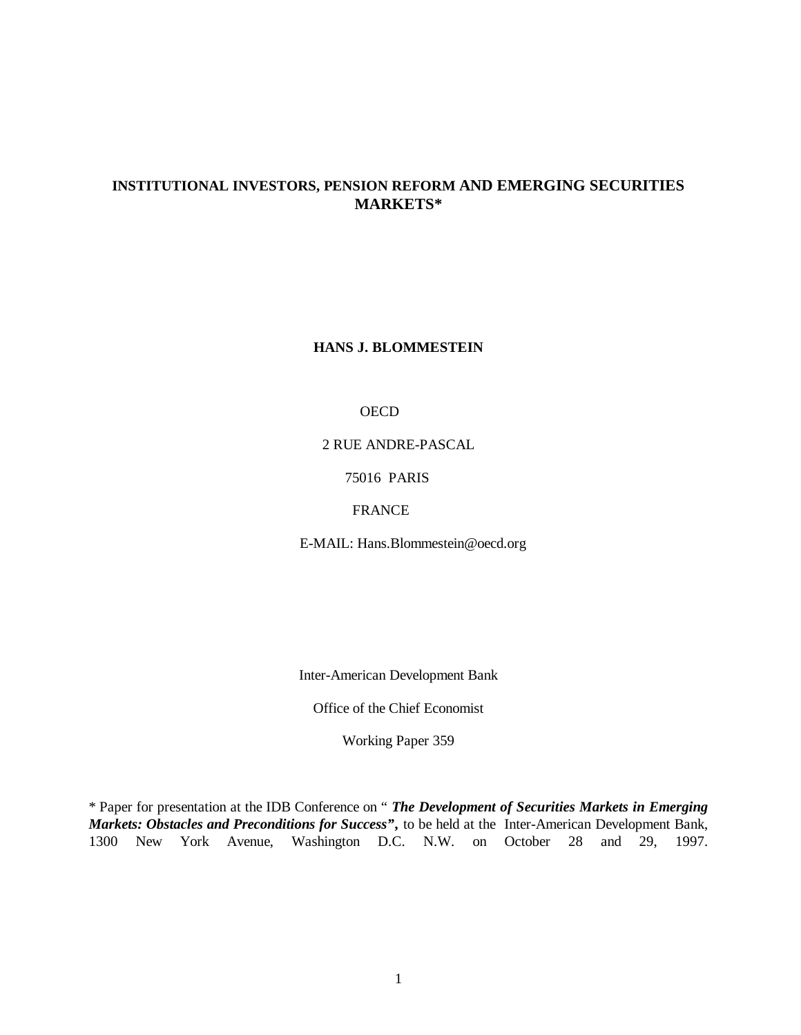# INSTITUTIONAL INVESTORS, PENSION REFORM AND EMERGING SECURITIES MARKETS*

**HANS J. BLOMMESTEIN**

OECD

2 RUE ANDRE-PASCAL

75016 PARIS

FRANCE

E-MAIL: Hans.Blommestein@oecd.org

Inter-American Development Bank

Office of the Chief Economist

Working Paper 359

* Paper for presentation at the IDB Conference on " ***The Development of Securities Markets in Emerging Markets: Obstacles and Preconditions for Success"*****,** to be held at the Inter-American Development Bank, 1300 New York Avenue, Washington D.C. N.W. on October 28 and 29, 1997.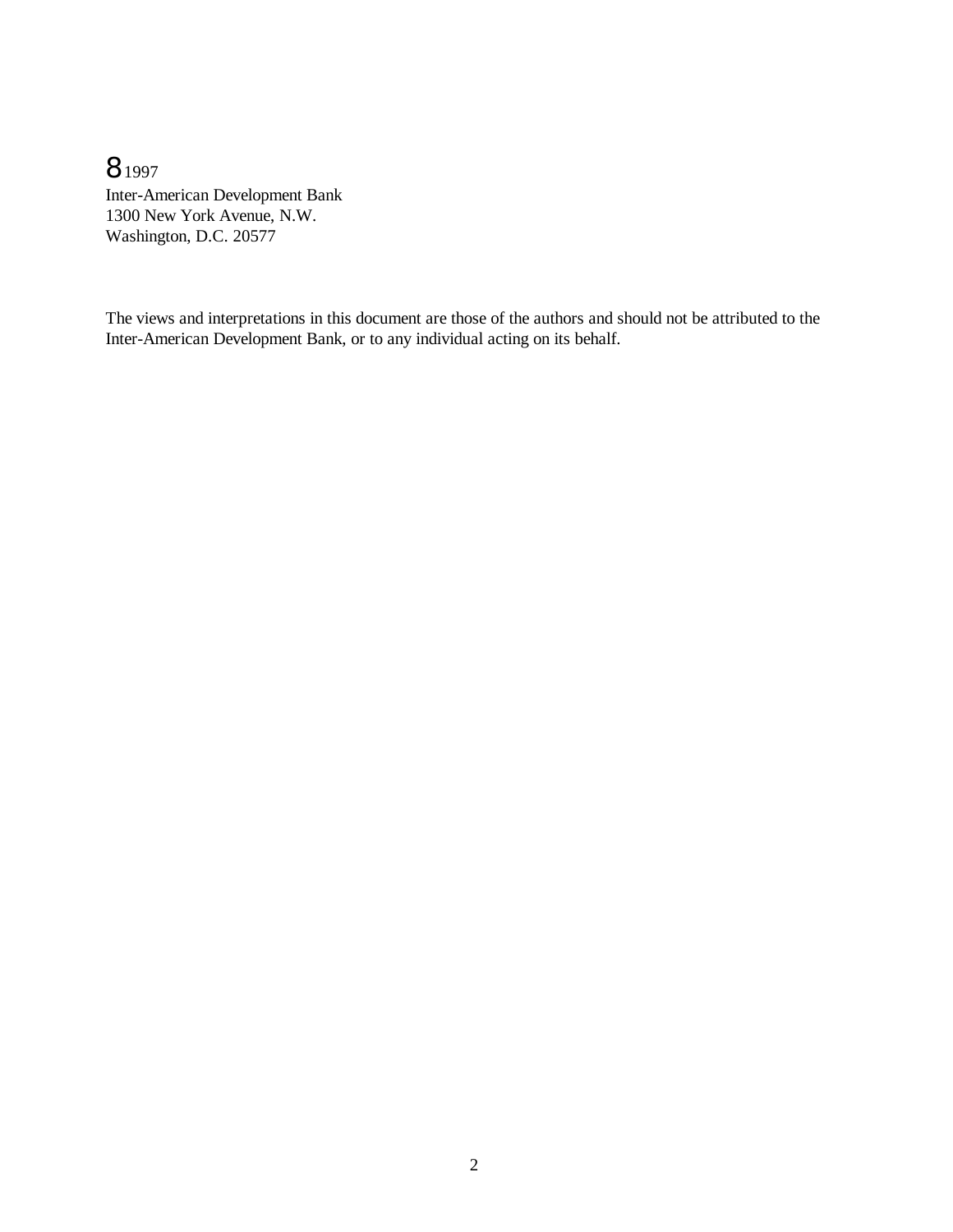8 1997

Inter-American Development Bank
1300 New York Avenue, N.W.
Washington, D.C. 20577

The views and interpretations in this document are those of the authors and should not be attributed to the Inter-American Development Bank, or to any individual acting on its behalf.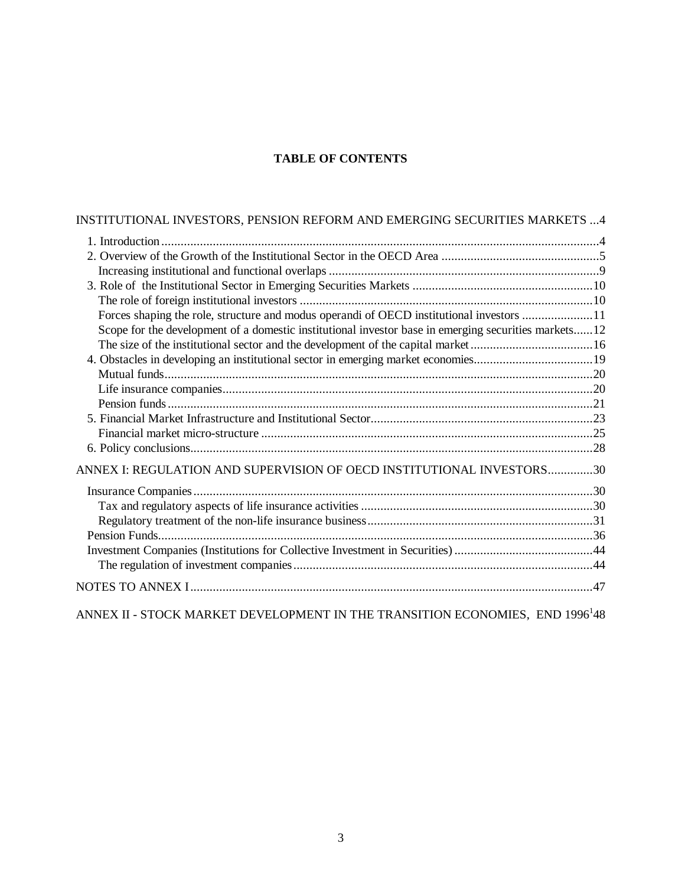**TABLE OF CONTENTS**

INSTITUTIONAL INVESTORS, PENSION REFORM AND EMERGING SECURITIES MARKETS ...4

- 1. Introduction ....4
- 2. Overview of the Growth of the Institutional Sector in the OECD Area ....5
  - Increasing institutional and functional overlaps ....9
- 3. Role of the Institutional Sector in Emerging Securities Markets ....10
  - The role of foreign institutional investors ....10
  - Forces shaping the role, structure and modus operandi of OECD institutional investors ....11
  - Scope for the development of a domestic institutional investor base in emerging securities markets......12
  - The size of the institutional sector and the development of the capital market ....16
- 4. Obstacles in developing an institutional sector in emerging market economies....19
  - Mutual funds....20
  - Life insurance companies....20
  - Pension funds....21
- 5. Financial Market Infrastructure and Institutional Sector....23
  - Financial market micro-structure ....25
- 6. Policy conclusions....28

ANNEX I: REGULATION AND SUPERVISION OF OECD INSTITUTIONAL INVESTORS..............30

- Insurance Companies....30
  - Tax and regulatory aspects of life insurance activities ....30
  - Regulatory treatment of the non-life insurance business....31
- Pension Funds....36
- Investment Companies (Institutions for Collective Investment in Securities) ....44
  - The regulation of investment companies....44

NOTES TO ANNEX I....47

ANNEX II - STOCK MARKET DEVELOPMENT IN THE TRANSITION ECONOMIES, END 1996[1]48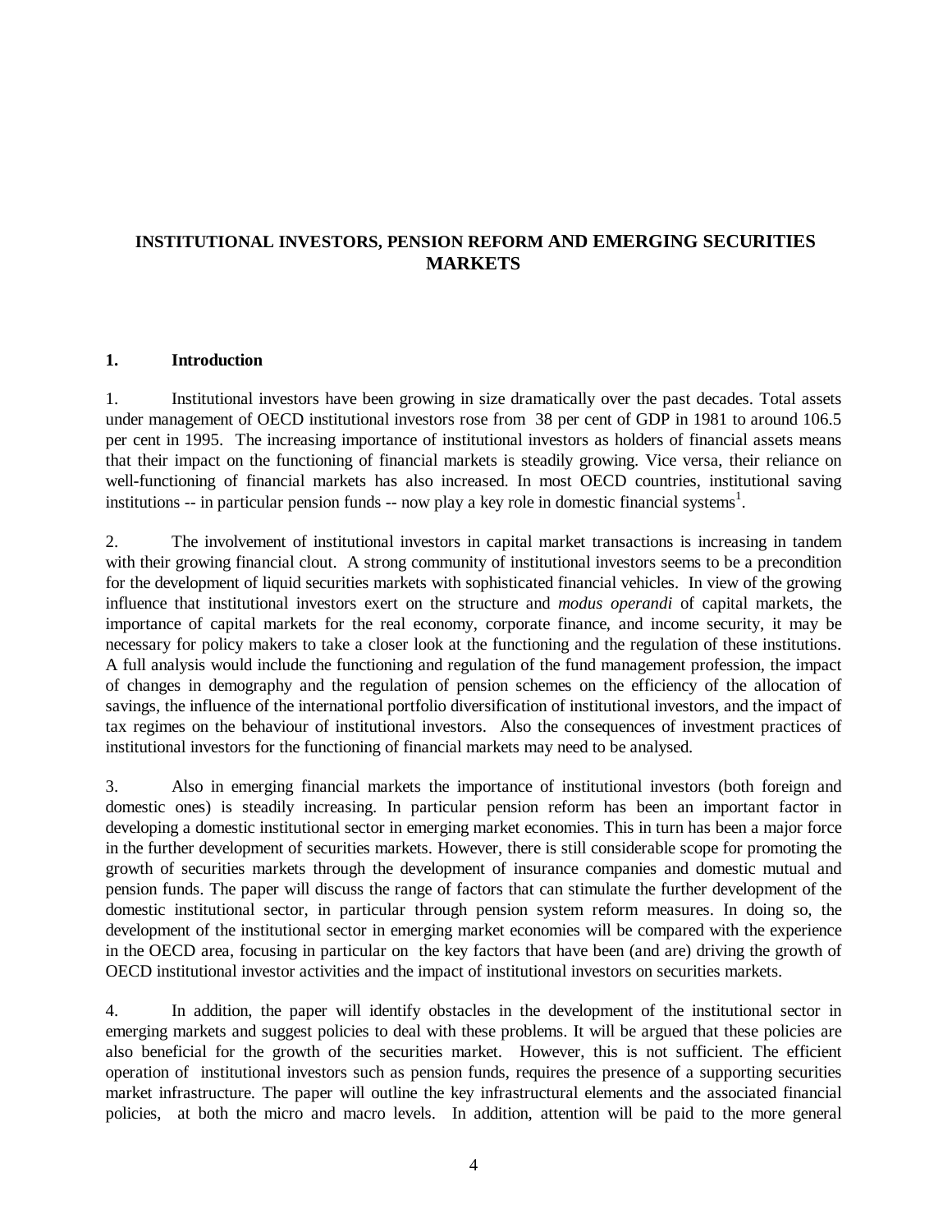# INSTITUTIONAL INVESTORS, PENSION REFORM AND EMERGING SECURITIES MARKETS

## 1. Introduction

1. Institutional investors have been growing in size dramatically over the past decades. Total assets under management of OECD institutional investors rose from 38 per cent of GDP in 1981 to around 106.5 per cent in 1995. The increasing importance of institutional investors as holders of financial assets means that their impact on the functioning of financial markets is steadily growing. Vice versa, their reliance on well-functioning of financial markets has also increased. In most OECD countries, institutional saving institutions -- in particular pension funds -- now play a key role in domestic financial systems[1].

2. The involvement of institutional investors in capital market transactions is increasing in tandem with their growing financial clout. A strong community of institutional investors seems to be a precondition for the development of liquid securities markets with sophisticated financial vehicles. In view of the growing influence that institutional investors exert on the structure and *modus operandi* of capital markets, the importance of capital markets for the real economy, corporate finance, and income security, it may be necessary for policy makers to take a closer look at the functioning and the regulation of these institutions. A full analysis would include the functioning and regulation of the fund management profession, the impact of changes in demography and the regulation of pension schemes on the efficiency of the allocation of savings, the influence of the international portfolio diversification of institutional investors, and the impact of tax regimes on the behaviour of institutional investors. Also the consequences of investment practices of institutional investors for the functioning of financial markets may need to be analysed.

3. Also in emerging financial markets the importance of institutional investors (both foreign and domestic ones) is steadily increasing. In particular pension reform has been an important factor in developing a domestic institutional sector in emerging market economies. This in turn has been a major force in the further development of securities markets. However, there is still considerable scope for promoting the growth of securities markets through the development of insurance companies and domestic mutual and pension funds. The paper will discuss the range of factors that can stimulate the further development of the domestic institutional sector, in particular through pension system reform measures. In doing so, the development of the institutional sector in emerging market economies will be compared with the experience in the OECD area, focusing in particular on the key factors that have been (and are) driving the growth of OECD institutional investor activities and the impact of institutional investors on securities markets.

4. In addition, the paper will identify obstacles in the development of the institutional sector in emerging markets and suggest policies to deal with these problems. It will be argued that these policies are also beneficial for the growth of the securities market. However, this is not sufficient. The efficient operation of institutional investors such as pension funds, requires the presence of a supporting securities market infrastructure. The paper will outline the key infrastructural elements and the associated financial policies, at both the micro and macro levels. In addition, attention will be paid to the more general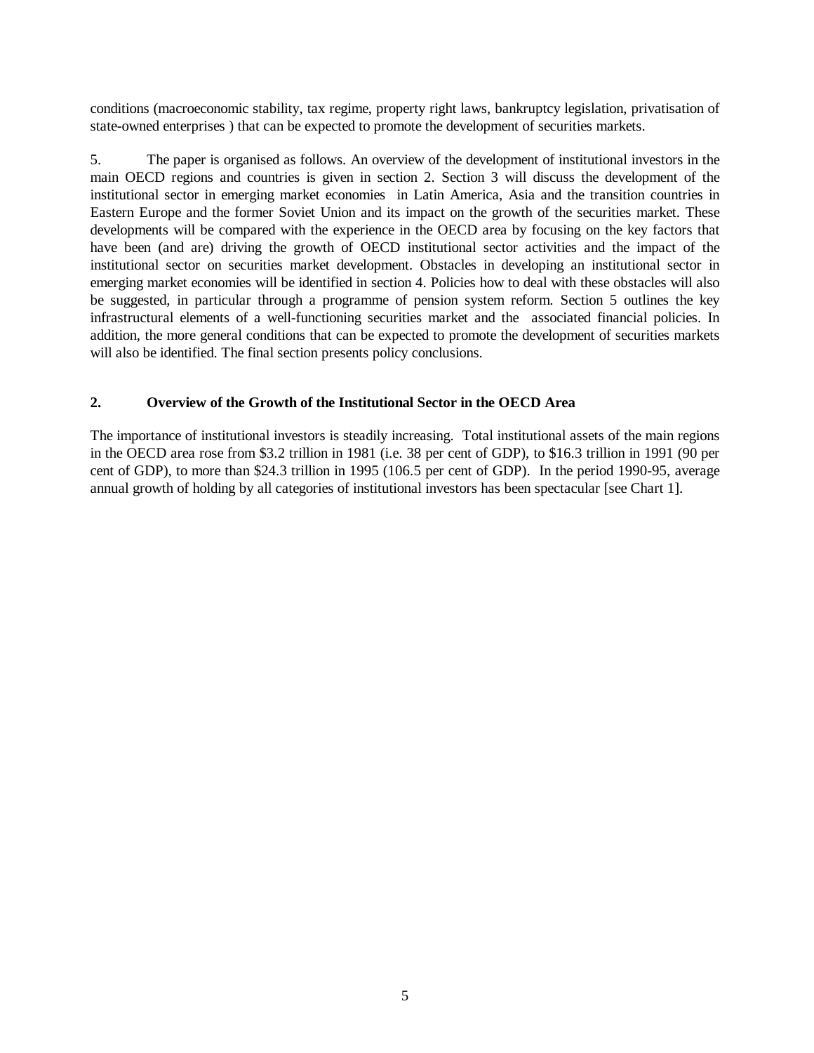conditions (macroeconomic stability, tax regime, property right laws, bankruptcy legislation, privatisation of state-owned enterprises ) that can be expected to promote the development of securities markets.

5. The paper is organised as follows. An overview of the development of institutional investors in the main OECD regions and countries is given in section 2. Section 3 will discuss the development of the institutional sector in emerging market economies in Latin America, Asia and the transition countries in Eastern Europe and the former Soviet Union and its impact on the growth of the securities market. These developments will be compared with the experience in the OECD area by focusing on the key factors that have been (and are) driving the growth of OECD institutional sector activities and the impact of the institutional sector on securities market development. Obstacles in developing an institutional sector in emerging market economies will be identified in section 4. Policies how to deal with these obstacles will also be suggested, in particular through a programme of pension system reform. Section 5 outlines the key infrastructural elements of a well-functioning securities market and the associated financial policies. In addition, the more general conditions that can be expected to promote the development of securities markets will also be identified. The final section presents policy conclusions.

## 2. Overview of the Growth of the Institutional Sector in the OECD Area

The importance of institutional investors is steadily increasing. Total institutional assets of the main regions in the OECD area rose from $3.2 trillion in 1981 (i.e. 38 per cent of GDP), to $16.3 trillion in 1991 (90 per cent of GDP), to more than $24.3 trillion in 1995 (106.5 per cent of GDP). In the period 1990-95, average annual growth of holding by all categories of institutional investors has been spectacular [see Chart 1].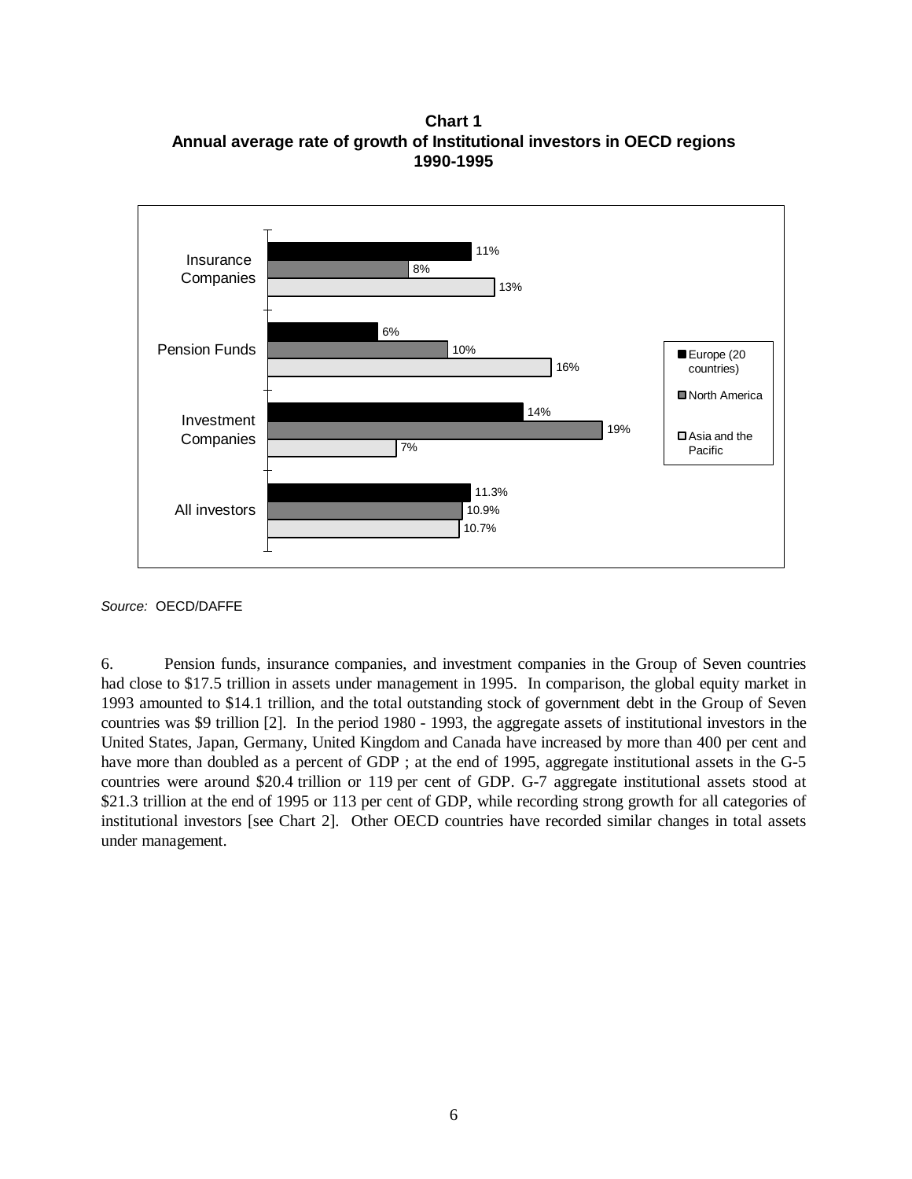**Chart 1**
**Annual average rate of growth of Institutional investors in OECD regions**
**1990-1995**

| | Europe (20 countries) | North America | Asia and the Pacific |
|---|---|---|---|
| Insurance Companies | 11% | 8% | 13% |
| Pension Funds | 6% | 10% | 16% |
| Investment Companies | 14% | 19% | 7% |
| All investors | 11.3% | 10.9% | 10.7% |

*Source:* OECD/DAFFE

6. Pension funds, insurance companies, and investment companies in the Group of Seven countries had close to \$17.5 trillion in assets under management in 1995. In comparison, the global equity market in 1993 amounted to \$14.1 trillion, and the total outstanding stock of government debt in the Group of Seven countries was \$9 trillion [2]. In the period 1980 - 1993, the aggregate assets of institutional investors in the United States, Japan, Germany, United Kingdom and Canada have increased by more than 400 per cent and have more than doubled as a percent of GDP ; at the end of 1995, aggregate institutional assets in the G-5 countries were around \$20.4 trillion or 119 per cent of GDP. G-7 aggregate institutional assets stood at \$21.3 trillion at the end of 1995 or 113 per cent of GDP, while recording strong growth for all categories of institutional investors [see Chart 2]. Other OECD countries have recorded similar changes in total assets under management.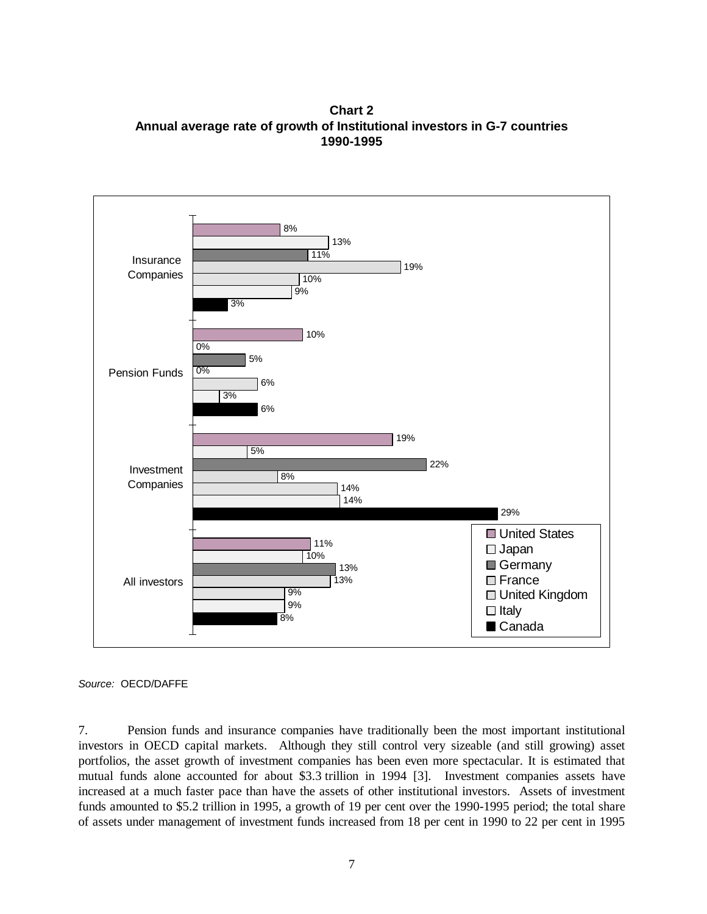**Chart 2**
**Annual average rate of growth of Institutional investors in G-7 countries**
**1990-1995**

| | United States | Japan | Germany | France | United Kingdom | Italy | Canada |
|---|---|---|---|---|---|---|---|
| Insurance Companies | 8% | 13% | 11% | 19% | 10% | 9% | 3% |
| Pension Funds | 10% | 0% | 5% | 0% | 6% | 3% | 6% |
| Investment Companies | 19% | 5% | 22% | 8% | 14% | 14% | 29% |
| All investors | 11% | 10% | 13% | 13% | 9% | 9% | 8% |

*Source:* OECD/DAFFE

7. Pension funds and insurance companies have traditionally been the most important institutional investors in OECD capital markets. Although they still control very sizeable (and still growing) asset portfolios, the asset growth of investment companies has been even more spectacular. It is estimated that mutual funds alone accounted for about $3.3 trillion in 1994 [3]. Investment companies assets have increased at a much faster pace than have the assets of other institutional investors. Assets of investment funds amounted to $5.2 trillion in 1995, a growth of 19 per cent over the 1990-1995 period; the total share of assets under management of investment funds increased from 18 per cent in 1990 to 22 per cent in 1995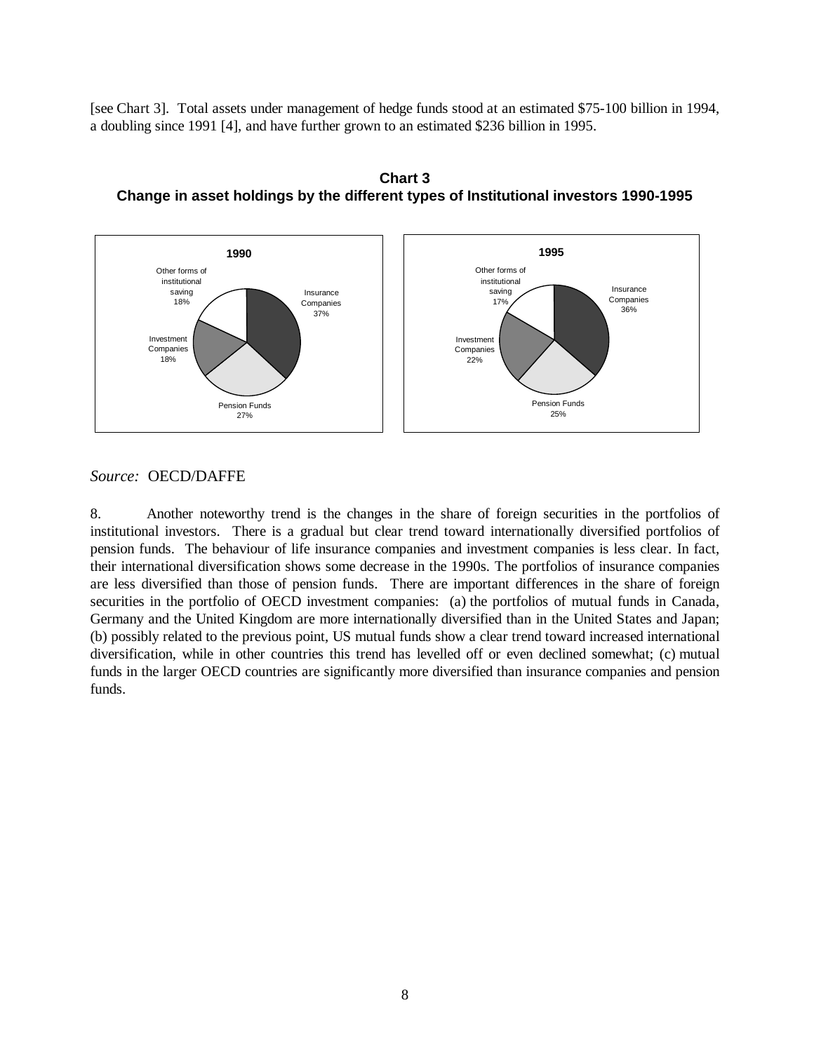[see Chart 3]. Total assets under management of hedge funds stood at an estimated $75-100 billion in 1994, a doubling since 1991 [4], and have further grown to an estimated $236 billion in 1995.

**Chart 3**
**Change in asset holdings by the different types of Institutional investors 1990-1995**

| | 1990 | 1995 |
|---|---|---|
| Insurance Companies | 37% | 36% |
| Pension Funds | 27% | 25% |
| Investment Companies | 18% | 22% |
| Other forms of institutional saving | 18% | 17% |

*Source:* OECD/DAFFE

8. Another noteworthy trend is the changes in the share of foreign securities in the portfolios of institutional investors. There is a gradual but clear trend toward internationally diversified portfolios of pension funds. The behaviour of life insurance companies and investment companies is less clear. In fact, their international diversification shows some decrease in the 1990s. The portfolios of insurance companies are less diversified than those of pension funds. There are important differences in the share of foreign securities in the portfolio of OECD investment companies: (a) the portfolios of mutual funds in Canada, Germany and the United Kingdom are more internationally diversified than in the United States and Japan; (b) possibly related to the previous point, US mutual funds show a clear trend toward increased international diversification, while in other countries this trend has levelled off or even declined somewhat; (c) mutual funds in the larger OECD countries are significantly more diversified than insurance companies and pension funds.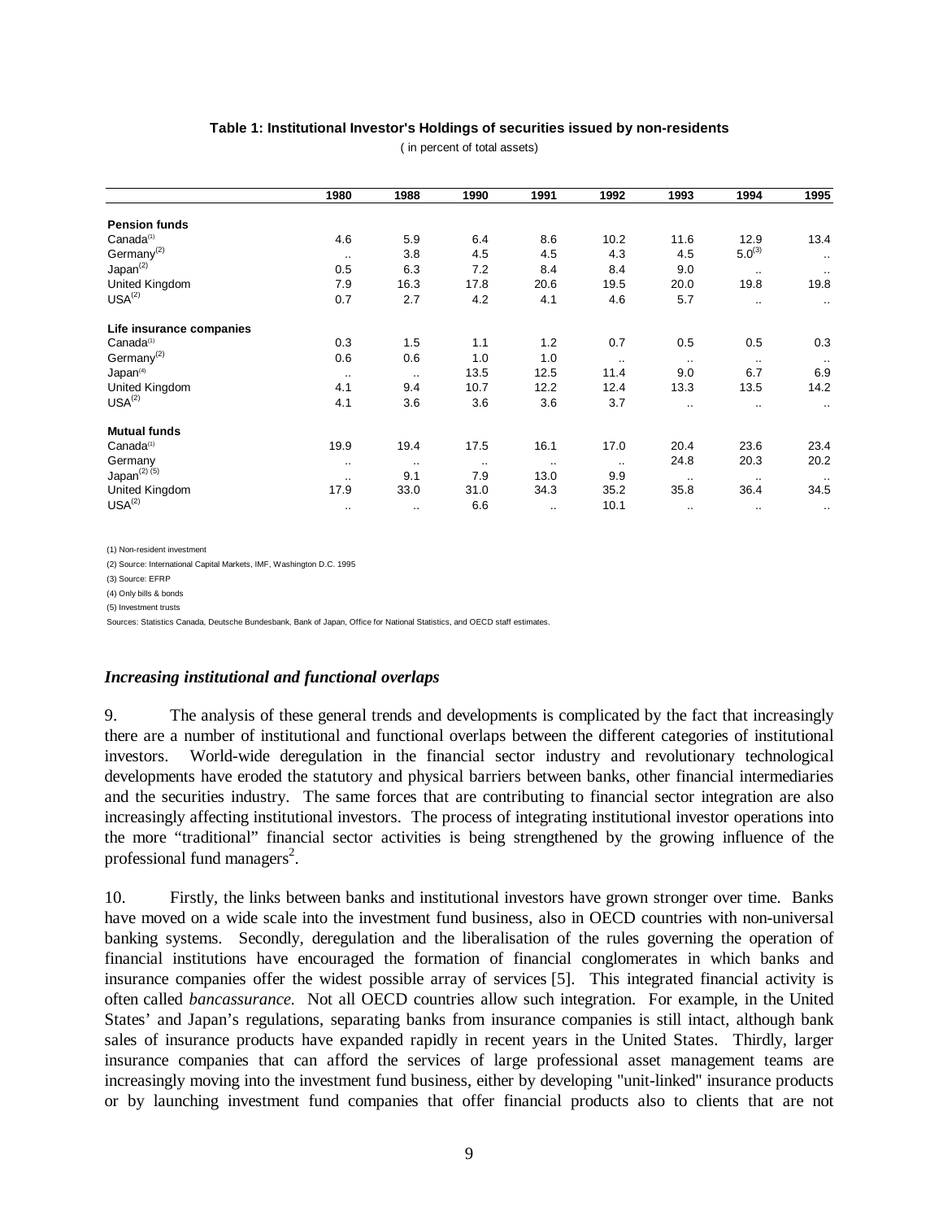**Table 1: Institutional Investor's Holdings of securities issued by non-residents**

( in percent of total assets)

| | 1980 | 1988 | 1990 | 1991 | 1992 | 1993 | 1994 | 1995 |
|---|---|---|---|---|---|---|---|---|
| **Pension funds** | | | | | | | | |
| Canada(1) | 4.6 | 5.9 | 6.4 | 8.6 | 10.2 | 11.6 | 12.9 | 13.4 |
| Germany(2) | .. | 3.8 | 4.5 | 4.5 | 4.3 | 4.5 | 5.0(3) | .. |
| Japan(2) | 0.5 | 6.3 | 7.2 | 8.4 | 8.4 | 9.0 | .. | .. |
| United Kingdom | 7.9 | 16.3 | 17.8 | 20.6 | 19.5 | 20.0 | 19.8 | 19.8 |
| USA(2) | 0.7 | 2.7 | 4.2 | 4.1 | 4.6 | 5.7 | .. | .. |
| **Life insurance companies** | | | | | | | | |
| Canada(1) | 0.3 | 1.5 | 1.1 | 1.2 | 0.7 | 0.5 | 0.5 | 0.3 |
| Germany(2) | 0.6 | 0.6 | 1.0 | 1.0 | .. | .. | .. | .. |
| Japan(4) | .. | .. | 13.5 | 12.5 | 11.4 | 9.0 | 6.7 | 6.9 |
| United Kingdom | 4.1 | 9.4 | 10.7 | 12.2 | 12.4 | 13.3 | 13.5 | 14.2 |
| USA(2) | 4.1 | 3.6 | 3.6 | 3.6 | 3.7 | .. | .. | .. |
| **Mutual funds** | | | | | | | | |
| Canada(1) | 19.9 | 19.4 | 17.5 | 16.1 | 17.0 | 20.4 | 23.6 | 23.4 |
| Germany | .. | .. | .. | .. | .. | 24.8 | 20.3 | 20.2 |
| Japan(2) (5) | .. | 9.1 | 7.9 | 13.0 | 9.9 | .. | .. | .. |
| United Kingdom | 17.9 | 33.0 | 31.0 | 34.3 | 35.2 | 35.8 | 36.4 | 34.5 |
| USA(2) | .. | .. | 6.6 | .. | 10.1 | .. | .. | .. |

(1) Non-resident investment

(2) Source: International Capital Markets, IMF, Washington D.C. 1995

(3) Source: EFRP

(4) Only bills & bonds

(5) Investment trusts

Sources: Statistics Canada, Deutsche Bundesbank, Bank of Japan, Office for National Statistics, and OECD staff estimates.

### *Increasing institutional and functional overlaps*

9. The analysis of these general trends and developments is complicated by the fact that increasingly there are a number of institutional and functional overlaps between the different categories of institutional investors. World-wide deregulation in the financial sector industry and revolutionary technological developments have eroded the statutory and physical barriers between banks, other financial intermediaries and the securities industry. The same forces that are contributing to financial sector integration are also increasingly affecting institutional investors. The process of integrating institutional investor operations into the more "traditional" financial sector activities is being strengthened by the growing influence of the professional fund managers[2].

10. Firstly, the links between banks and institutional investors have grown stronger over time. Banks have moved on a wide scale into the investment fund business, also in OECD countries with non-universal banking systems. Secondly, deregulation and the liberalisation of the rules governing the operation of financial institutions have encouraged the formation of financial conglomerates in which banks and insurance companies offer the widest possible array of services [5]. This integrated financial activity is often called *bancassurance.* Not all OECD countries allow such integration. For example, in the United States' and Japan's regulations, separating banks from insurance companies is still intact, although bank sales of insurance products have expanded rapidly in recent years in the United States. Thirdly, larger insurance companies that can afford the services of large professional asset management teams are increasingly moving into the investment fund business, either by developing "unit-linked" insurance products or by launching investment fund companies that offer financial products also to clients that are not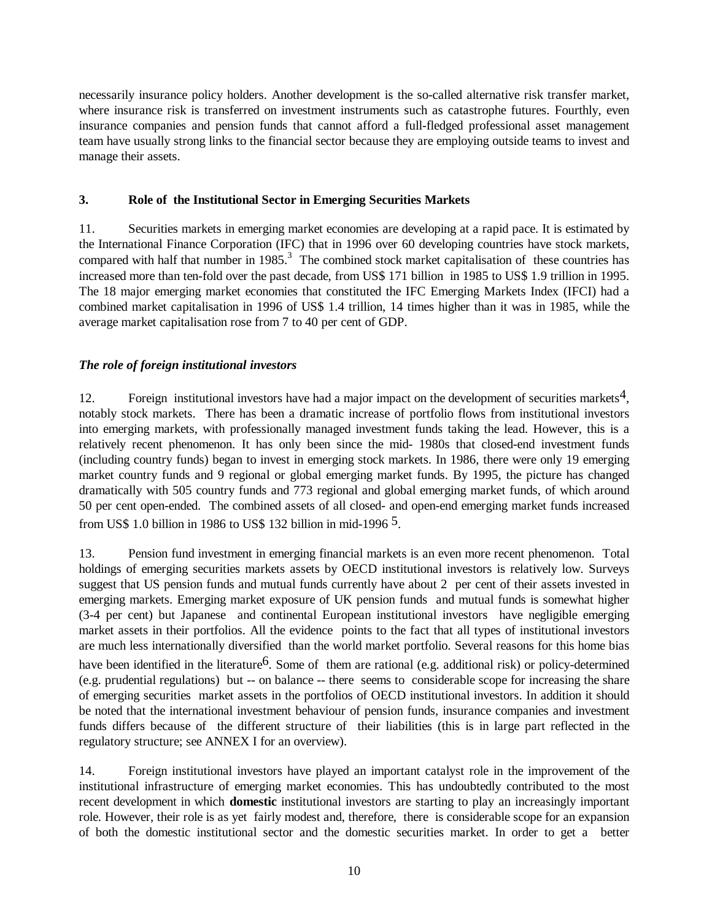necessarily insurance policy holders. Another development is the so-called alternative risk transfer market, where insurance risk is transferred on investment instruments such as catastrophe futures. Fourthly, even insurance companies and pension funds that cannot afford a full-fledged professional asset management team have usually strong links to the financial sector because they are employing outside teams to invest and manage their assets.

## 3. Role of the Institutional Sector in Emerging Securities Markets

11. Securities markets in emerging market economies are developing at a rapid pace. It is estimated by the International Finance Corporation (IFC) that in 1996 over 60 developing countries have stock markets, compared with half that number in 1985.[3] The combined stock market capitalisation of these countries has increased more than ten-fold over the past decade, from US$ 171 billion in 1985 to US$ 1.9 trillion in 1995. The 18 major emerging market economies that constituted the IFC Emerging Markets Index (IFCI) had a combined market capitalisation in 1996 of US$ 1.4 trillion, 14 times higher than it was in 1985, while the average market capitalisation rose from 7 to 40 per cent of GDP.

### *The role of foreign institutional investors*

12. Foreign institutional investors have had a major impact on the development of securities markets[4], notably stock markets. There has been a dramatic increase of portfolio flows from institutional investors into emerging markets, with professionally managed investment funds taking the lead. However, this is a relatively recent phenomenon. It has only been since the mid- 1980s that closed-end investment funds (including country funds) began to invest in emerging stock markets. In 1986, there were only 19 emerging market country funds and 9 regional or global emerging market funds. By 1995, the picture has changed dramatically with 505 country funds and 773 regional and global emerging market funds, of which around 50 per cent open-ended. The combined assets of all closed- and open-end emerging market funds increased from US$ 1.0 billion in 1986 to US$ 132 billion in mid-1996 [5].

13. Pension fund investment in emerging financial markets is an even more recent phenomenon. Total holdings of emerging securities markets assets by OECD institutional investors is relatively low. Surveys suggest that US pension funds and mutual funds currently have about 2 per cent of their assets invested in emerging markets. Emerging market exposure of UK pension funds and mutual funds is somewhat higher (3-4 per cent) but Japanese and continental European institutional investors have negligible emerging market assets in their portfolios. All the evidence points to the fact that all types of institutional investors are much less internationally diversified than the world market portfolio. Several reasons for this home bias have been identified in the literature[6]. Some of them are rational (e.g. additional risk) or policy-determined (e.g. prudential regulations) but -- on balance -- there seems to considerable scope for increasing the share of emerging securities market assets in the portfolios of OECD institutional investors. In addition it should be noted that the international investment behaviour of pension funds, insurance companies and investment funds differs because of the different structure of their liabilities (this is in large part reflected in the regulatory structure; see ANNEX I for an overview).

14. Foreign institutional investors have played an important catalyst role in the improvement of the institutional infrastructure of emerging market economies. This has undoubtedly contributed to the most recent development in which **domestic** institutional investors are starting to play an increasingly important role. However, their role is as yet fairly modest and, therefore, there is considerable scope for an expansion of both the domestic institutional sector and the domestic securities market. In order to get a better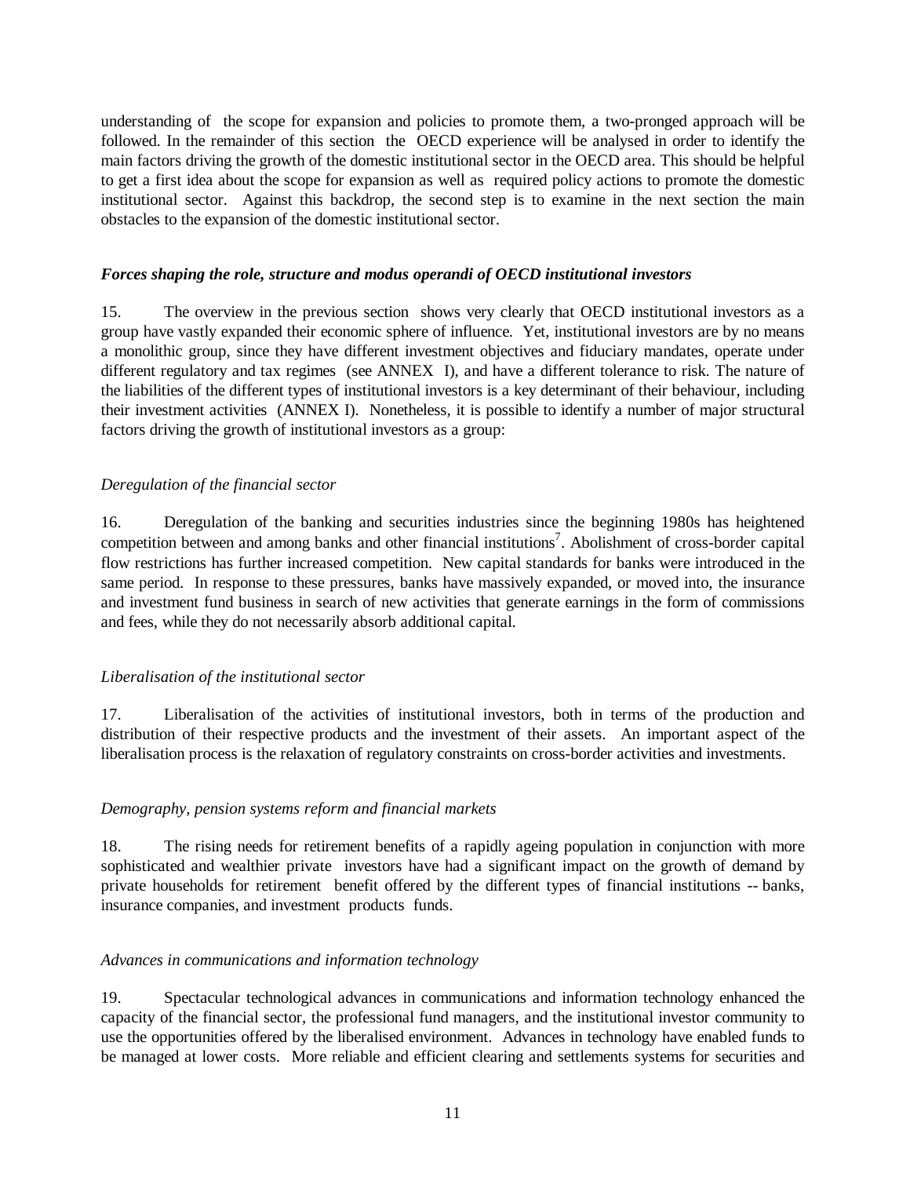understanding of the scope for expansion and policies to promote them, a two-pronged approach will be followed. In the remainder of this section the OECD experience will be analysed in order to identify the main factors driving the growth of the domestic institutional sector in the OECD area. This should be helpful to get a first idea about the scope for expansion as well as required policy actions to promote the domestic institutional sector. Against this backdrop, the second step is to examine in the next section the main obstacles to the expansion of the domestic institutional sector.

### *Forces shaping the role, structure and modus operandi of OECD institutional investors*

15. The overview in the previous section shows very clearly that OECD institutional investors as a group have vastly expanded their economic sphere of influence. Yet, institutional investors are by no means a monolithic group, since they have different investment objectives and fiduciary mandates, operate under different regulatory and tax regimes (see ANNEX I), and have a different tolerance to risk. The nature of the liabilities of the different types of institutional investors is a key determinant of their behaviour, including their investment activities (ANNEX I). Nonetheless, it is possible to identify a number of major structural factors driving the growth of institutional investors as a group:

#### *Deregulation of the financial sector*

16. Deregulation of the banking and securities industries since the beginning 1980s has heightened competition between and among banks and other financial institutions[7]. Abolishment of cross-border capital flow restrictions has further increased competition. New capital standards for banks were introduced in the same period. In response to these pressures, banks have massively expanded, or moved into, the insurance and investment fund business in search of new activities that generate earnings in the form of commissions and fees, while they do not necessarily absorb additional capital.

#### *Liberalisation of the institutional sector*

17. Liberalisation of the activities of institutional investors, both in terms of the production and distribution of their respective products and the investment of their assets. An important aspect of the liberalisation process is the relaxation of regulatory constraints on cross-border activities and investments.

#### *Demography, pension systems reform and financial markets*

18. The rising needs for retirement benefits of a rapidly ageing population in conjunction with more sophisticated and wealthier private investors have had a significant impact on the growth of demand by private households for retirement benefit offered by the different types of financial institutions -- banks, insurance companies, and investment products funds.

#### *Advances in communications and information technology*

19. Spectacular technological advances in communications and information technology enhanced the capacity of the financial sector, the professional fund managers, and the institutional investor community to use the opportunities offered by the liberalised environment. Advances in technology have enabled funds to be managed at lower costs. More reliable and efficient clearing and settlements systems for securities and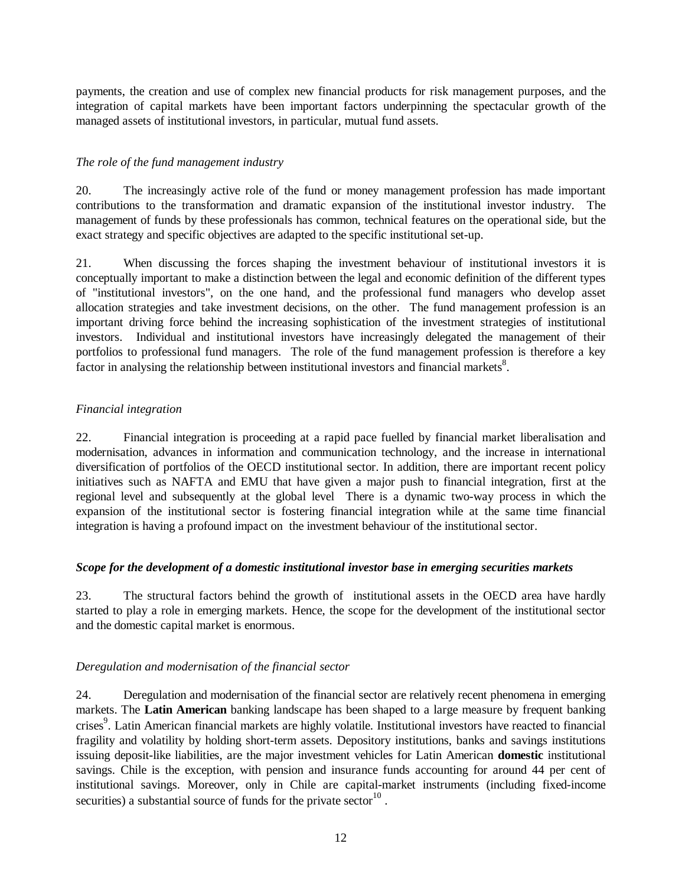payments, the creation and use of complex new financial products for risk management purposes, and the integration of capital markets have been important factors underpinning the spectacular growth of the managed assets of institutional investors, in particular, mutual fund assets.

*The role of the fund management industry*

20. The increasingly active role of the fund or money management profession has made important contributions to the transformation and dramatic expansion of the institutional investor industry. The management of funds by these professionals has common, technical features on the operational side, but the exact strategy and specific objectives are adapted to the specific institutional set-up.

21. When discussing the forces shaping the investment behaviour of institutional investors it is conceptually important to make a distinction between the legal and economic definition of the different types of "institutional investors", on the one hand, and the professional fund managers who develop asset allocation strategies and take investment decisions, on the other. The fund management profession is an important driving force behind the increasing sophistication of the investment strategies of institutional investors. Individual and institutional investors have increasingly delegated the management of their portfolios to professional fund managers. The role of the fund management profession is therefore a key factor in analysing the relationship between institutional investors and financial markets[8].

*Financial integration*

22. Financial integration is proceeding at a rapid pace fuelled by financial market liberalisation and modernisation, advances in information and communication technology, and the increase in international diversification of portfolios of the OECD institutional sector. In addition, there are important recent policy initiatives such as NAFTA and EMU that have given a major push to financial integration, first at the regional level and subsequently at the global level There is a dynamic two-way process in which the expansion of the institutional sector is fostering financial integration while at the same time financial integration is having a profound impact on the investment behaviour of the institutional sector.

***Scope for the development of a domestic institutional investor base in emerging securities markets***

23. The structural factors behind the growth of institutional assets in the OECD area have hardly started to play a role in emerging markets. Hence, the scope for the development of the institutional sector and the domestic capital market is enormous.

*Deregulation and modernisation of the financial sector*

24. Deregulation and modernisation of the financial sector are relatively recent phenomena in emerging markets. The **Latin American** banking landscape has been shaped to a large measure by frequent banking crises[9]. Latin American financial markets are highly volatile. Institutional investors have reacted to financial fragility and volatility by holding short-term assets. Depository institutions, banks and savings institutions issuing deposit-like liabilities, are the major investment vehicles for Latin American **domestic** institutional savings. Chile is the exception, with pension and insurance funds accounting for around 44 per cent of institutional savings. Moreover, only in Chile are capital-market instruments (including fixed-income securities) a substantial source of funds for the private sector[10] .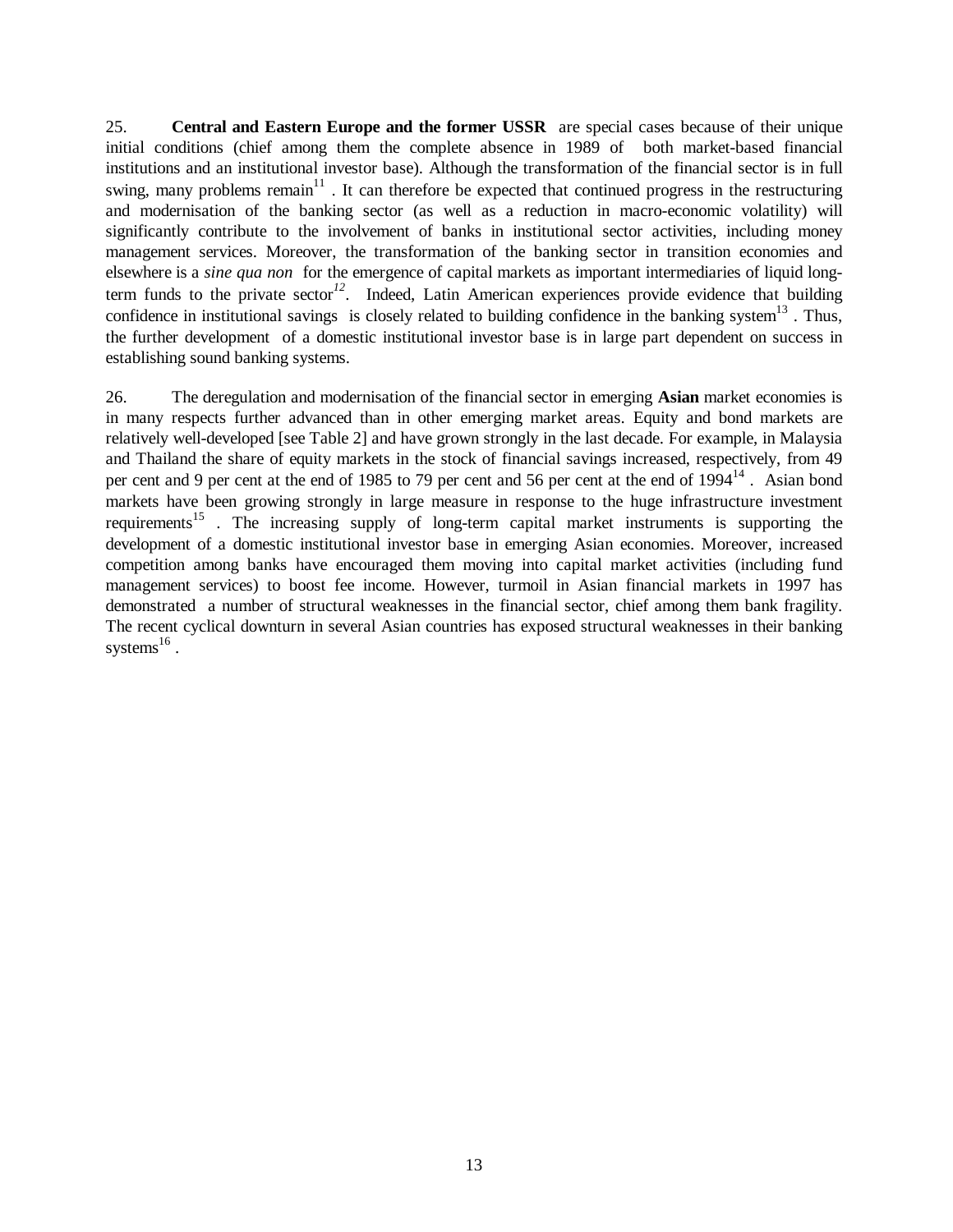25. **Central and Eastern Europe and the former USSR** are special cases because of their unique initial conditions (chief among them the complete absence in 1989 of both market-based financial institutions and an institutional investor base). Although the transformation of the financial sector is in full swing, many problems remain[11]. It can therefore be expected that continued progress in the restructuring and modernisation of the banking sector (as well as a reduction in macro-economic volatility) will significantly contribute to the involvement of banks in institutional sector activities, including money management services. Moreover, the transformation of the banking sector in transition economies and elsewhere is a *sine qua non* for the emergence of capital markets as important intermediaries of liquid long-term funds to the private sector[12]. Indeed, Latin American experiences provide evidence that building confidence in institutional savings is closely related to building confidence in the banking system[13]. Thus, the further development of a domestic institutional investor base is in large part dependent on success in establishing sound banking systems.

26. The deregulation and modernisation of the financial sector in emerging **Asian** market economies is in many respects further advanced than in other emerging market areas. Equity and bond markets are relatively well-developed [see Table 2] and have grown strongly in the last decade. For example, in Malaysia and Thailand the share of equity markets in the stock of financial savings increased, respectively, from 49 per cent and 9 per cent at the end of 1985 to 79 per cent and 56 per cent at the end of 1994[14]. Asian bond markets have been growing strongly in large measure in response to the huge infrastructure investment requirements[15]. The increasing supply of long-term capital market instruments is supporting the development of a domestic institutional investor base in emerging Asian economies. Moreover, increased competition among banks have encouraged them moving into capital market activities (including fund management services) to boost fee income. However, turmoil in Asian financial markets in 1997 has demonstrated a number of structural weaknesses in the financial sector, chief among them bank fragility. The recent cyclical downturn in several Asian countries has exposed structural weaknesses in their banking systems[16].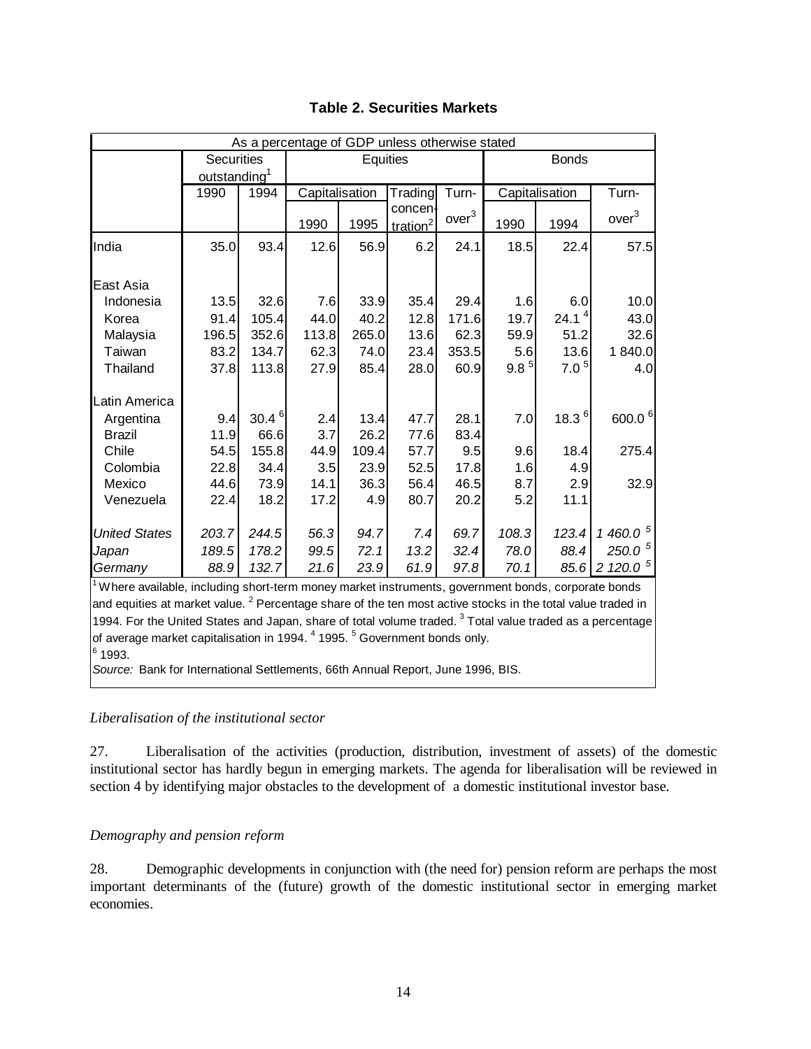**Table 2. Securities Markets**

| As a percentage of GDP unless otherwise stated | | | | | | | | | |
|---|---|---|---|---|---|---|---|---|---|
| | Securities outstanding[1] | | Equities | | | | Bonds | | |
| | 1990 | 1994 | Capitalisation | | Trading concen-tration[2] | Turn-over[3] | Capitalisation | | Turn-over[3] |
| | | | 1990 | 1995 | | | 1990 | 1994 | |
| India | 35.0 | 93.4 | 12.6 | 56.9 | 6.2 | 24.1 | 18.5 | 22.4 | 57.5 |
| East Asia | | | | | | | | | |
| Indonesia | 13.5 | 32.6 | 7.6 | 33.9 | 35.4 | 29.4 | 1.6 | 6.0 | 10.0 |
| Korea | 91.4 | 105.4 | 44.0 | 40.2 | 12.8 | 171.6 | 19.7 | 24.1 [4] | 43.0 |
| Malaysia | 196.5 | 352.6 | 113.8 | 265.0 | 13.6 | 62.3 | 59.9 | 51.2 | 32.6 |
| Taiwan | 83.2 | 134.7 | 62.3 | 74.0 | 23.4 | 353.5 | 5.6 | 13.6 | 1 840.0 |
| Thailand | 37.8 | 113.8 | 27.9 | 85.4 | 28.0 | 60.9 | 9.8 [5] | 7.0 [5] | 4.0 |
| Latin America | | | | | | | | | |
| Argentina | 9.4 | 30.4 [6] | 2.4 | 13.4 | 47.7 | 28.1 | 7.0 | 18.3 [6] | 600.0 [6] |
| Brazil | 11.9 | 66.6 | 3.7 | 26.2 | 77.6 | 83.4 | | | |
| Chile | 54.5 | 155.8 | 44.9 | 109.4 | 57.7 | 9.5 | 9.6 | 18.4 | 275.4 |
| Colombia | 22.8 | 34.4 | 3.5 | 23.9 | 52.5 | 17.8 | 1.6 | 4.9 | |
| Mexico | 44.6 | 73.9 | 14.1 | 36.3 | 56.4 | 46.5 | 8.7 | 2.9 | 32.9 |
| Venezuela | 22.4 | 18.2 | 17.2 | 4.9 | 80.7 | 20.2 | 5.2 | 11.1 | |
| *United States* | *203.7* | *244.5* | *56.3* | *94.7* | *7.4* | *69.7* | *108.3* | *123.4* | *1 460.0* [5] |
| *Japan* | *189.5* | *178.2* | *99.5* | *72.1* | *13.2* | *32.4* | *78.0* | *88.4* | *250.0* [5] |
| *Germany* | *88.9* | *132.7* | *21.6* | *23.9* | *61.9* | *97.8* | *70.1* | *85.6* | *2 120.0* [5] |

[1] Where available, including short-term money market instruments, government bonds, corporate bonds and equities at market value. [2] Percentage share of the ten most active stocks in the total value traded in 1994. For the United States and Japan, share of total volume traded. [3] Total value traded as a percentage of average market capitalisation in 1994. [4] 1995. [5] Government bonds only.
[6] 1993.
*Source:* Bank for International Settlements, 66th Annual Report, June 1996, BIS.

*Liberalisation of the institutional sector*

27. Liberalisation of the activities (production, distribution, investment of assets) of the domestic institutional sector has hardly begun in emerging markets. The agenda for liberalisation will be reviewed in section 4 by identifying major obstacles to the development of a domestic institutional investor base.

*Demography and pension reform*

28. Demographic developments in conjunction with (the need for) pension reform are perhaps the most important determinants of the (future) growth of the domestic institutional sector in emerging market economies.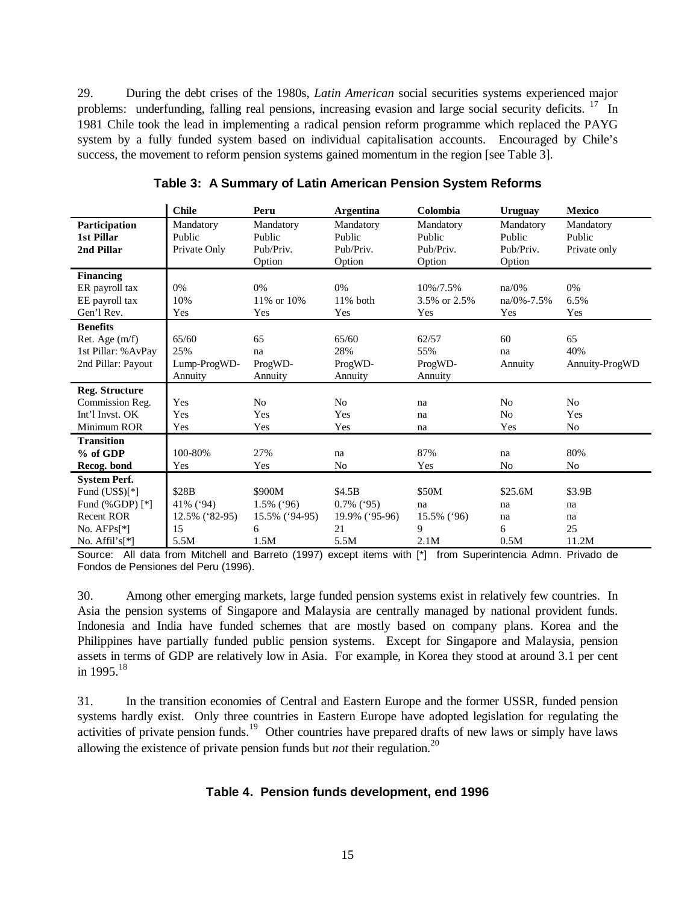29. During the debt crises of the 1980s, *Latin American* social securities systems experienced major problems: underfunding, falling real pensions, increasing evasion and large social security deficits. [17] In 1981 Chile took the lead in implementing a radical pension reform programme which replaced the PAYG system by a fully funded system based on individual capitalisation accounts. Encouraged by Chile's success, the movement to reform pension systems gained momentum in the region [see Table 3].

**Table 3: A Summary of Latin American Pension System Reforms**

| | Chile | Peru | Argentina | Colombia | Uruguay | Mexico |
|---|---|---|---|---|---|---|
| **Participation** | Mandatory | Mandatory | Mandatory | Mandatory | Mandatory | Mandatory |
| **1st Pillar** | Public | Public | Public | Public | Public | Public |
| **2nd Pillar** | Private Only | Pub/Priv. Option | Pub/Priv. Option | Pub/Priv. Option | Pub/Priv. Option | Private only |
| **Financing** | | | | | | |
| ER payroll tax | 0% | 0% | 0% | 10%/7.5% | na/0% | 0% |
| EE payroll tax | 10% | 11% or 10% | 11% both | 3.5% or 2.5% | na/0%-7.5% | 6.5% |
| Gen'l Rev. | Yes | Yes | Yes | Yes | Yes | Yes |
| **Benefits** | | | | | | |
| Ret. Age (m/f) | 65/60 | 65 | 65/60 | 62/57 | 60 | 65 |
| 1st Pillar: %AvPay | 25% | na | 28% | 55% | na | 40% |
| 2nd Pillar: Payout | Lump-ProgWD-Annuity | ProgWD-Annuity | ProgWD-Annuity | ProgWD-Annuity | Annuity | Annuity-ProgWD |
| **Reg. Structure** | | | | | | |
| Commission Reg. | Yes | No | No | na | No | No |
| Int'l Invst. OK | Yes | Yes | Yes | na | No | Yes |
| Minimum ROR | Yes | Yes | Yes | na | Yes | No |
| **Transition** | | | | | | |
| **% of GDP** | 100-80% | 27% | na | 87% | na | 80% |
| **Recog. bond** | Yes | Yes | No | Yes | No | No |
| **System Perf.** | | | | | | |
| Fund (US$)[*] | $28B | $900M | $4.5B | $50M | $25.6M | $3.9B |
| Fund (%GDP) [*] | 41% ('94) | 1.5% ('96) | 0.7% ('95) | na | na | na |
| Recent ROR | 12.5% ('82-95) | 15.5% ('94-95) | 19.9% ('95-96) | 15.5% ('96) | na | na |
| No. AFPs[*] | 15 | 6 | 21 | 9 | 6 | 25 |
| No. Affil's[*] | 5.5M | 1.5M | 5.5M | 2.1M | 0.5M | 11.2M |

Source: All data from Mitchell and Barreto (1997) except items with [*] from Superintencia Admn. Privado de Fondos de Pensiones del Peru (1996).

30. Among other emerging markets, large funded pension systems exist in relatively few countries. In Asia the pension systems of Singapore and Malaysia are centrally managed by national provident funds. Indonesia and India have funded schemes that are mostly based on company plans. Korea and the Philippines have partially funded public pension systems. Except for Singapore and Malaysia, pension assets in terms of GDP are relatively low in Asia. For example, in Korea they stood at around 3.1 per cent in 1995.[18]

31. In the transition economies of Central and Eastern Europe and the former USSR, funded pension systems hardly exist. Only three countries in Eastern Europe have adopted legislation for regulating the activities of private pension funds.[19] Other countries have prepared drafts of new laws or simply have laws allowing the existence of private pension funds but *not* their regulation.[20]

**Table 4. Pension funds development, end 1996**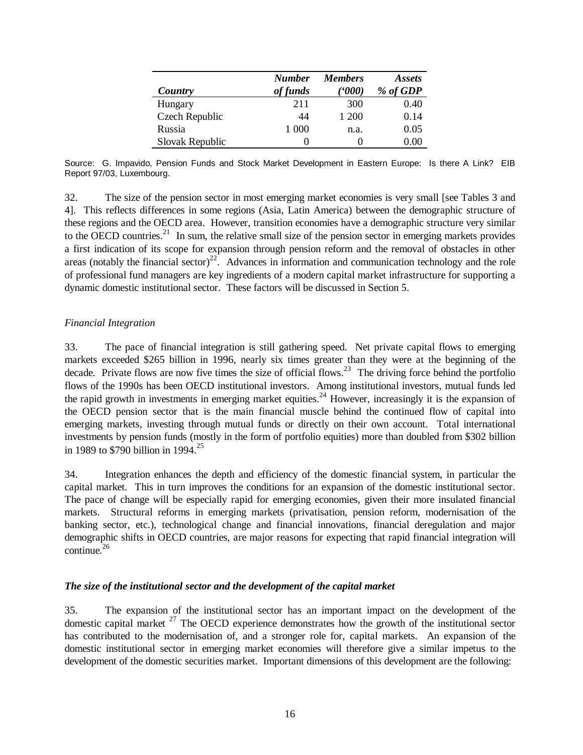| *Country* | *Number of funds* | *Members ('000)* | *Assets % of GDP* |
|---|---|---|---|
| Hungary | 211 | 300 | 0.40 |
| Czech Republic | 44 | 1 200 | 0.14 |
| Russia | 1 000 | n.a. | 0.05 |
| Slovak Republic | 0 | 0 | 0.00 |

Source: G. Impavido, Pension Funds and Stock Market Development in Eastern Europe: Is there A Link? EIB Report 97/03, Luxembourg.

32. The size of the pension sector in most emerging market economies is very small [see Tables 3 and 4]. This reflects differences in some regions (Asia, Latin America) between the demographic structure of these regions and the OECD area. However, transition economies have a demographic structure very similar to the OECD countries.[21] In sum, the relative small size of the pension sector in emerging markets provides a first indication of its scope for expansion through pension reform and the removal of obstacles in other areas (notably the financial sector)[22]. Advances in information and communication technology and the role of professional fund managers are key ingredients of a modern capital market infrastructure for supporting a dynamic domestic institutional sector. These factors will be discussed in Section 5.

*Financial Integration*

33. The pace of financial integration is still gathering speed. Net private capital flows to emerging markets exceeded $265 billion in 1996, nearly six times greater than they were at the beginning of the decade. Private flows are now five times the size of official flows.[23] The driving force behind the portfolio flows of the 1990s has been OECD institutional investors. Among institutional investors, mutual funds led the rapid growth in investments in emerging market equities.[24] However, increasingly it is the expansion of the OECD pension sector that is the main financial muscle behind the continued flow of capital into emerging markets, investing through mutual funds or directly on their own account. Total international investments by pension funds (mostly in the form of portfolio equities) more than doubled from $302 billion in 1989 to $790 billion in 1994.[25]

34. Integration enhances the depth and efficiency of the domestic financial system, in particular the capital market. This in turn improves the conditions for an expansion of the domestic institutional sector. The pace of change will be especially rapid for emerging economies, given their more insulated financial markets. Structural reforms in emerging markets (privatisation, pension reform, modernisation of the banking sector, etc.), technological change and financial innovations, financial deregulation and major demographic shifts in OECD countries, are major reasons for expecting that rapid financial integration will continue.[26]

***The size of the institutional sector and the development of the capital market***

35. The expansion of the institutional sector has an important impact on the development of the domestic capital market [27] The OECD experience demonstrates how the growth of the institutional sector has contributed to the modernisation of, and a stronger role for, capital markets. An expansion of the domestic institutional sector in emerging market economies will therefore give a similar impetus to the development of the domestic securities market. Important dimensions of this development are the following: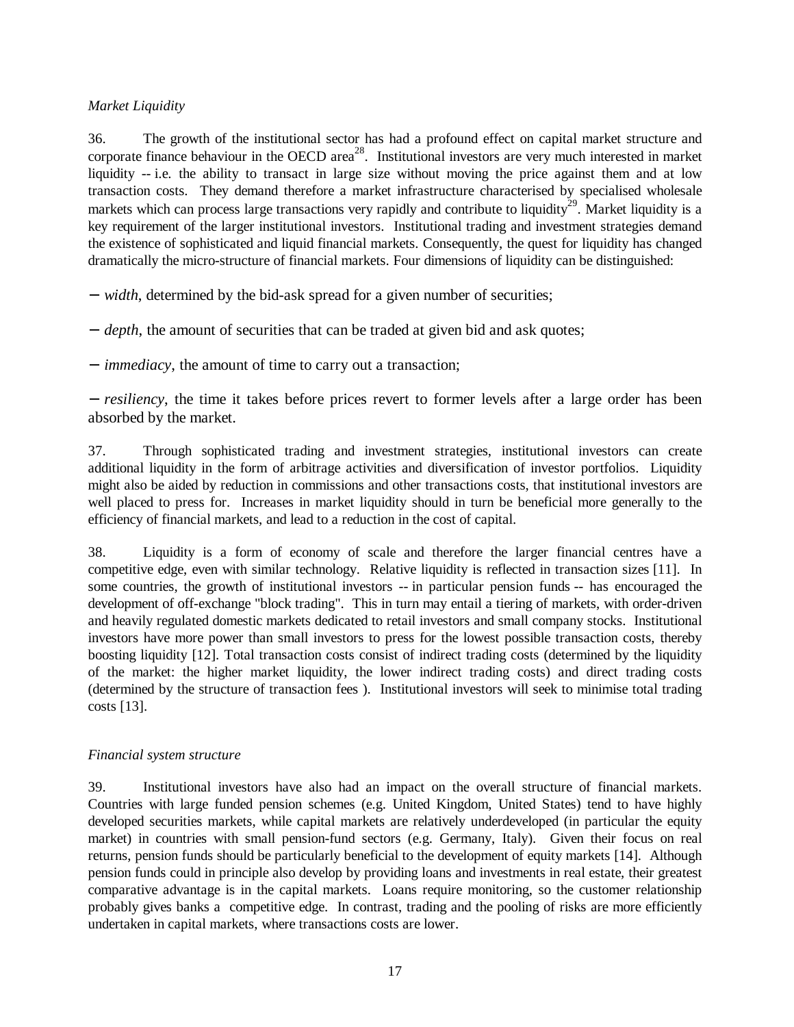*Market Liquidity*

36. The growth of the institutional sector has had a profound effect on capital market structure and corporate finance behaviour in the OECD area[28]. Institutional investors are very much interested in market liquidity -- i.e. the ability to transact in large size without moving the price against them and at low transaction costs. They demand therefore a market infrastructure characterised by specialised wholesale markets which can process large transactions very rapidly and contribute to liquidity[29]. Market liquidity is a key requirement of the larger institutional investors. Institutional trading and investment strategies demand the existence of sophisticated and liquid financial markets. Consequently, the quest for liquidity has changed dramatically the micro-structure of financial markets. Four dimensions of liquidity can be distinguished:

- *width*, determined by the bid-ask spread for a given number of securities;
- *depth*, the amount of securities that can be traded at given bid and ask quotes;
- *immediacy*, the amount of time to carry out a transaction;
- *resiliency*, the time it takes before prices revert to former levels after a large order has been absorbed by the market.

37. Through sophisticated trading and investment strategies, institutional investors can create additional liquidity in the form of arbitrage activities and diversification of investor portfolios. Liquidity might also be aided by reduction in commissions and other transactions costs, that institutional investors are well placed to press for. Increases in market liquidity should in turn be beneficial more generally to the efficiency of financial markets, and lead to a reduction in the cost of capital.

38. Liquidity is a form of economy of scale and therefore the larger financial centres have a competitive edge, even with similar technology. Relative liquidity is reflected in transaction sizes [11]. In some countries, the growth of institutional investors -- in particular pension funds -- has encouraged the development of off-exchange "block trading". This in turn may entail a tiering of markets, with order-driven and heavily regulated domestic markets dedicated to retail investors and small company stocks. Institutional investors have more power than small investors to press for the lowest possible transaction costs, thereby boosting liquidity [12]. Total transaction costs consist of indirect trading costs (determined by the liquidity of the market: the higher market liquidity, the lower indirect trading costs) and direct trading costs (determined by the structure of transaction fees ). Institutional investors will seek to minimise total trading costs [13].

*Financial system structure*

39. Institutional investors have also had an impact on the overall structure of financial markets. Countries with large funded pension schemes (e.g. United Kingdom, United States) tend to have highly developed securities markets, while capital markets are relatively underdeveloped (in particular the equity market) in countries with small pension-fund sectors (e.g. Germany, Italy). Given their focus on real returns, pension funds should be particularly beneficial to the development of equity markets [14]. Although pension funds could in principle also develop by providing loans and investments in real estate, their greatest comparative advantage is in the capital markets. Loans require monitoring, so the customer relationship probably gives banks a competitive edge. In contrast, trading and the pooling of risks are more efficiently undertaken in capital markets, where transactions costs are lower.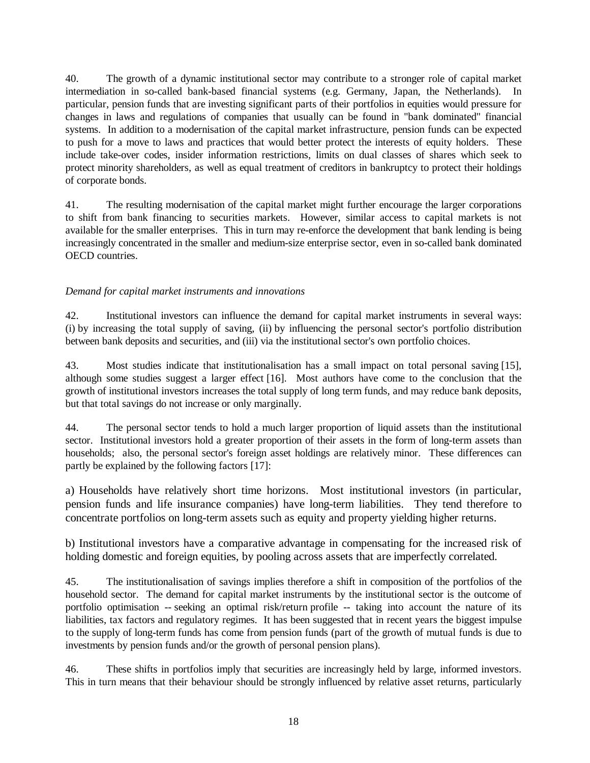40. The growth of a dynamic institutional sector may contribute to a stronger role of capital market intermediation in so-called bank-based financial systems (e.g. Germany, Japan, the Netherlands). In particular, pension funds that are investing significant parts of their portfolios in equities would pressure for changes in laws and regulations of companies that usually can be found in "bank dominated" financial systems. In addition to a modernisation of the capital market infrastructure, pension funds can be expected to push for a move to laws and practices that would better protect the interests of equity holders. These include take-over codes, insider information restrictions, limits on dual classes of shares which seek to protect minority shareholders, as well as equal treatment of creditors in bankruptcy to protect their holdings of corporate bonds.

41. The resulting modernisation of the capital market might further encourage the larger corporations to shift from bank financing to securities markets. However, similar access to capital markets is not available for the smaller enterprises. This in turn may re-enforce the development that bank lending is being increasingly concentrated in the smaller and medium-size enterprise sector, even in so-called bank dominated OECD countries.

*Demand for capital market instruments and innovations*

42. Institutional investors can influence the demand for capital market instruments in several ways: (i) by increasing the total supply of saving, (ii) by influencing the personal sector's portfolio distribution between bank deposits and securities, and (iii) via the institutional sector's own portfolio choices.

43. Most studies indicate that institutionalisation has a small impact on total personal saving [15], although some studies suggest a larger effect [16]. Most authors have come to the conclusion that the growth of institutional investors increases the total supply of long term funds, and may reduce bank deposits, but that total savings do not increase or only marginally.

44. The personal sector tends to hold a much larger proportion of liquid assets than the institutional sector. Institutional investors hold a greater proportion of their assets in the form of long-term assets than households; also, the personal sector's foreign asset holdings are relatively minor. These differences can partly be explained by the following factors [17]:

a) Households have relatively short time horizons. Most institutional investors (in particular, pension funds and life insurance companies) have long-term liabilities. They tend therefore to concentrate portfolios on long-term assets such as equity and property yielding higher returns.

b) Institutional investors have a comparative advantage in compensating for the increased risk of holding domestic and foreign equities, by pooling across assets that are imperfectly correlated.

45. The institutionalisation of savings implies therefore a shift in composition of the portfolios of the household sector. The demand for capital market instruments by the institutional sector is the outcome of portfolio optimisation -- seeking an optimal risk/return profile -- taking into account the nature of its liabilities, tax factors and regulatory regimes. It has been suggested that in recent years the biggest impulse to the supply of long-term funds has come from pension funds (part of the growth of mutual funds is due to investments by pension funds and/or the growth of personal pension plans).

46. These shifts in portfolios imply that securities are increasingly held by large, informed investors. This in turn means that their behaviour should be strongly influenced by relative asset returns, particularly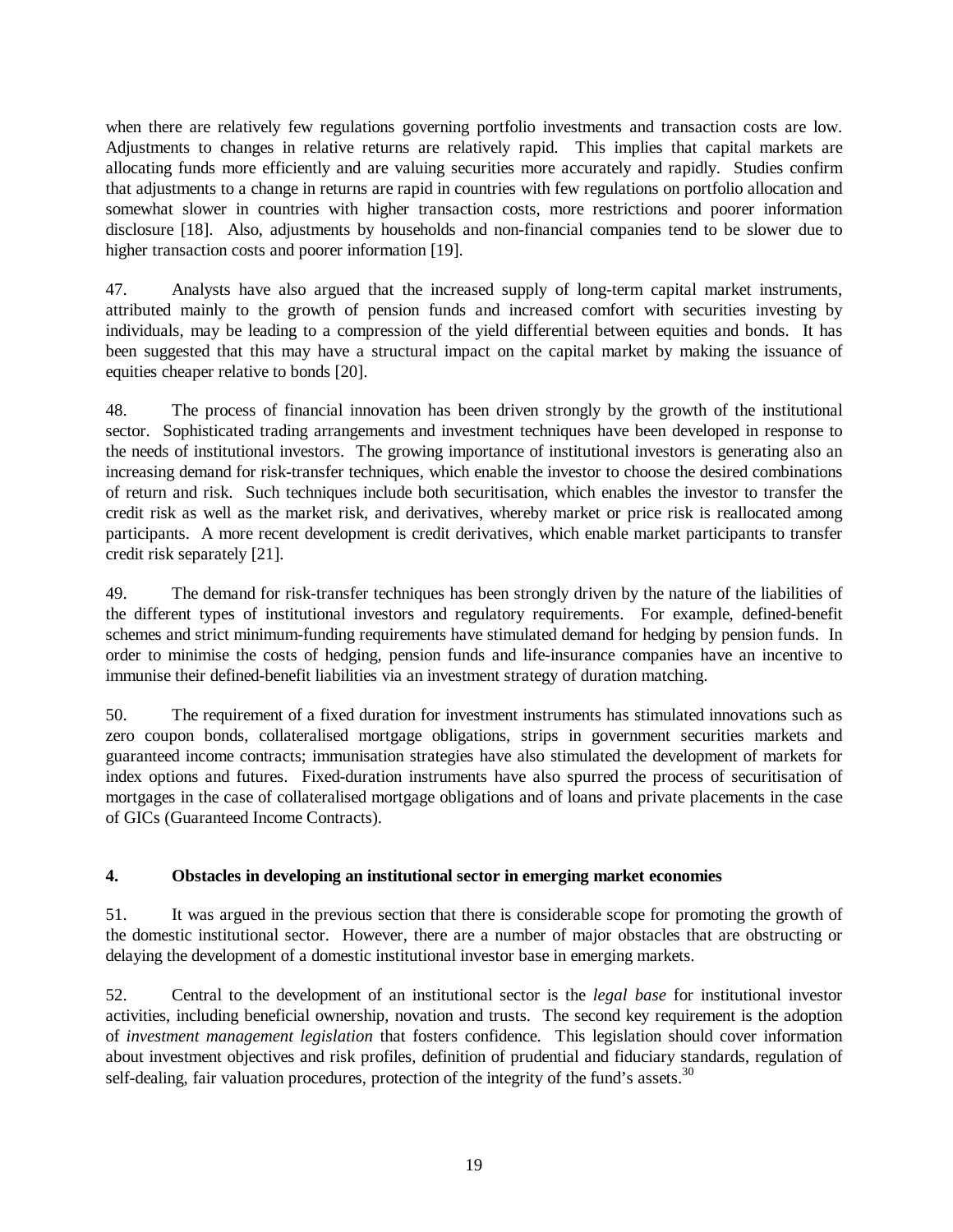when there are relatively few regulations governing portfolio investments and transaction costs are low. Adjustments to changes in relative returns are relatively rapid. This implies that capital markets are allocating funds more efficiently and are valuing securities more accurately and rapidly. Studies confirm that adjustments to a change in returns are rapid in countries with few regulations on portfolio allocation and somewhat slower in countries with higher transaction costs, more restrictions and poorer information disclosure [18]. Also, adjustments by households and non-financial companies tend to be slower due to higher transaction costs and poorer information [19].

47. Analysts have also argued that the increased supply of long-term capital market instruments, attributed mainly to the growth of pension funds and increased comfort with securities investing by individuals, may be leading to a compression of the yield differential between equities and bonds. It has been suggested that this may have a structural impact on the capital market by making the issuance of equities cheaper relative to bonds [20].

48. The process of financial innovation has been driven strongly by the growth of the institutional sector. Sophisticated trading arrangements and investment techniques have been developed in response to the needs of institutional investors. The growing importance of institutional investors is generating also an increasing demand for risk-transfer techniques, which enable the investor to choose the desired combinations of return and risk. Such techniques include both securitisation, which enables the investor to transfer the credit risk as well as the market risk, and derivatives, whereby market or price risk is reallocated among participants. A more recent development is credit derivatives, which enable market participants to transfer credit risk separately [21].

49. The demand for risk-transfer techniques has been strongly driven by the nature of the liabilities of the different types of institutional investors and regulatory requirements. For example, defined-benefit schemes and strict minimum-funding requirements have stimulated demand for hedging by pension funds. In order to minimise the costs of hedging, pension funds and life-insurance companies have an incentive to immunise their defined-benefit liabilities via an investment strategy of duration matching.

50. The requirement of a fixed duration for investment instruments has stimulated innovations such as zero coupon bonds, collateralised mortgage obligations, strips in government securities markets and guaranteed income contracts; immunisation strategies have also stimulated the development of markets for index options and futures. Fixed-duration instruments have also spurred the process of securitisation of mortgages in the case of collateralised mortgage obligations and of loans and private placements in the case of GICs (Guaranteed Income Contracts).

## 4. Obstacles in developing an institutional sector in emerging market economies

51. It was argued in the previous section that there is considerable scope for promoting the growth of the domestic institutional sector. However, there are a number of major obstacles that are obstructing or delaying the development of a domestic institutional investor base in emerging markets.

52. Central to the development of an institutional sector is the *legal base* for institutional investor activities, including beneficial ownership, novation and trusts. The second key requirement is the adoption of *investment management legislation* that fosters confidence. This legislation should cover information about investment objectives and risk profiles, definition of prudential and fiduciary standards, regulation of self-dealing, fair valuation procedures, protection of the integrity of the fund's assets.[30]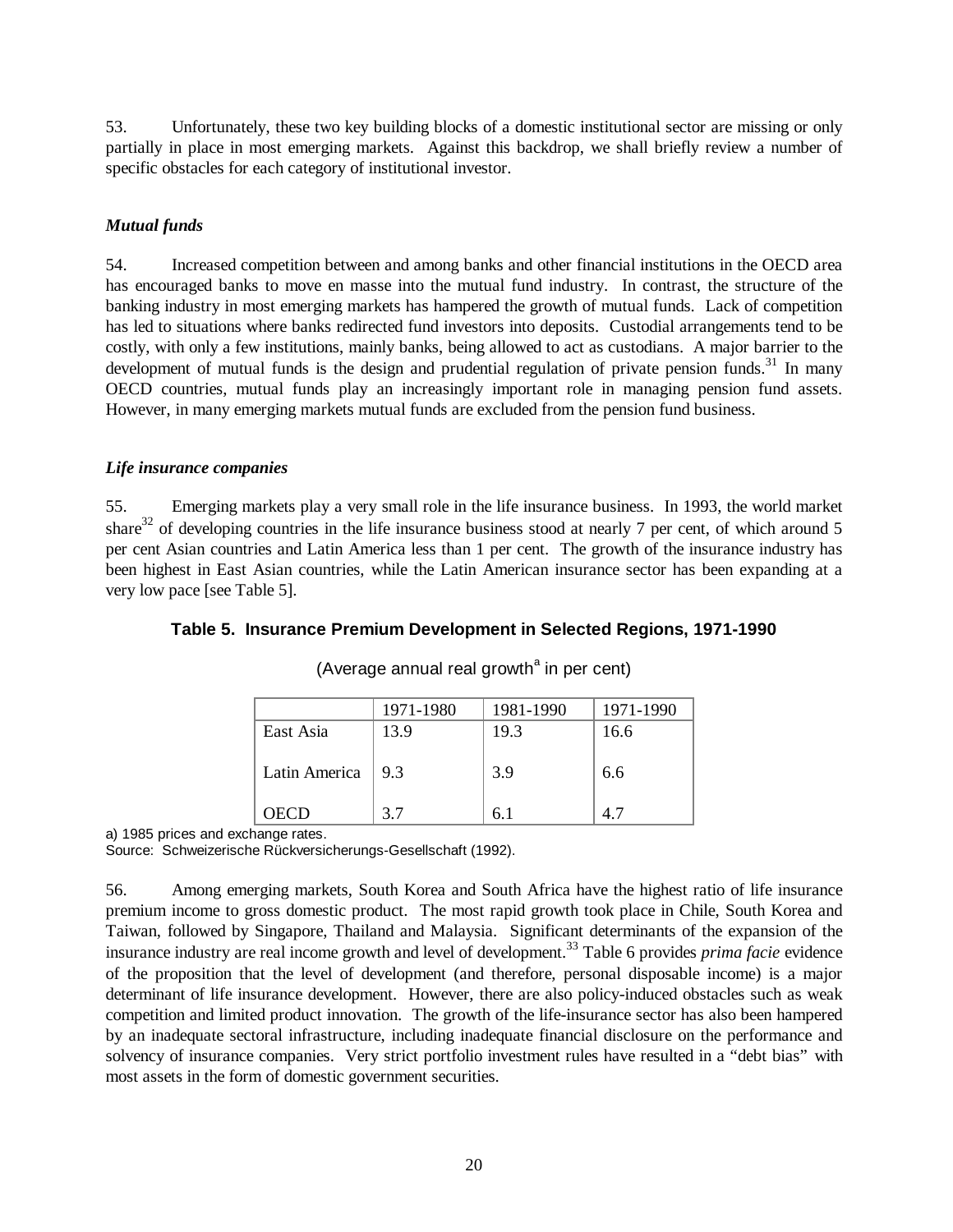53. Unfortunately, these two key building blocks of a domestic institutional sector are missing or only partially in place in most emerging markets. Against this backdrop, we shall briefly review a number of specific obstacles for each category of institutional investor.

### *Mutual funds*

54. Increased competition between and among banks and other financial institutions in the OECD area has encouraged banks to move en masse into the mutual fund industry. In contrast, the structure of the banking industry in most emerging markets has hampered the growth of mutual funds. Lack of competition has led to situations where banks redirected fund investors into deposits. Custodial arrangements tend to be costly, with only a few institutions, mainly banks, being allowed to act as custodians. A major barrier to the development of mutual funds is the design and prudential regulation of private pension funds.[31] In many OECD countries, mutual funds play an increasingly important role in managing pension fund assets. However, in many emerging markets mutual funds are excluded from the pension fund business.

### *Life insurance companies*

55. Emerging markets play a very small role in the life insurance business. In 1993, the world market share[32] of developing countries in the life insurance business stood at nearly 7 per cent, of which around 5 per cent Asian countries and Latin America less than 1 per cent. The growth of the insurance industry has been highest in East Asian countries, while the Latin American insurance sector has been expanding at a very low pace [see Table 5].

**Table 5. Insurance Premium Development in Selected Regions, 1971-1990**

(Average annual real growth[a] in per cent)

| | 1971-1980 | 1981-1990 | 1971-1990 |
|---|---|---|---|
| East Asia | 13.9 | 19.3 | 16.6 |
| Latin America | 9.3 | 3.9 | 6.6 |
| OECD | 3.7 | 6.1 | 4.7 |

a) 1985 prices and exchange rates.
Source: Schweizerische Rückversicherungs-Gesellschaft (1992).

56. Among emerging markets, South Korea and South Africa have the highest ratio of life insurance premium income to gross domestic product. The most rapid growth took place in Chile, South Korea and Taiwan, followed by Singapore, Thailand and Malaysia. Significant determinants of the expansion of the insurance industry are real income growth and level of development.[33] Table 6 provides *prima facie* evidence of the proposition that the level of development (and therefore, personal disposable income) is a major determinant of life insurance development. However, there are also policy-induced obstacles such as weak competition and limited product innovation. The growth of the life-insurance sector has also been hampered by an inadequate sectoral infrastructure, including inadequate financial disclosure on the performance and solvency of insurance companies. Very strict portfolio investment rules have resulted in a "debt bias" with most assets in the form of domestic government securities.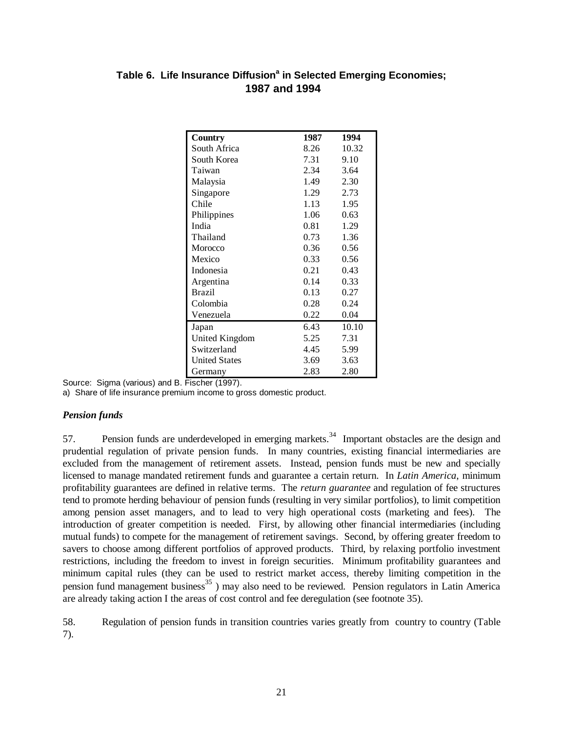**Table 6. Life Insurance Diffusion[a] in Selected Emerging Economies; 1987 and 1994**

| Country | 1987 | 1994 |
|---|---|---|
| South Africa | 8.26 | 10.32 |
| South Korea | 7.31 | 9.10 |
| Taiwan | 2.34 | 3.64 |
| Malaysia | 1.49 | 2.30 |
| Singapore | 1.29 | 2.73 |
| Chile | 1.13 | 1.95 |
| Philippines | 1.06 | 0.63 |
| India | 0.81 | 1.29 |
| Thailand | 0.73 | 1.36 |
| Morocco | 0.36 | 0.56 |
| Mexico | 0.33 | 0.56 |
| Indonesia | 0.21 | 0.43 |
| Argentina | 0.14 | 0.33 |
| Brazil | 0.13 | 0.27 |
| Colombia | 0.28 | 0.24 |
| Venezuela | 0.22 | 0.04 |
| Japan | 6.43 | 10.10 |
| United Kingdom | 5.25 | 7.31 |
| Switzerland | 4.45 | 5.99 |
| United States | 3.69 | 3.63 |
| Germany | 2.83 | 2.80 |

Source: Sigma (various) and B. Fischer (1997).

a) Share of life insurance premium income to gross domestic product.

### *Pension funds*

57. Pension funds are underdeveloped in emerging markets.[34] Important obstacles are the design and prudential regulation of private pension funds. In many countries, existing financial intermediaries are excluded from the management of retirement assets. Instead, pension funds must be new and specially licensed to manage mandated retirement funds and guarantee a certain return. In *Latin America*, minimum profitability guarantees are defined in relative terms. The *return guarantee* and regulation of fee structures tend to promote herding behaviour of pension funds (resulting in very similar portfolios), to limit competition among pension asset managers, and to lead to very high operational costs (marketing and fees). The introduction of greater competition is needed. First, by allowing other financial intermediaries (including mutual funds) to compete for the management of retirement savings. Second, by offering greater freedom to savers to choose among different portfolios of approved products. Third, by relaxing portfolio investment restrictions, including the freedom to invest in foreign securities. Minimum profitability guarantees and minimum capital rules (they can be used to restrict market access, thereby limiting competition in the pension fund management business[35] ) may also need to be reviewed. Pension regulators in Latin America are already taking action I the areas of cost control and fee deregulation (see footnote 35).

58. Regulation of pension funds in transition countries varies greatly from country to country (Table 7).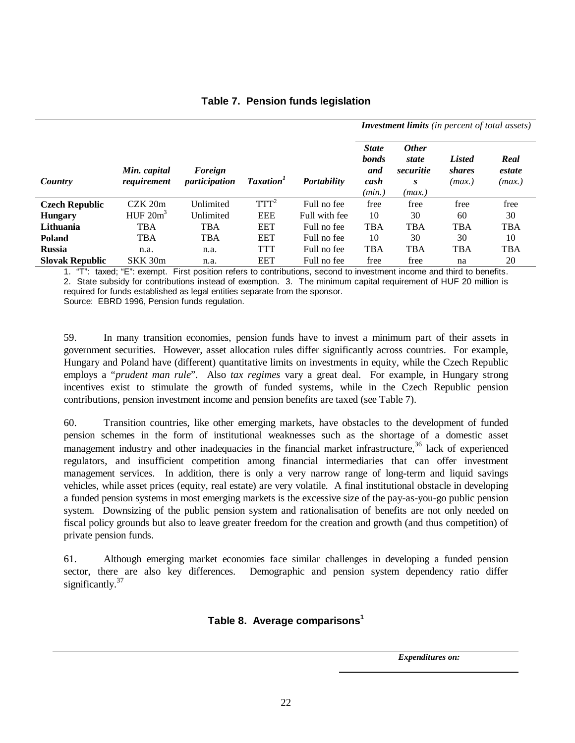### Table 7. Pension funds legislation

| Country | Min. capital requirement | Foreign participation | Taxation[1] | Portability | *Investment limits (in percent of total assets)* | | | |
|---|---|---|---|---|---|---|---|---|
| | | | | | State bonds and cash (min.) | Other state securities (max.) | Listed shares (max.) | Real estate (max.) |
| **Czech Republic** | CZK 20m | Unlimited | TTT[2] | Full no fee | free | free | free | free |
| **Hungary** | HUF 20m[3] | Unlimited | EEE | Full with fee | 10 | 30 | 60 | 30 |
| **Lithuania** | TBA | TBA | EET | Full no fee | TBA | TBA | TBA | TBA |
| **Poland** | TBA | TBA | EET | Full no fee | 10 | 30 | 30 | 10 |
| **Russia** | n.a. | n.a. | TTT | Full no fee | TBA | TBA | TBA | TBA |
| **Slovak Republic** | SKK 30m | n.a. | EET | Full no fee | free | free | na | 20 |

1. "T": taxed; "E": exempt. First position refers to contributions, second to investment income and third to benefits.
2. State subsidy for contributions instead of exemption. 3. The minimum capital requirement of HUF 20 million is required for funds established as legal entities separate from the sponsor.
Source: EBRD 1996, Pension funds regulation.

59. In many transition economies, pension funds have to invest a minimum part of their assets in government securities. However, asset allocation rules differ significantly across countries. For example, Hungary and Poland have (different) quantitative limits on investments in equity, while the Czech Republic employs a "*prudent man rule*". Also *tax regimes* vary a great deal. For example, in Hungary strong incentives exist to stimulate the growth of funded systems, while in the Czech Republic pension contributions, pension investment income and pension benefits are taxed (see Table 7).

60. Transition countries, like other emerging markets, have obstacles to the development of funded pension schemes in the form of institutional weaknesses such as the shortage of a domestic asset management industry and other inadequacies in the financial market infrastructure,[36] lack of experienced regulators, and insufficient competition among financial intermediaries that can offer investment management services. In addition, there is only a very narrow range of long-term and liquid savings vehicles, while asset prices (equity, real estate) are very volatile. A final institutional obstacle in developing a funded pension systems in most emerging markets is the excessive size of the pay-as-you-go public pension system. Downsizing of the public pension system and rationalisation of benefits are not only needed on fiscal policy grounds but also to leave greater freedom for the creation and growth (and thus competition) of private pension funds.

61. Although emerging market economies face similar challenges in developing a funded pension sector, there are also key differences. Demographic and pension system dependency ratio differ significantly.[37]

### Table 8. Average comparisons[1]

| | *Expenditures on:* |
|---|---|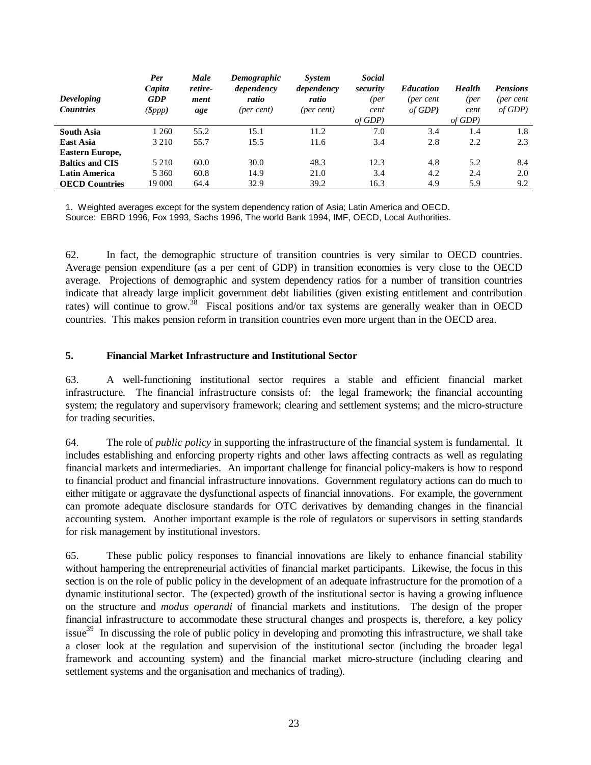| *Developing Countries* | *Per Capita GDP ($ppp)* | *Male retire-ment age* | *Demographic dependency ratio (per cent)* | *System dependency ratio (per cent)* | *Social security (per cent of GDP)* | *Education (per cent of GDP)* | *Health (per cent of GDP)* | *Pensions (per cent of GDP)* |
|---|---|---|---|---|---|---|---|---|
| **South Asia** | 1 260 | 55.2 | 15.1 | 11.2 | 7.0 | 3.4 | 1.4 | 1.8 |
| **East Asia** | 3 210 | 55.7 | 15.5 | 11.6 | 3.4 | 2.8 | 2.2 | 2.3 |
| **Eastern Europe, Baltics and CIS** | 5 210 | 60.0 | 30.0 | 48.3 | 12.3 | 4.8 | 5.2 | 8.4 |
| **Latin America** | 5 360 | 60.8 | 14.9 | 21.0 | 3.4 | 4.2 | 2.4 | 2.0 |
| **OECD Countries** | 19 000 | 64.4 | 32.9 | 39.2 | 16.3 | 4.9 | 5.9 | 9.2 |

1. Weighted averages except for the system dependency ration of Asia; Latin America and OECD.
Source: EBRD 1996, Fox 1993, Sachs 1996, The world Bank 1994, IMF, OECD, Local Authorities.

62. In fact, the demographic structure of transition countries is very similar to OECD countries. Average pension expenditure (as a per cent of GDP) in transition economies is very close to the OECD average. Projections of demographic and system dependency ratios for a number of transition countries indicate that already large implicit government debt liabilities (given existing entitlement and contribution rates) will continue to grow.[38] Fiscal positions and/or tax systems are generally weaker than in OECD countries. This makes pension reform in transition countries even more urgent than in the OECD area.

## 5. Financial Market Infrastructure and Institutional Sector

63. A well-functioning institutional sector requires a stable and efficient financial market infrastructure. The financial infrastructure consists of: the legal framework; the financial accounting system; the regulatory and supervisory framework; clearing and settlement systems; and the micro-structure for trading securities.

64. The role of *public policy* in supporting the infrastructure of the financial system is fundamental. It includes establishing and enforcing property rights and other laws affecting contracts as well as regulating financial markets and intermediaries. An important challenge for financial policy-makers is how to respond to financial product and financial infrastructure innovations. Government regulatory actions can do much to either mitigate or aggravate the dysfunctional aspects of financial innovations. For example, the government can promote adequate disclosure standards for OTC derivatives by demanding changes in the financial accounting system. Another important example is the role of regulators or supervisors in setting standards for risk management by institutional investors.

65. These public policy responses to financial innovations are likely to enhance financial stability without hampering the entrepreneurial activities of financial market participants. Likewise, the focus in this section is on the role of public policy in the development of an adequate infrastructure for the promotion of a dynamic institutional sector. The (expected) growth of the institutional sector is having a growing influence on the structure and *modus operandi* of financial markets and institutions. The design of the proper financial infrastructure to accommodate these structural changes and prospects is, therefore, a key policy issue[39] In discussing the role of public policy in developing and promoting this infrastructure, we shall take a closer look at the regulation and supervision of the institutional sector (including the broader legal framework and accounting system) and the financial market micro-structure (including clearing and settlement systems and the organisation and mechanics of trading).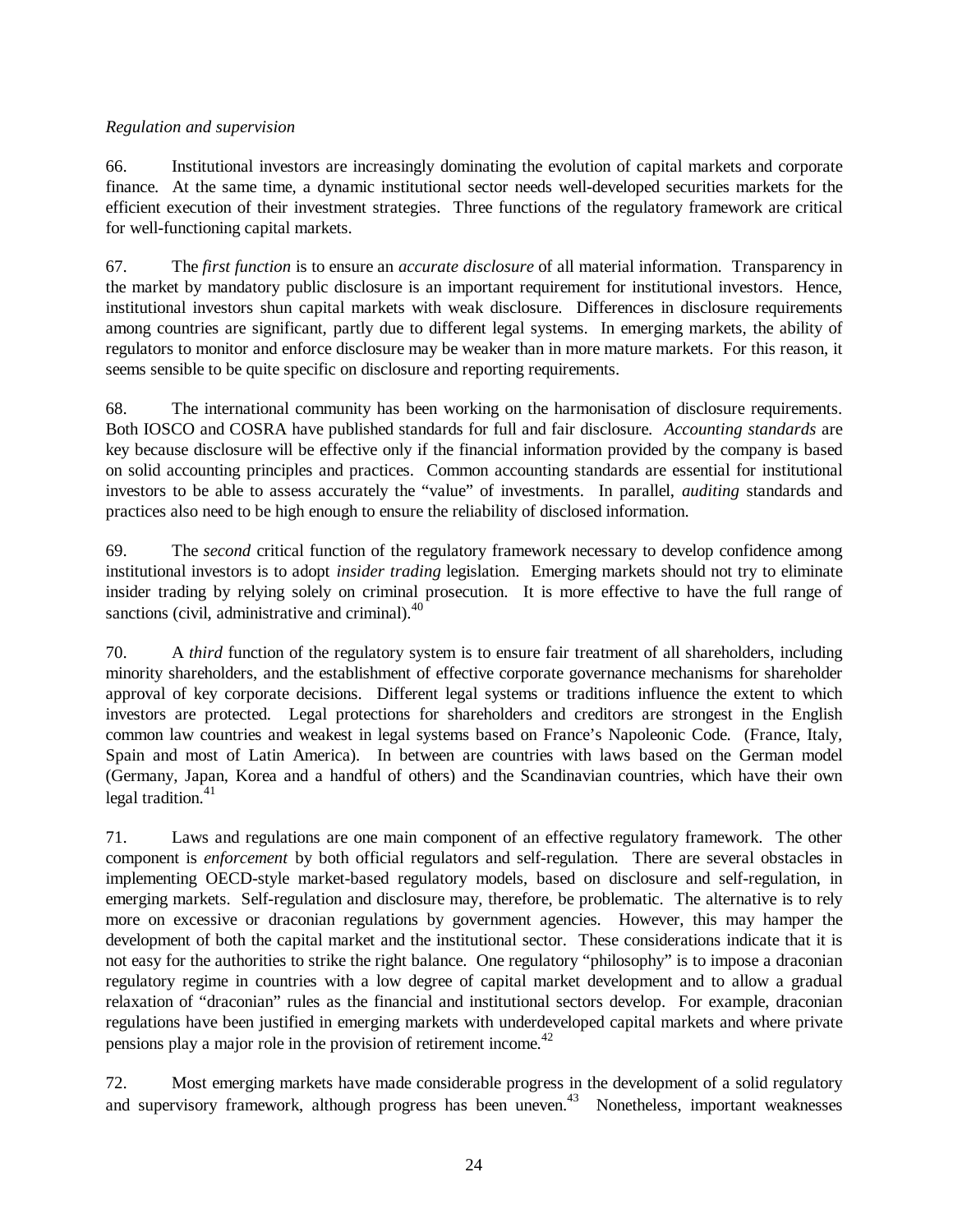*Regulation and supervision*

66. Institutional investors are increasingly dominating the evolution of capital markets and corporate finance. At the same time, a dynamic institutional sector needs well-developed securities markets for the efficient execution of their investment strategies. Three functions of the regulatory framework are critical for well-functioning capital markets.

67. The *first function* is to ensure an *accurate disclosure* of all material information. Transparency in the market by mandatory public disclosure is an important requirement for institutional investors. Hence, institutional investors shun capital markets with weak disclosure. Differences in disclosure requirements among countries are significant, partly due to different legal systems. In emerging markets, the ability of regulators to monitor and enforce disclosure may be weaker than in more mature markets. For this reason, it seems sensible to be quite specific on disclosure and reporting requirements.

68. The international community has been working on the harmonisation of disclosure requirements. Both IOSCO and COSRA have published standards for full and fair disclosure. *Accounting standards* are key because disclosure will be effective only if the financial information provided by the company is based on solid accounting principles and practices. Common accounting standards are essential for institutional investors to be able to assess accurately the "value" of investments. In parallel, *auditing* standards and practices also need to be high enough to ensure the reliability of disclosed information.

69. The *second* critical function of the regulatory framework necessary to develop confidence among institutional investors is to adopt *insider trading* legislation. Emerging markets should not try to eliminate insider trading by relying solely on criminal prosecution. It is more effective to have the full range of sanctions (civil, administrative and criminal).[40]

70. A *third* function of the regulatory system is to ensure fair treatment of all shareholders, including minority shareholders, and the establishment of effective corporate governance mechanisms for shareholder approval of key corporate decisions. Different legal systems or traditions influence the extent to which investors are protected. Legal protections for shareholders and creditors are strongest in the English common law countries and weakest in legal systems based on France's Napoleonic Code. (France, Italy, Spain and most of Latin America). In between are countries with laws based on the German model (Germany, Japan, Korea and a handful of others) and the Scandinavian countries, which have their own legal tradition.[41]

71. Laws and regulations are one main component of an effective regulatory framework. The other component is *enforcement* by both official regulators and self-regulation. There are several obstacles in implementing OECD-style market-based regulatory models, based on disclosure and self-regulation, in emerging markets. Self-regulation and disclosure may, therefore, be problematic. The alternative is to rely more on excessive or draconian regulations by government agencies. However, this may hamper the development of both the capital market and the institutional sector. These considerations indicate that it is not easy for the authorities to strike the right balance. One regulatory "philosophy" is to impose a draconian regulatory regime in countries with a low degree of capital market development and to allow a gradual relaxation of "draconian" rules as the financial and institutional sectors develop. For example, draconian regulations have been justified in emerging markets with underdeveloped capital markets and where private pensions play a major role in the provision of retirement income.[42]

72. Most emerging markets have made considerable progress in the development of a solid regulatory and supervisory framework, although progress has been uneven.[43] Nonetheless, important weaknesses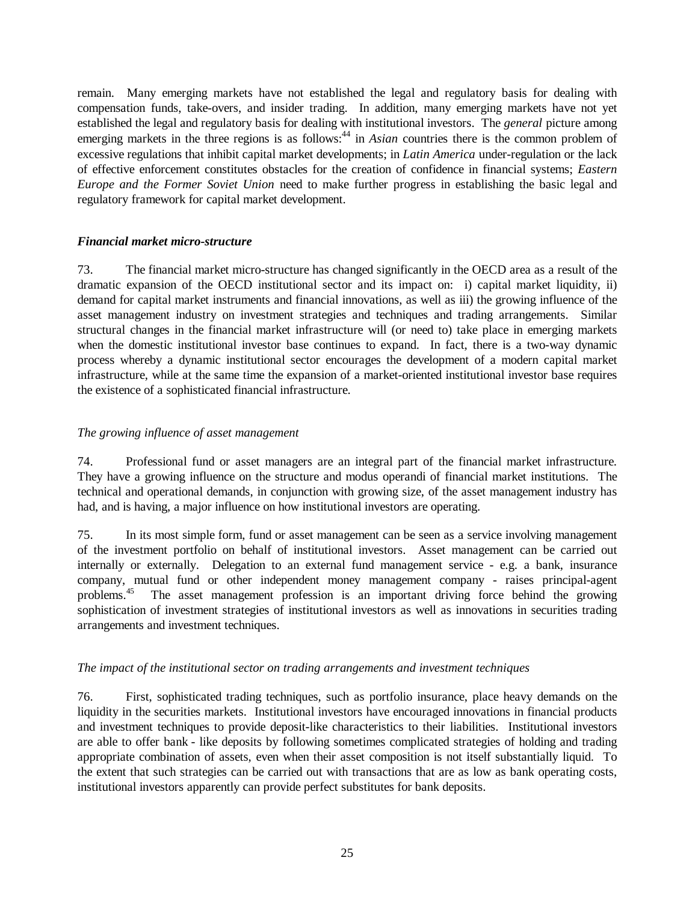remain. Many emerging markets have not established the legal and regulatory basis for dealing with compensation funds, take-overs, and insider trading. In addition, many emerging markets have not yet established the legal and regulatory basis for dealing with institutional investors. The *general* picture among emerging markets in the three regions is as follows:[44] in *Asian* countries there is the common problem of excessive regulations that inhibit capital market developments; in *Latin America* under-regulation or the lack of effective enforcement constitutes obstacles for the creation of confidence in financial systems; *Eastern Europe and the Former Soviet Union* need to make further progress in establishing the basic legal and regulatory framework for capital market development.

### ***Financial market micro-structure***

73. The financial market micro-structure has changed significantly in the OECD area as a result of the dramatic expansion of the OECD institutional sector and its impact on: i) capital market liquidity, ii) demand for capital market instruments and financial innovations, as well as iii) the growing influence of the asset management industry on investment strategies and techniques and trading arrangements. Similar structural changes in the financial market infrastructure will (or need to) take place in emerging markets when the domestic institutional investor base continues to expand. In fact, there is a two-way dynamic process whereby a dynamic institutional sector encourages the development of a modern capital market infrastructure, while at the same time the expansion of a market-oriented institutional investor base requires the existence of a sophisticated financial infrastructure.

#### *The growing influence of asset management*

74. Professional fund or asset managers are an integral part of the financial market infrastructure. They have a growing influence on the structure and modus operandi of financial market institutions. The technical and operational demands, in conjunction with growing size, of the asset management industry has had, and is having, a major influence on how institutional investors are operating.

75. In its most simple form, fund or asset management can be seen as a service involving management of the investment portfolio on behalf of institutional investors. Asset management can be carried out internally or externally. Delegation to an external fund management service - e.g. a bank, insurance company, mutual fund or other independent money management company - raises principal-agent problems.[45] The asset management profession is an important driving force behind the growing sophistication of investment strategies of institutional investors as well as innovations in securities trading arrangements and investment techniques.

#### *The impact of the institutional sector on trading arrangements and investment techniques*

76. First, sophisticated trading techniques, such as portfolio insurance, place heavy demands on the liquidity in the securities markets. Institutional investors have encouraged innovations in financial products and investment techniques to provide deposit-like characteristics to their liabilities. Institutional investors are able to offer bank - like deposits by following sometimes complicated strategies of holding and trading appropriate combination of assets, even when their asset composition is not itself substantially liquid. To the extent that such strategies can be carried out with transactions that are as low as bank operating costs, institutional investors apparently can provide perfect substitutes for bank deposits.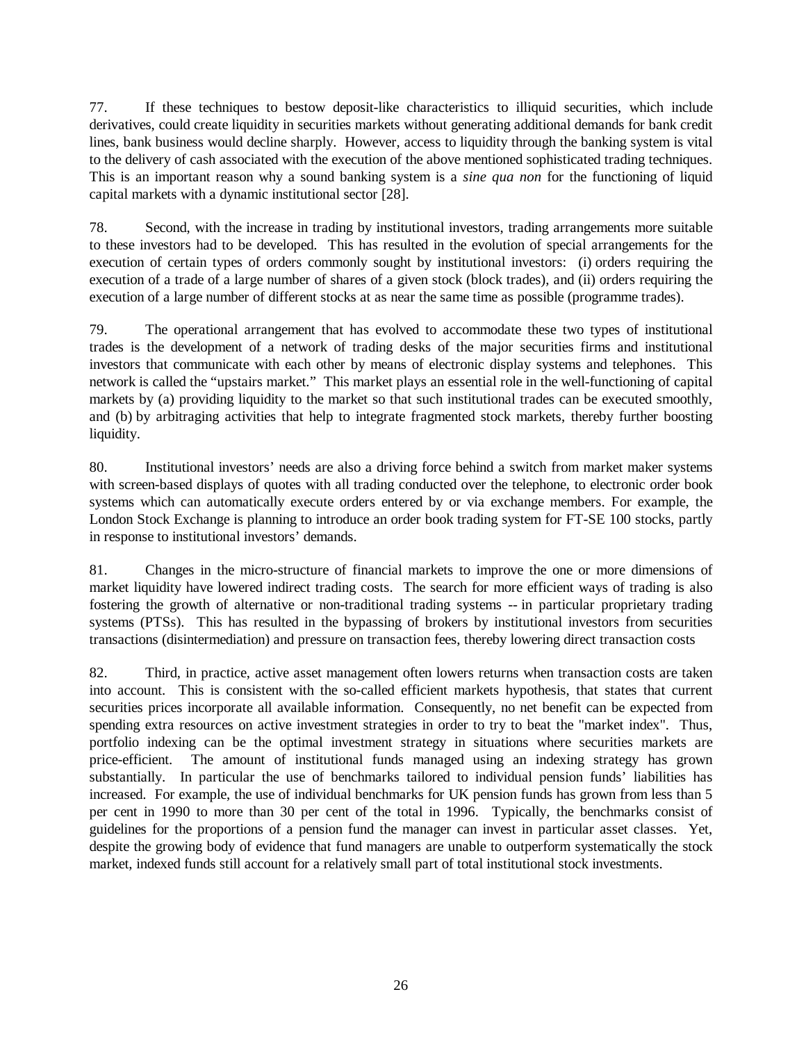77. If these techniques to bestow deposit-like characteristics to illiquid securities, which include derivatives, could create liquidity in securities markets without generating additional demands for bank credit lines, bank business would decline sharply. However, access to liquidity through the banking system is vital to the delivery of cash associated with the execution of the above mentioned sophisticated trading techniques. This is an important reason why a sound banking system is a *sine qua non* for the functioning of liquid capital markets with a dynamic institutional sector [28].

78. Second, with the increase in trading by institutional investors, trading arrangements more suitable to these investors had to be developed. This has resulted in the evolution of special arrangements for the execution of certain types of orders commonly sought by institutional investors: (i) orders requiring the execution of a trade of a large number of shares of a given stock (block trades), and (ii) orders requiring the execution of a large number of different stocks at as near the same time as possible (programme trades).

79. The operational arrangement that has evolved to accommodate these two types of institutional trades is the development of a network of trading desks of the major securities firms and institutional investors that communicate with each other by means of electronic display systems and telephones. This network is called the "upstairs market." This market plays an essential role in the well-functioning of capital markets by (a) providing liquidity to the market so that such institutional trades can be executed smoothly, and (b) by arbitraging activities that help to integrate fragmented stock markets, thereby further boosting liquidity.

80. Institutional investors' needs are also a driving force behind a switch from market maker systems with screen-based displays of quotes with all trading conducted over the telephone, to electronic order book systems which can automatically execute orders entered by or via exchange members. For example, the London Stock Exchange is planning to introduce an order book trading system for FT-SE 100 stocks, partly in response to institutional investors' demands.

81. Changes in the micro-structure of financial markets to improve the one or more dimensions of market liquidity have lowered indirect trading costs. The search for more efficient ways of trading is also fostering the growth of alternative or non-traditional trading systems -- in particular proprietary trading systems (PTSs). This has resulted in the bypassing of brokers by institutional investors from securities transactions (disintermediation) and pressure on transaction fees, thereby lowering direct transaction costs

82. Third, in practice, active asset management often lowers returns when transaction costs are taken into account. This is consistent with the so-called efficient markets hypothesis, that states that current securities prices incorporate all available information. Consequently, no net benefit can be expected from spending extra resources on active investment strategies in order to try to beat the "market index". Thus, portfolio indexing can be the optimal investment strategy in situations where securities markets are price-efficient. The amount of institutional funds managed using an indexing strategy has grown substantially. In particular the use of benchmarks tailored to individual pension funds' liabilities has increased. For example, the use of individual benchmarks for UK pension funds has grown from less than 5 per cent in 1990 to more than 30 per cent of the total in 1996. Typically, the benchmarks consist of guidelines for the proportions of a pension fund the manager can invest in particular asset classes. Yet, despite the growing body of evidence that fund managers are unable to outperform systematically the stock market, indexed funds still account for a relatively small part of total institutional stock investments.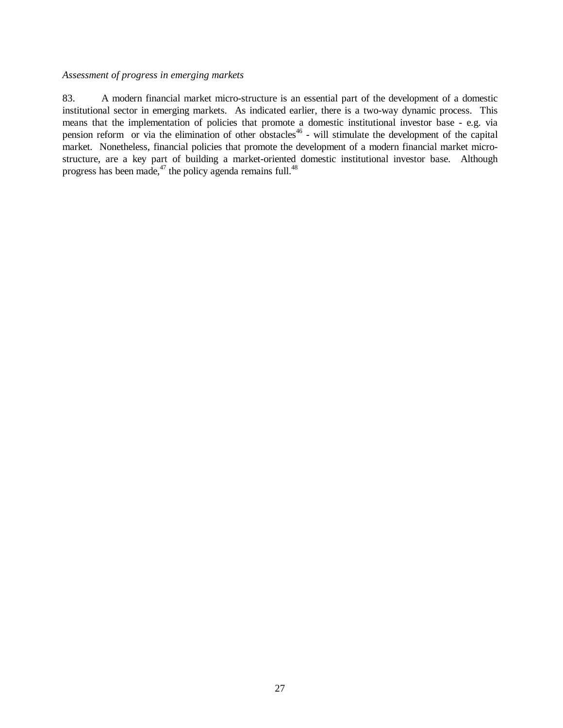*Assessment of progress in emerging markets*

83. A modern financial market micro-structure is an essential part of the development of a domestic institutional sector in emerging markets. As indicated earlier, there is a two-way dynamic process. This means that the implementation of policies that promote a domestic institutional investor base - e.g. via pension reform or via the elimination of other obstacles[46] - will stimulate the development of the capital market. Nonetheless, financial policies that promote the development of a modern financial market micro-structure, are a key part of building a market-oriented domestic institutional investor base. Although progress has been made,[47] the policy agenda remains full.[48]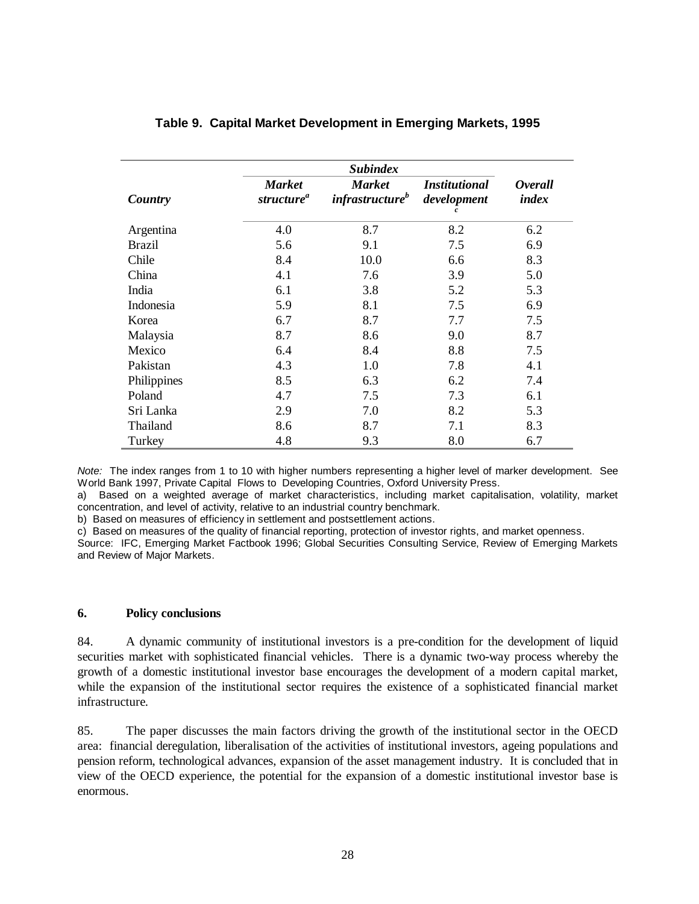**Table 9. Capital Market Development in Emerging Markets, 1995**

| Country | Subindex | | | Overall index |
|---|---|---|---|---|
| | *Market structure*[a] | *Market infrastructure*[b] | *Institutional development*[c] | |
| Argentina | 4.0 | 8.7 | 8.2 | 6.2 |
| Brazil | 5.6 | 9.1 | 7.5 | 6.9 |
| Chile | 8.4 | 10.0 | 6.6 | 8.3 |
| China | 4.1 | 7.6 | 3.9 | 5.0 |
| India | 6.1 | 3.8 | 5.2 | 5.3 |
| Indonesia | 5.9 | 8.1 | 7.5 | 6.9 |
| Korea | 6.7 | 8.7 | 7.7 | 7.5 |
| Malaysia | 8.7 | 8.6 | 9.0 | 8.7 |
| Mexico | 6.4 | 8.4 | 8.8 | 7.5 |
| Pakistan | 4.3 | 1.0 | 7.8 | 4.1 |
| Philippines | 8.5 | 6.3 | 6.2 | 7.4 |
| Poland | 4.7 | 7.5 | 7.3 | 6.1 |
| Sri Lanka | 2.9 | 7.0 | 8.2 | 5.3 |
| Thailand | 8.6 | 8.7 | 7.1 | 8.3 |
| Turkey | 4.8 | 9.3 | 8.0 | 6.7 |

*Note:* The index ranges from 1 to 10 with higher numbers representing a higher level of marker development. See World Bank 1997, Private Capital Flows to Developing Countries, Oxford University Press.

a) Based on a weighted average of market characteristics, including market capitalisation, volatility, market concentration, and level of activity, relative to an industrial country benchmark.

b) Based on measures of efficiency in settlement and postsettlement actions.

c) Based on measures of the quality of financial reporting, protection of investor rights, and market openness.

Source: IFC, Emerging Market Factbook 1996; Global Securities Consulting Service, Review of Emerging Markets and Review of Major Markets.

## 6. Policy conclusions

84. A dynamic community of institutional investors is a pre-condition for the development of liquid securities market with sophisticated financial vehicles. There is a dynamic two-way process whereby the growth of a domestic institutional investor base encourages the development of a modern capital market, while the expansion of the institutional sector requires the existence of a sophisticated financial market infrastructure.

85. The paper discusses the main factors driving the growth of the institutional sector in the OECD area: financial deregulation, liberalisation of the activities of institutional investors, ageing populations and pension reform, technological advances, expansion of the asset management industry. It is concluded that in view of the OECD experience, the potential for the expansion of a domestic institutional investor base is enormous.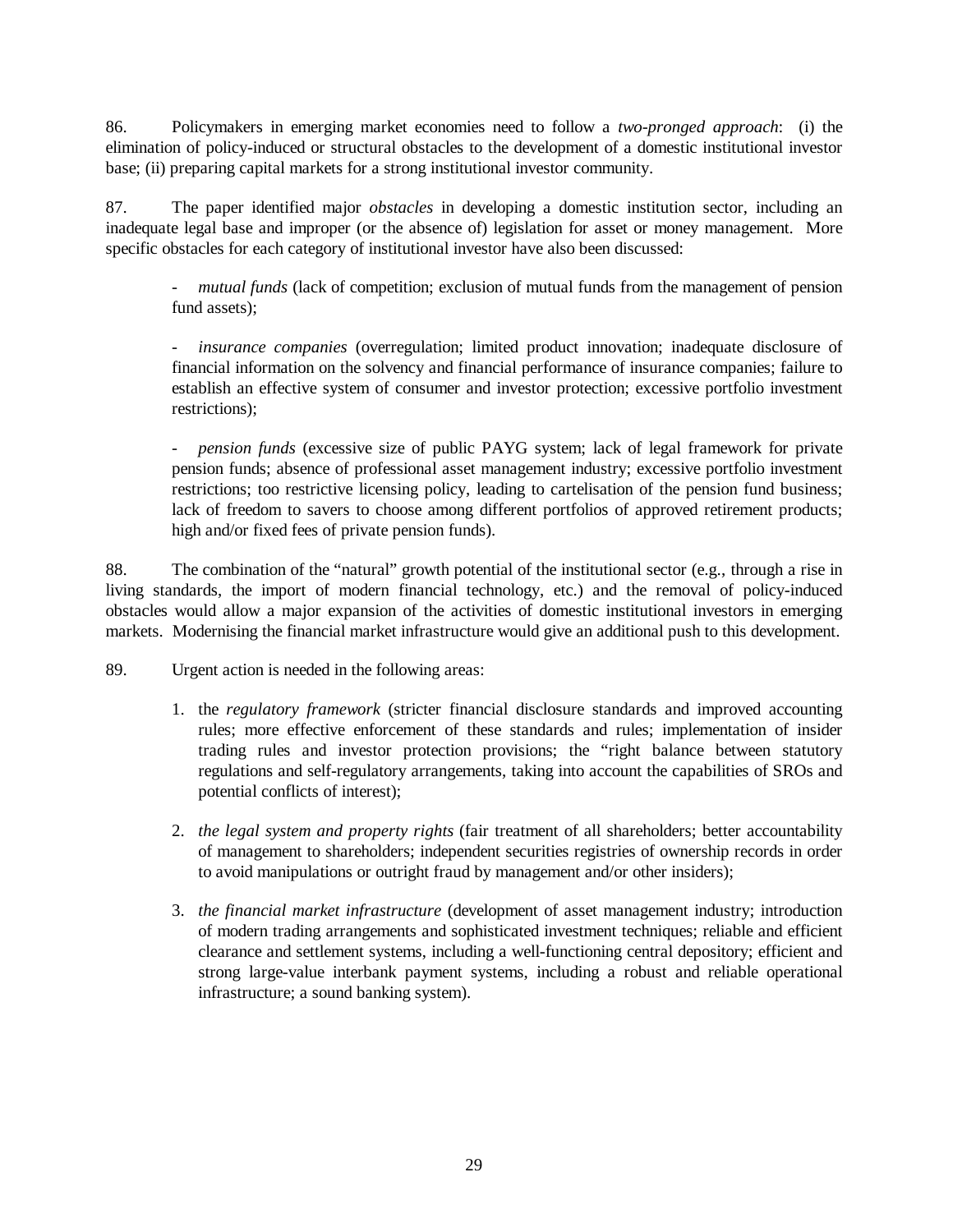86. Policymakers in emerging market economies need to follow a *two-pronged approach*: (i) the elimination of policy-induced or structural obstacles to the development of a domestic institutional investor base; (ii) preparing capital markets for a strong institutional investor community.

87. The paper identified major *obstacles* in developing a domestic institution sector, including an inadequate legal base and improper (or the absence of) legislation for asset or money management. More specific obstacles for each category of institutional investor have also been discussed:

- *mutual funds* (lack of competition; exclusion of mutual funds from the management of pension fund assets);

- *insurance companies* (overregulation; limited product innovation; inadequate disclosure of financial information on the solvency and financial performance of insurance companies; failure to establish an effective system of consumer and investor protection; excessive portfolio investment restrictions);

- *pension funds* (excessive size of public PAYG system; lack of legal framework for private pension funds; absence of professional asset management industry; excessive portfolio investment restrictions; too restrictive licensing policy, leading to cartelisation of the pension fund business; lack of freedom to savers to choose among different portfolios of approved retirement products; high and/or fixed fees of private pension funds).

88. The combination of the "natural" growth potential of the institutional sector (e.g., through a rise in living standards, the import of modern financial technology, etc.) and the removal of policy-induced obstacles would allow a major expansion of the activities of domestic institutional investors in emerging markets. Modernising the financial market infrastructure would give an additional push to this development.

89. Urgent action is needed in the following areas:

1. the *regulatory framework* (stricter financial disclosure standards and improved accounting rules; more effective enforcement of these standards and rules; implementation of insider trading rules and investor protection provisions; the "right balance between statutory regulations and self-regulatory arrangements, taking into account the capabilities of SROs and potential conflicts of interest);

2. *the legal system and property rights* (fair treatment of all shareholders; better accountability of management to shareholders; independent securities registries of ownership records in order to avoid manipulations or outright fraud by management and/or other insiders);

3. *the financial market infrastructure* (development of asset management industry; introduction of modern trading arrangements and sophisticated investment techniques; reliable and efficient clearance and settlement systems, including a well-functioning central depository; efficient and strong large-value interbank payment systems, including a robust and reliable operational infrastructure; a sound banking system).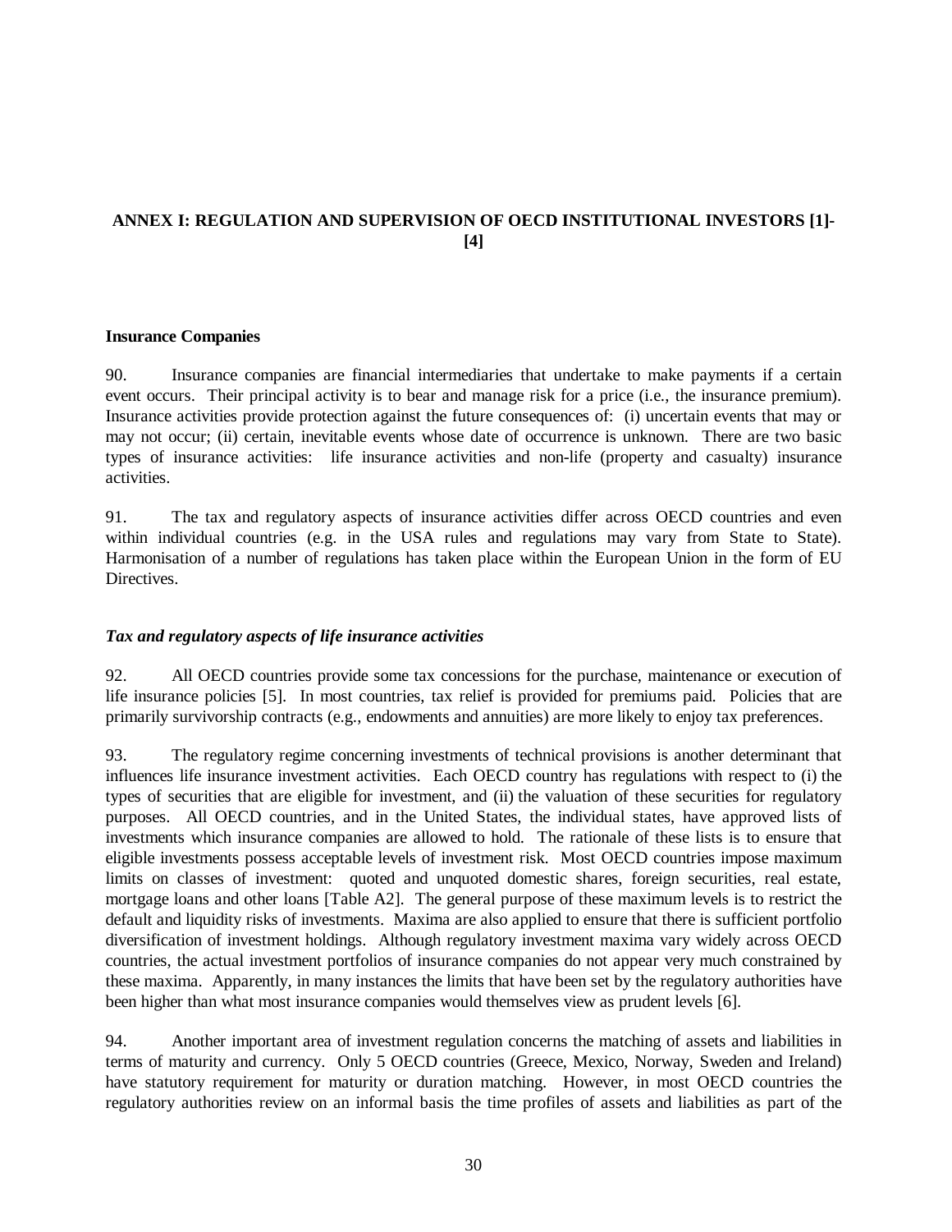# ANNEX I: REGULATION AND SUPERVISION OF OECD INSTITUTIONAL INVESTORS [1]-[4]

**Insurance Companies**

90. Insurance companies are financial intermediaries that undertake to make payments if a certain event occurs. Their principal activity is to bear and manage risk for a price (i.e., the insurance premium). Insurance activities provide protection against the future consequences of: (i) uncertain events that may or may not occur; (ii) certain, inevitable events whose date of occurrence is unknown. There are two basic types of insurance activities: life insurance activities and non-life (property and casualty) insurance activities.

91. The tax and regulatory aspects of insurance activities differ across OECD countries and even within individual countries (e.g. in the USA rules and regulations may vary from State to State). Harmonisation of a number of regulations has taken place within the European Union in the form of EU Directives.

***Tax and regulatory aspects of life insurance activities***

92. All OECD countries provide some tax concessions for the purchase, maintenance or execution of life insurance policies [5]. In most countries, tax relief is provided for premiums paid. Policies that are primarily survivorship contracts (e.g., endowments and annuities) are more likely to enjoy tax preferences.

93. The regulatory regime concerning investments of technical provisions is another determinant that influences life insurance investment activities. Each OECD country has regulations with respect to (i) the types of securities that are eligible for investment, and (ii) the valuation of these securities for regulatory purposes. All OECD countries, and in the United States, the individual states, have approved lists of investments which insurance companies are allowed to hold. The rationale of these lists is to ensure that eligible investments possess acceptable levels of investment risk. Most OECD countries impose maximum limits on classes of investment: quoted and unquoted domestic shares, foreign securities, real estate, mortgage loans and other loans [Table A2]. The general purpose of these maximum levels is to restrict the default and liquidity risks of investments. Maxima are also applied to ensure that there is sufficient portfolio diversification of investment holdings. Although regulatory investment maxima vary widely across OECD countries, the actual investment portfolios of insurance companies do not appear very much constrained by these maxima. Apparently, in many instances the limits that have been set by the regulatory authorities have been higher than what most insurance companies would themselves view as prudent levels [6].

94. Another important area of investment regulation concerns the matching of assets and liabilities in terms of maturity and currency. Only 5 OECD countries (Greece, Mexico, Norway, Sweden and Ireland) have statutory requirement for maturity or duration matching. However, in most OECD countries the regulatory authorities review on an informal basis the time profiles of assets and liabilities as part of the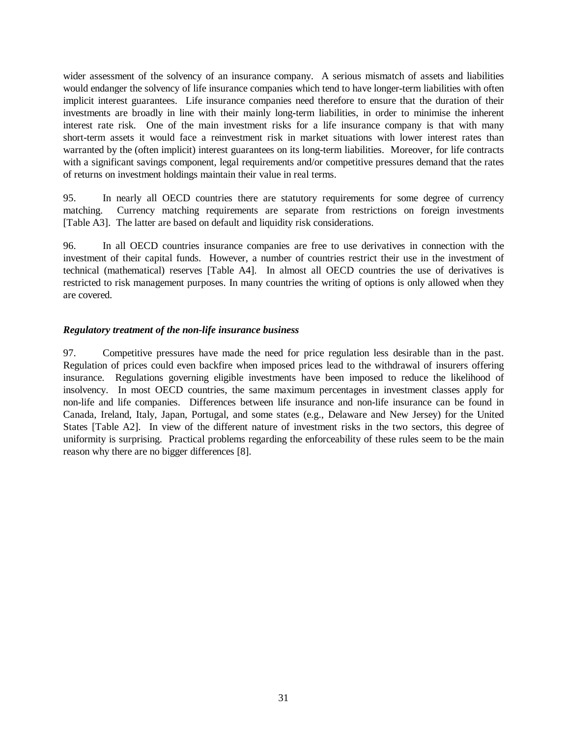wider assessment of the solvency of an insurance company. A serious mismatch of assets and liabilities would endanger the solvency of life insurance companies which tend to have longer-term liabilities with often implicit interest guarantees. Life insurance companies need therefore to ensure that the duration of their investments are broadly in line with their mainly long-term liabilities, in order to minimise the inherent interest rate risk. One of the main investment risks for a life insurance company is that with many short-term assets it would face a reinvestment risk in market situations with lower interest rates than warranted by the (often implicit) interest guarantees on its long-term liabilities. Moreover, for life contracts with a significant savings component, legal requirements and/or competitive pressures demand that the rates of returns on investment holdings maintain their value in real terms.

95. In nearly all OECD countries there are statutory requirements for some degree of currency matching. Currency matching requirements are separate from restrictions on foreign investments [Table A3]. The latter are based on default and liquidity risk considerations.

96. In all OECD countries insurance companies are free to use derivatives in connection with the investment of their capital funds. However, a number of countries restrict their use in the investment of technical (mathematical) reserves [Table A4]. In almost all OECD countries the use of derivatives is restricted to risk management purposes. In many countries the writing of options is only allowed when they are covered.

### *Regulatory treatment of the non-life insurance business*

97. Competitive pressures have made the need for price regulation less desirable than in the past. Regulation of prices could even backfire when imposed prices lead to the withdrawal of insurers offering insurance. Regulations governing eligible investments have been imposed to reduce the likelihood of insolvency. In most OECD countries, the same maximum percentages in investment classes apply for non-life and life companies. Differences between life insurance and non-life insurance can be found in Canada, Ireland, Italy, Japan, Portugal, and some states (e.g., Delaware and New Jersey) for the United States [Table A2]. In view of the different nature of investment risks in the two sectors, this degree of uniformity is surprising. Practical problems regarding the enforceability of these rules seem to be the main reason why there are no bigger differences [8].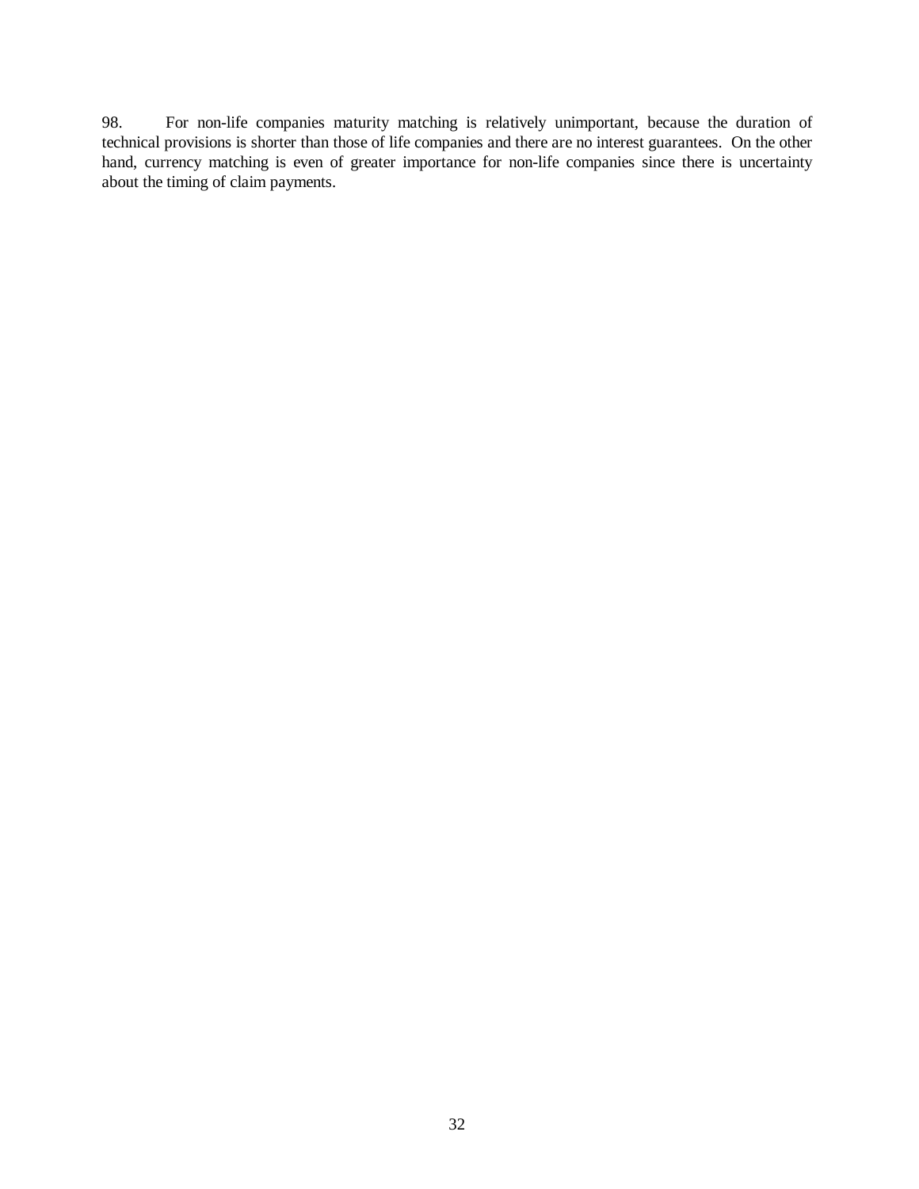98. For non-life companies maturity matching is relatively unimportant, because the duration of technical provisions is shorter than those of life companies and there are no interest guarantees. On the other hand, currency matching is even of greater importance for non-life companies since there is uncertainty about the timing of claim payments.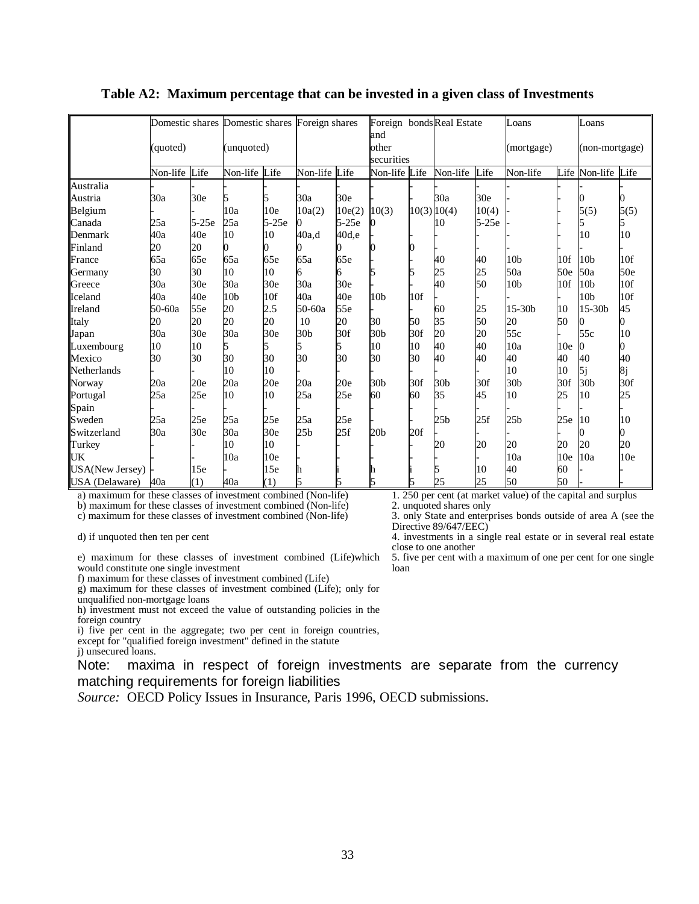**Table A2: Maximum percentage that can be invested in a given class of Investments**

| | Domestic shares (quoted) | | Domestic shares (unquoted) | | Foreign shares | | Foreign bonds and other securities | | Real Estate | | Loans (mortgage) | | Loans (non-mortgage) | |
|---|---|---|---|---|---|---|---|---|---|---|---|---|---|---|
| | Non-life | Life | Non-life | Life | Non-life | Life | Non-life | Life | Non-life | Life | Non-life | Life | Non-life | Life |
| Australia | - | - | - | - | - | - | - | - | - | - | - | - | - | - |
| Austria | 30a | 30e | 5 | 5 | 30a | 30e | - | - | 30a | 30e | - | - | 0 | 0 |
| Belgium | - | - | 10a | 10e | 10a(2) | 10e(2) | 10(3) | 10(3) | 10(4) | 10(4) | - | - | 5(5) | 5(5) |
| Canada | 25a | 5-25e | 25a | 5-25e | 0 | 5-25e | 0 | | 10 | 5-25e | - | - | 5 | 5 |
| Denmark | 40a | 40e | 10 | 10 | 40a,d | 40d,e | - | - | - | - | - | - | 10 | 10 |
| Finland | 20 | 20 | 0 | 0 | 0 | 0 | 0 | 0 | - | - | - | - | - | - |
| France | 65a | 65e | 65a | 65e | 65a | 65e | - | - | 40 | 40 | 10b | 10f | 10b | 10f |
| Germany | 30 | 30 | 10 | 10 | 6 | 6 | 5 | 5 | 25 | 25 | 50a | 50e | 50a | 50e |
| Greece | 30a | 30e | 30a | 30e | 30a | 30e | - | - | 40 | 50 | 10b | 10f | 10b | 10f |
| Iceland | 40a | 40e | 10b | 10f | 40a | 40e | 10b | 10f | - | - | - | - | 10b | 10f |
| Ireland | 50-60a | 55e | 20 | 2.5 | 50-60a | 55e | - | - | 60 | 25 | 15-30b | 10 | 15-30b | 45 |
| Italy | 20 | 20 | 20 | 20 | 10 | 20 | 30 | 50 | 35 | 50 | 20 | 50 | 0 | 0 |
| Japan | 30a | 30e | 30a | 30e | 30b | 30f | 30b | 30f | 20 | 20 | 55c | - | 55c | 10 |
| Luxembourg | 10 | 10 | 5 | 5 | 5 | 5 | 10 | 10 | 40 | 40 | 10a | 10e | 0 | 0 |
| Mexico | 30 | 30 | 30 | 30 | 30 | 30 | 30 | 30 | 40 | 40 | 40 | 40 | 40 | 40 |
| Netherlands | - | - | 10 | 10 | - | - | - | - | - | - | 10 | 10 | 5j | 8j |
| Norway | 20a | 20e | 20a | 20e | 20a | 20e | 30b | 30f | 30b | 30f | 30b | 30f | 30b | 30f |
| Portugal | 25a | 25e | 10 | 10 | 25a | 25e | 60 | 60 | 35 | 45 | 10 | 25 | 10 | 25 |
| Spain | - | - | - | - | - | - | - | - | - | - | - | - | - | - |
| Sweden | 25a | 25e | 25a | 25e | 25a | 25e | - | - | 25b | 25f | 25b | 25e | 10 | 10 |
| Switzerland | 30a | 30e | 30a | 30e | 25b | 25f | 20b | 20f | - | - | - | - | 0 | 0 |
| Turkey | - | - | 10 | 10 | - | - | - | - | 20 | 20 | 20 | 20 | 20 | 20 |
| UK | - | - | 10a | 10e | - | - | - | - | - | - | 10a | 10e | 10a | 10e |
| USA(New Jersey) | - | 15e | - | 15e | h | i | h | i | 5 | 10 | 40 | 60 | - | - |
| USA (Delaware) | 40a | (1) | 40a | (1) | 5 | 5 | 5 | 5 | 25 | 25 | 50 | 50 | - | - |

a) maximum for these classes of investment combined (Non-life)
b) maximum for these classes of investment combined (Non-life)
c) maximum for these classes of investment combined (Non-life)
d) if unquoted then ten per cent
e) maximum for these classes of investment combined (Life)which would constitute one single investment
f) maximum for these classes of investment combined (Life)
g) maximum for these classes of investment combined (Life); only for unqualified non-mortgage loans
h) investment must not exceed the value of outstanding policies in the foreign country
i) five per cent in the aggregate; two per cent in foreign countries, except for "qualified foreign investment" defined in the statute
j) unsecured loans.

1. 250 per cent (at market value) of the capital and surplus
2. unquoted shares only
3. only State and enterprises bonds outside of area A (see the Directive 89/647/EEC)
4. investments in a single real estate or in several real estate close to one another
5. five per cent with a maximum of one per cent for one single loan

Note: maxima in respect of foreign investments are separate from the currency matching requirements for foreign liabilities

*Source:* OECD Policy Issues in Insurance, Paris 1996, OECD submissions.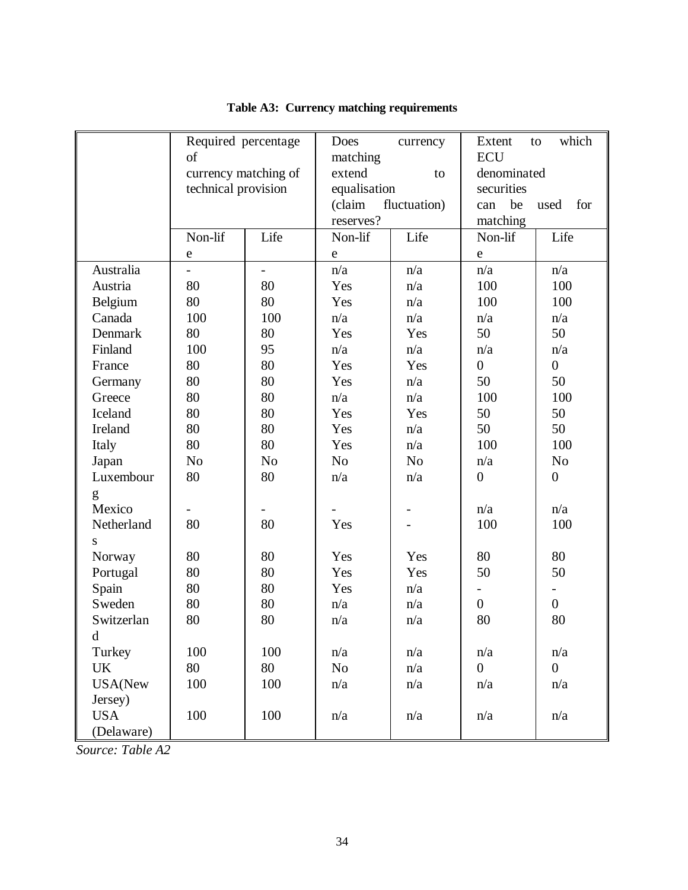**Table A3: Currency matching requirements**

| | Required percentage of currency matching of technical provision | | Does currency matching extend to equalisation (claim fluctuation) reserves? | | Extent to which ECU denominated securities can be used for matching | |
|---|---|---|---|---|---|---|
| | Non-life | Life | Non-life | Life | Non-life | Life |
| Australia | - | - | n/a | n/a | n/a | n/a |
| Austria | 80 | 80 | Yes | n/a | 100 | 100 |
| Belgium | 80 | 80 | Yes | n/a | 100 | 100 |
| Canada | 100 | 100 | n/a | n/a | n/a | n/a |
| Denmark | 80 | 80 | Yes | Yes | 50 | 50 |
| Finland | 100 | 95 | n/a | n/a | n/a | n/a |
| France | 80 | 80 | Yes | Yes | 0 | 0 |
| Germany | 80 | 80 | Yes | n/a | 50 | 50 |
| Greece | 80 | 80 | n/a | n/a | 100 | 100 |
| Iceland | 80 | 80 | Yes | Yes | 50 | 50 |
| Ireland | 80 | 80 | Yes | n/a | 50 | 50 |
| Italy | 80 | 80 | Yes | n/a | 100 | 100 |
| Japan | No | No | No | No | n/a | No |
| Luxembourg | 80 | 80 | n/a | n/a | 0 | 0 |
| Mexico | - | - | - | - | n/a | n/a |
| Netherlands | 80 | 80 | Yes | - | 100 | 100 |
| Norway | 80 | 80 | Yes | Yes | 80 | 80 |
| Portugal | 80 | 80 | Yes | Yes | 50 | 50 |
| Spain | 80 | 80 | Yes | n/a | - | - |
| Sweden | 80 | 80 | n/a | n/a | 0 | 0 |
| Switzerland | 80 | 80 | n/a | n/a | 80 | 80 |
| Turkey | 100 | 100 | n/a | n/a | n/a | n/a |
| UK | 80 | 80 | No | n/a | 0 | 0 |
| USA(New Jersey) | 100 | 100 | n/a | n/a | n/a | n/a |
| USA (Delaware) | 100 | 100 | n/a | n/a | n/a | n/a |

*Source: Table A2*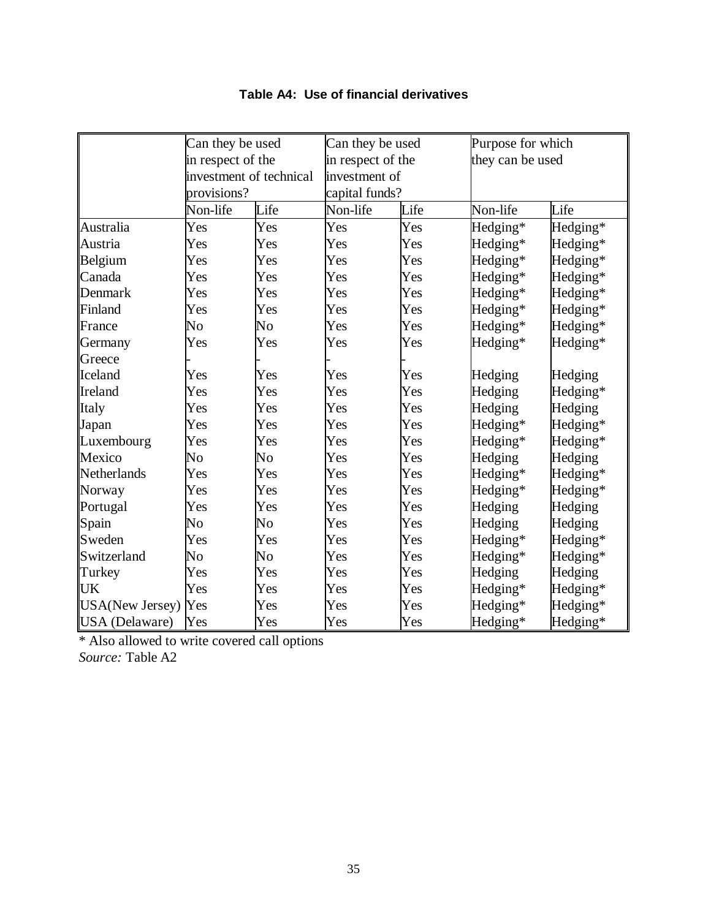### Table A4: Use of financial derivatives

| | Can they be used in respect of the investment of technical provisions? | | Can they be used in respect of the investment of capital funds? | | Purpose for which they can be used | |
|---|---|---|---|---|---|---|
| | Non-life | Life | Non-life | Life | Non-life | Life |
| Australia | Yes | Yes | Yes | Yes | Hedging* | Hedging* |
| Austria | Yes | Yes | Yes | Yes | Hedging* | Hedging* |
| Belgium | Yes | Yes | Yes | Yes | Hedging* | Hedging* |
| Canada | Yes | Yes | Yes | Yes | Hedging* | Hedging* |
| Denmark | Yes | Yes | Yes | Yes | Hedging* | Hedging* |
| Finland | Yes | Yes | Yes | Yes | Hedging* | Hedging* |
| France | No | No | Yes | Yes | Hedging* | Hedging* |
| Germany | Yes | Yes | Yes | Yes | Hedging* | Hedging* |
| Greece | - | - | - | - | | |
| Iceland | Yes | Yes | Yes | Yes | Hedging | Hedging |
| Ireland | Yes | Yes | Yes | Yes | Hedging | Hedging* |
| Italy | Yes | Yes | Yes | Yes | Hedging | Hedging |
| Japan | Yes | Yes | Yes | Yes | Hedging* | Hedging* |
| Luxembourg | Yes | Yes | Yes | Yes | Hedging* | Hedging* |
| Mexico | No | No | Yes | Yes | Hedging | Hedging |
| Netherlands | Yes | Yes | Yes | Yes | Hedging* | Hedging* |
| Norway | Yes | Yes | Yes | Yes | Hedging* | Hedging* |
| Portugal | Yes | Yes | Yes | Yes | Hedging | Hedging |
| Spain | No | No | Yes | Yes | Hedging | Hedging |
| Sweden | Yes | Yes | Yes | Yes | Hedging* | Hedging* |
| Switzerland | No | No | Yes | Yes | Hedging* | Hedging* |
| Turkey | Yes | Yes | Yes | Yes | Hedging | Hedging |
| UK | Yes | Yes | Yes | Yes | Hedging* | Hedging* |
| USA(New Jersey) | Yes | Yes | Yes | Yes | Hedging* | Hedging* |
| USA (Delaware) | Yes | Yes | Yes | Yes | Hedging* | Hedging* |

* Also allowed to write covered call options

*Source:* Table A2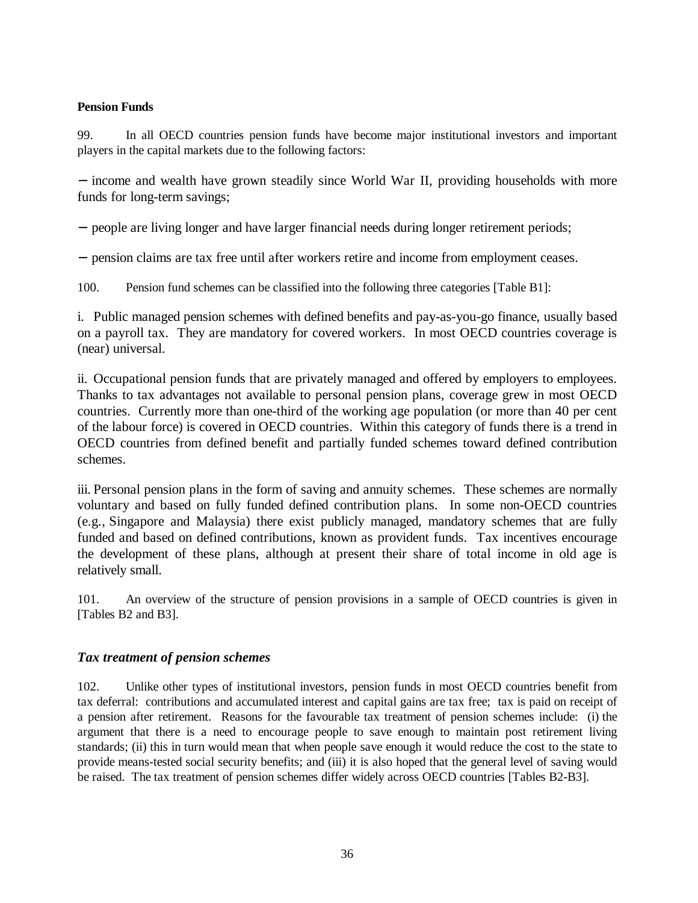**Pension Funds**

99. In all OECD countries pension funds have become major institutional investors and important players in the capital markets due to the following factors:

− income and wealth have grown steadily since World War II, providing households with more funds for long-term savings;

− people are living longer and have larger financial needs during longer retirement periods;

− pension claims are tax free until after workers retire and income from employment ceases.

100. Pension fund schemes can be classified into the following three categories [Table B1]:

i. Public managed pension schemes with defined benefits and pay-as-you-go finance, usually based on a payroll tax. They are mandatory for covered workers. In most OECD countries coverage is (near) universal.

ii. Occupational pension funds that are privately managed and offered by employers to employees. Thanks to tax advantages not available to personal pension plans, coverage grew in most OECD countries. Currently more than one-third of the working age population (or more than 40 per cent of the labour force) is covered in OECD countries. Within this category of funds there is a trend in OECD countries from defined benefit and partially funded schemes toward defined contribution schemes.

iii. Personal pension plans in the form of saving and annuity schemes. These schemes are normally voluntary and based on fully funded defined contribution plans. In some non-OECD countries (e.g., Singapore and Malaysia) there exist publicly managed, mandatory schemes that are fully funded and based on defined contributions, known as provident funds. Tax incentives encourage the development of these plans, although at present their share of total income in old age is relatively small.

101. An overview of the structure of pension provisions in a sample of OECD countries is given in [Tables B2 and B3].

### *Tax treatment of pension schemes*

102. Unlike other types of institutional investors, pension funds in most OECD countries benefit from tax deferral: contributions and accumulated interest and capital gains are tax free; tax is paid on receipt of a pension after retirement. Reasons for the favourable tax treatment of pension schemes include: (i) the argument that there is a need to encourage people to save enough to maintain post retirement living standards; (ii) this in turn would mean that when people save enough it would reduce the cost to the state to provide means-tested social security benefits; and (iii) it is also hoped that the general level of saving would be raised. The tax treatment of pension schemes differ widely across OECD countries [Tables B2-B3].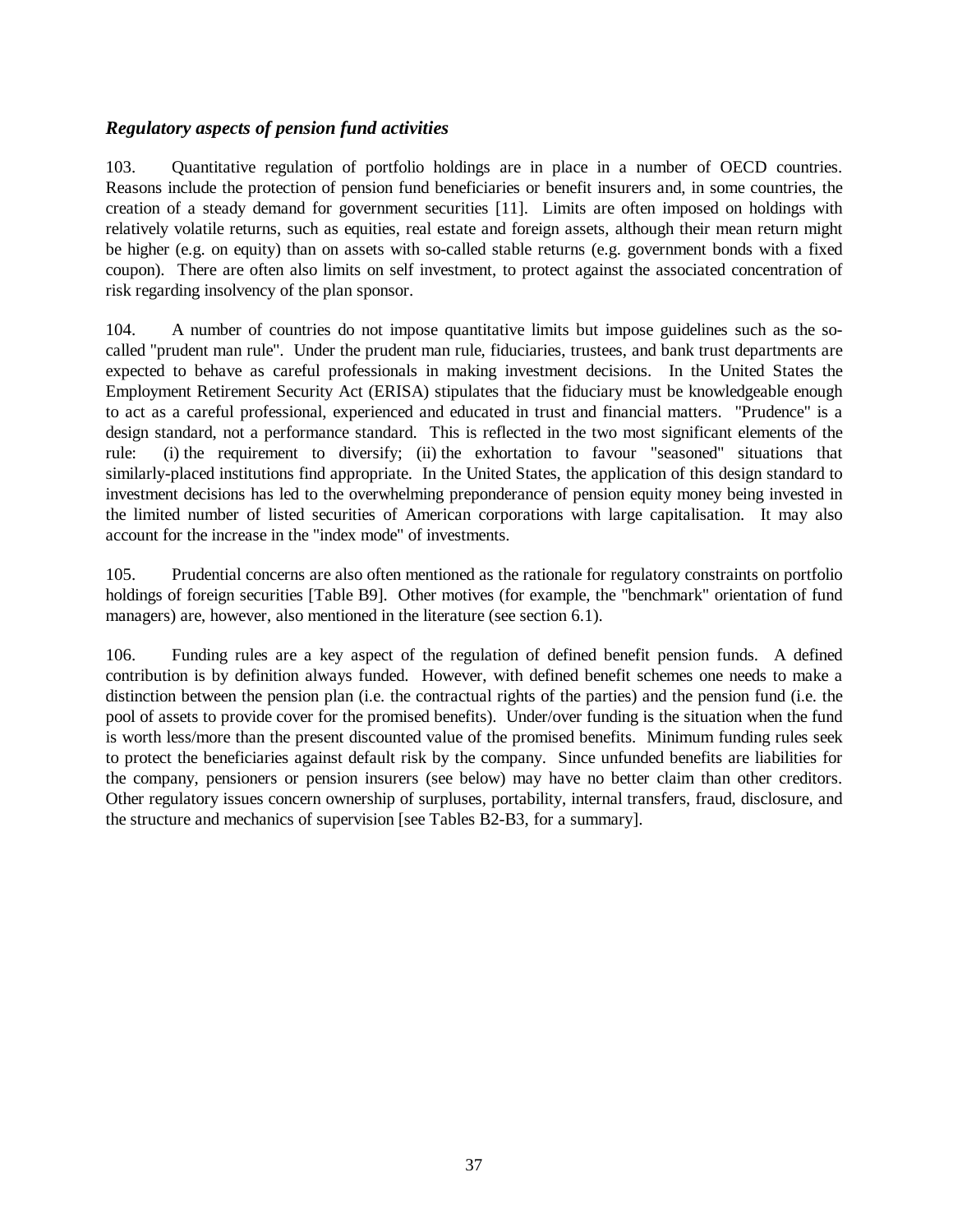### *Regulatory aspects of pension fund activities*

103. Quantitative regulation of portfolio holdings are in place in a number of OECD countries. Reasons include the protection of pension fund beneficiaries or benefit insurers and, in some countries, the creation of a steady demand for government securities [11]. Limits are often imposed on holdings with relatively volatile returns, such as equities, real estate and foreign assets, although their mean return might be higher (e.g. on equity) than on assets with so-called stable returns (e.g. government bonds with a fixed coupon). There are often also limits on self investment, to protect against the associated concentration of risk regarding insolvency of the plan sponsor.

104. A number of countries do not impose quantitative limits but impose guidelines such as the so-called "prudent man rule". Under the prudent man rule, fiduciaries, trustees, and bank trust departments are expected to behave as careful professionals in making investment decisions. In the United States the Employment Retirement Security Act (ERISA) stipulates that the fiduciary must be knowledgeable enough to act as a careful professional, experienced and educated in trust and financial matters. "Prudence" is a design standard, not a performance standard. This is reflected in the two most significant elements of the rule: (i) the requirement to diversify; (ii) the exhortation to favour "seasoned" situations that similarly-placed institutions find appropriate. In the United States, the application of this design standard to investment decisions has led to the overwhelming preponderance of pension equity money being invested in the limited number of listed securities of American corporations with large capitalisation. It may also account for the increase in the "index mode" of investments.

105. Prudential concerns are also often mentioned as the rationale for regulatory constraints on portfolio holdings of foreign securities [Table B9]. Other motives (for example, the "benchmark" orientation of fund managers) are, however, also mentioned in the literature (see section 6.1).

106. Funding rules are a key aspect of the regulation of defined benefit pension funds. A defined contribution is by definition always funded. However, with defined benefit schemes one needs to make a distinction between the pension plan (i.e. the contractual rights of the parties) and the pension fund (i.e. the pool of assets to provide cover for the promised benefits). Under/over funding is the situation when the fund is worth less/more than the present discounted value of the promised benefits. Minimum funding rules seek to protect the beneficiaries against default risk by the company. Since unfunded benefits are liabilities for the company, pensioners or pension insurers (see below) may have no better claim than other creditors. Other regulatory issues concern ownership of surpluses, portability, internal transfers, fraud, disclosure, and the structure and mechanics of supervision [see Tables B2-B3, for a summary].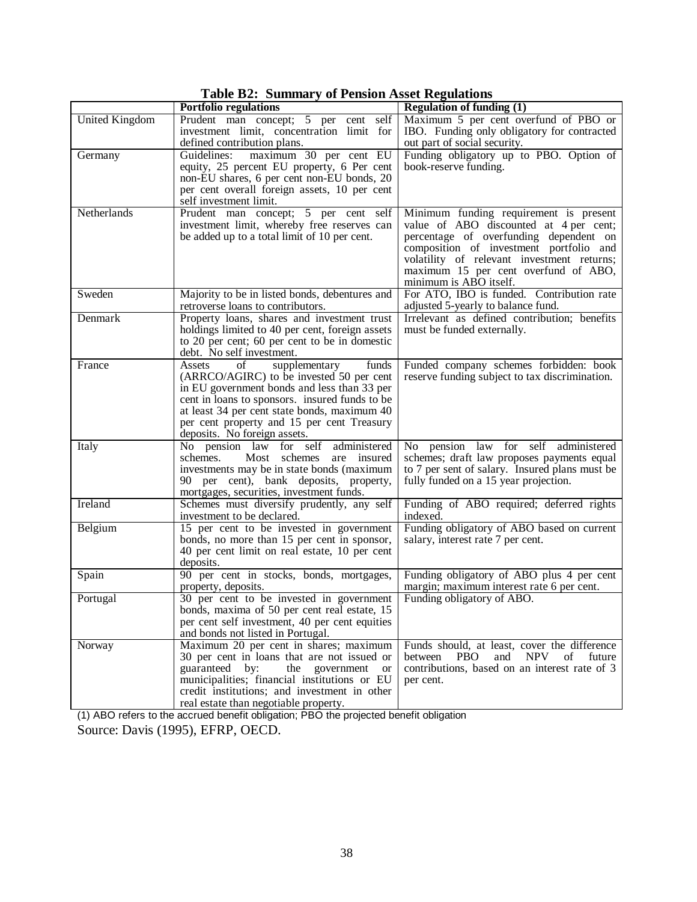**Table B2: Summary of Pension Asset Regulations**

| | Portfolio regulations | Regulation of funding (1) |
|---|---|---|
| United Kingdom | Prudent man concept; 5 per cent self investment limit, concentration limit for defined contribution plans. | Maximum 5 per cent overfund of PBO or IBO. Funding only obligatory for contracted out part of social security. |
| Germany | Guidelines: maximum 30 per cent EU equity, 25 percent EU property, 6 Per cent non-EU shares, 6 per cent non-EU bonds, 20 per cent overall foreign assets, 10 per cent self investment limit. | Funding obligatory up to PBO. Option of book-reserve funding. |
| Netherlands | Prudent man concept; 5 per cent self investment limit, whereby free reserves can be added up to a total limit of 10 per cent. | Minimum funding requirement is present value of ABO discounted at 4 per cent; percentage of overfunding dependent on composition of investment portfolio and volatility of relevant investment returns; maximum 15 per cent overfund of ABO, minimum is ABO itself. |
| Sweden | Majority to be in listed bonds, debentures and retroverse loans to contributors. | For ATO, IBO is funded. Contribution rate adjusted 5-yearly to balance fund. |
| Denmark | Property loans, shares and investment trust holdings limited to 40 per cent, foreign assets to 20 per cent; 60 per cent to be in domestic debt. No self investment. | Irrelevant as defined contribution; benefits must be funded externally. |
| France | Assets of supplementary funds (ARRCO/AGIRC) to be invested 50 per cent in EU government bonds and less than 33 per cent in loans to sponsors. insured funds to be at least 34 per cent state bonds, maximum 40 per cent property and 15 per cent Treasury deposits. No foreign assets. | Funded company schemes forbidden: book reserve funding subject to tax discrimination. |
| Italy | No pension law for self administered schemes. Most schemes are insured investments may be in state bonds (maximum 90 per cent), bank deposits, property, mortgages, securities, investment funds. | No pension law for self administered schemes; draft law proposes payments equal to 7 per sent of salary. Insured plans must be fully funded on a 15 year projection. |
| Ireland | Schemes must diversify prudently, any self investment to be declared. | Funding of ABO required; deferred rights indexed. |
| Belgium | 15 per cent to be invested in government bonds, no more than 15 per cent in sponsor, 40 per cent limit on real estate, 10 per cent deposits. | Funding obligatory of ABO based on current salary, interest rate 7 per cent. |
| Spain | 90 per cent in stocks, bonds, mortgages, property, deposits. | Funding obligatory of ABO plus 4 per cent margin; maximum interest rate 6 per cent. |
| Portugal | 30 per cent to be invested in government bonds, maxima of 50 per cent real estate, 15 per cent self investment, 40 per cent equities and bonds not listed in Portugal. | Funding obligatory of ABO. |
| Norway | Maximum 20 per cent in shares; maximum 30 per cent in loans that are not issued or guaranteed by: the government or municipalities; financial institutions or EU credit institutions; and investment in other real estate than negotiable property. | Funds should, at least, cover the difference between PBO and NPV of future contributions, based on an interest rate of 3 per cent. |

(1) ABO refers to the accrued benefit obligation; PBO the projected benefit obligation

Source: Davis (1995), EFRP, OECD.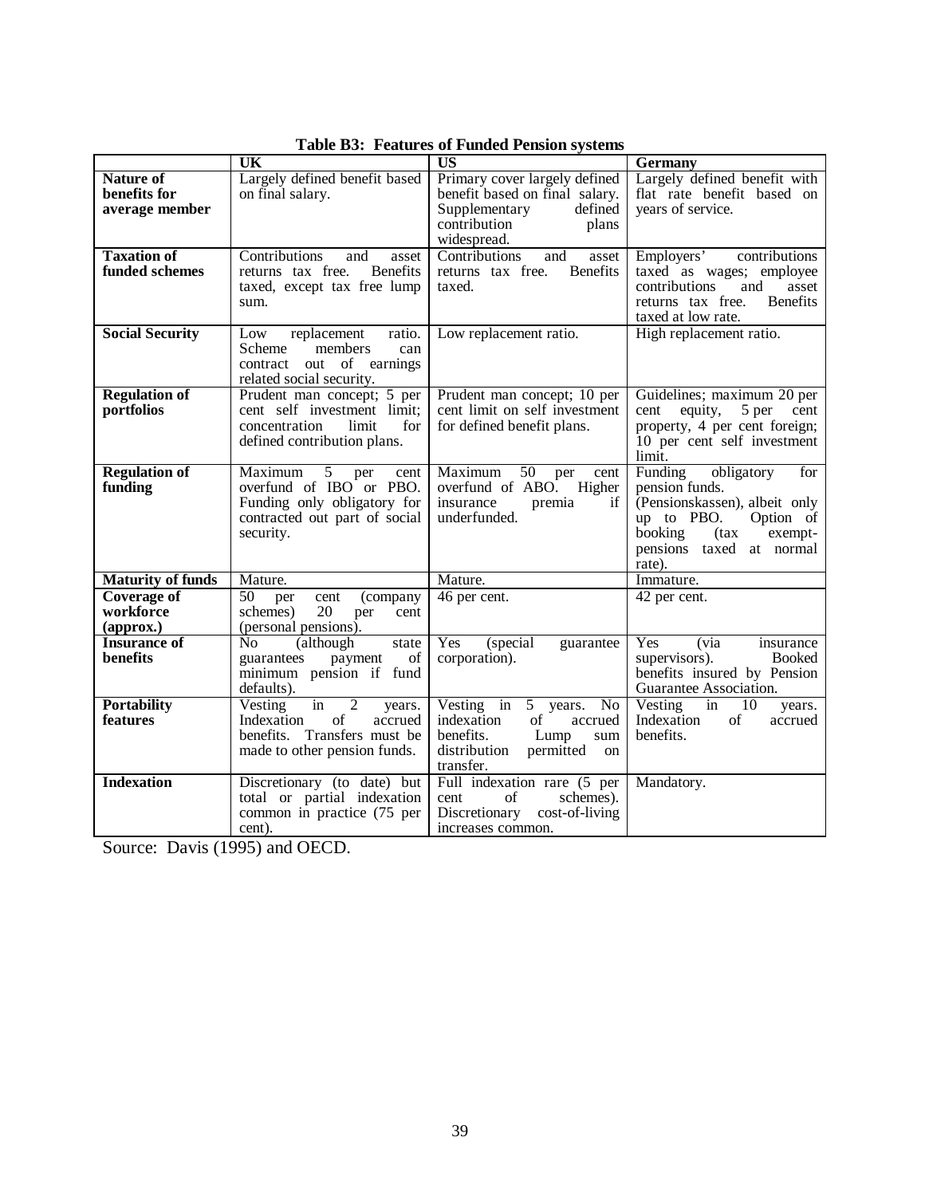**Table B3: Features of Funded Pension systems**

| | UK | US | Germany |
|---|---|---|---|
| **Nature of benefits for average member** | Largely defined benefit based on final salary. | Primary cover largely defined benefit based on final salary. Supplementary defined contribution plans widespread. | Largely defined benefit with flat rate benefit based on years of service. |
| **Taxation of funded schemes** | Contributions and asset returns tax free. Benefits taxed, except tax free lump sum. | Contributions and asset returns tax free. Benefits taxed. | Employers' contributions taxed as wages; employee contributions and asset returns tax free. Benefits taxed at low rate. |
| **Social Security** | Low replacement ratio. Scheme members can contract out of earnings related social security. | Low replacement ratio. | High replacement ratio. |
| **Regulation of portfolios** | Prudent man concept; 5 per cent self investment limit; concentration limit for defined contribution plans. | Prudent man concept; 10 per cent limit on self investment for defined benefit plans. | Guidelines; maximum 20 per cent equity, 5 per cent property, 4 per cent foreign; 10 per cent self investment limit. |
| **Regulation of funding** | Maximum 5 per cent overfund of IBO or PBO. Funding only obligatory for contracted out part of social security. | Maximum 50 per cent overfund of ABO. Higher insurance premia if underfunded. | Funding obligatory for pension funds. (Pensionskassen), albeit only up to PBO. Option of booking (tax exempt-pensions taxed at normal rate). |
| **Maturity of funds** | Mature. | Mature. | Immature. |
| **Coverage of workforce (approx.)** | 50 per cent (company schemes) 20 per cent (personal pensions). | 46 per cent. | 42 per cent. |
| **Insurance of benefits** | No (although state guarantees payment of minimum pension if fund defaults). | Yes (special guarantee corporation). | Yes (via insurance supervisors). Booked benefits insured by Pension Guarantee Association. |
| **Portability features** | Vesting in 2 years. Indexation of accrued benefits. Transfers must be made to other pension funds. | Vesting in 5 years. No indexation of accrued benefits. Lump sum distribution permitted on transfer. | Vesting in 10 years. Indexation of accrued benefits. |
| **Indexation** | Discretionary (to date) but total or partial indexation common in practice (75 per cent). | Full indexation rare (5 per cent of schemes). Discretionary cost-of-living increases common. | Mandatory. |

Source: Davis (1995) and OECD.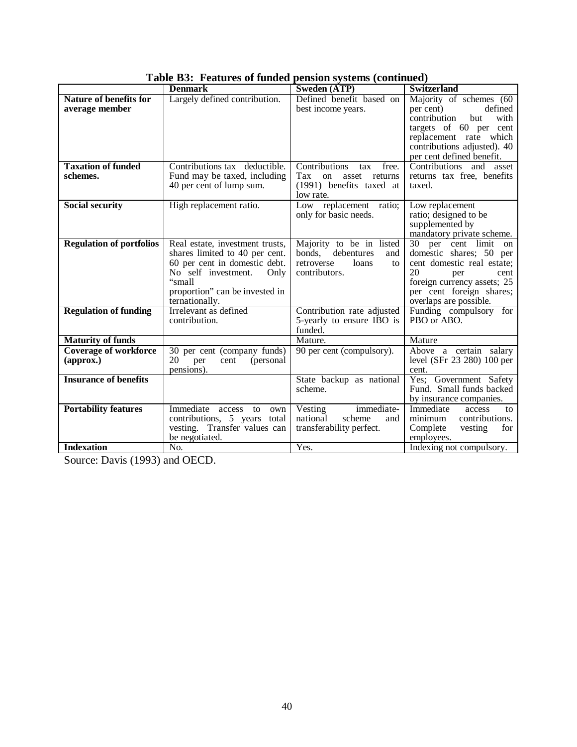**Table B3: Features of funded pension systems (continued)**

| | Denmark | Sweden (ATP) | Switzerland |
|---|---|---|---|
| **Nature of benefits for average member** | Largely defined contribution. | Defined benefit based on best income years. | Majority of schemes (60 per cent) defined contribution but with targets of 60 per cent replacement rate which contributions adjusted). 40 per cent defined benefit. |
| **Taxation of funded schemes.** | Contributions tax deductible. Fund may be taxed, including 40 per cent of lump sum. | Contributions tax free. Tax on asset returns (1991) benefits taxed at low rate. | Contributions and asset returns tax free, benefits taxed. |
| **Social security** | High replacement ratio. | Low replacement ratio; only for basic needs. | Low replacement ratio; designed to be supplemented by mandatory private scheme. |
| **Regulation of portfolios** | Real estate, investment trusts, shares limited to 40 per cent. 60 per cent in domestic debt. No self investment. Only "small proportion" can be invested internationally. | Majority to be in listed bonds, debentures and retroverse loans to contributors. | 30 per cent limit on domestic shares; 50 per cent domestic real estate; 20 per cent foreign currency assets; 25 per cent foreign shares; overlaps are possible. |
| **Regulation of funding** | Irrelevant as defined contribution. | Contribution rate adjusted 5-yearly to ensure IBO is funded. | Funding compulsory for PBO or ABO. |
| **Maturity of funds** | | Mature. | Mature |
| **Coverage of workforce (approx.)** | 30 per cent (company funds) 20 per cent (personal pensions). | 90 per cent (compulsory). | Above a certain salary level (SFr 23 280) 100 per cent. |
| **Insurance of benefits** | | State backup as national scheme. | Yes; Government Safety Fund. Small funds backed by insurance companies. |
| **Portability features** | Immediate access to own contributions, 5 years total vesting. Transfer values can be negotiated. | Vesting immediate-national scheme and transferability perfect. | Immediate access to minimum contributions. Complete vesting for employees. |
| **Indexation** | No. | Yes. | Indexing not compulsory. |

Source: Davis (1993) and OECD.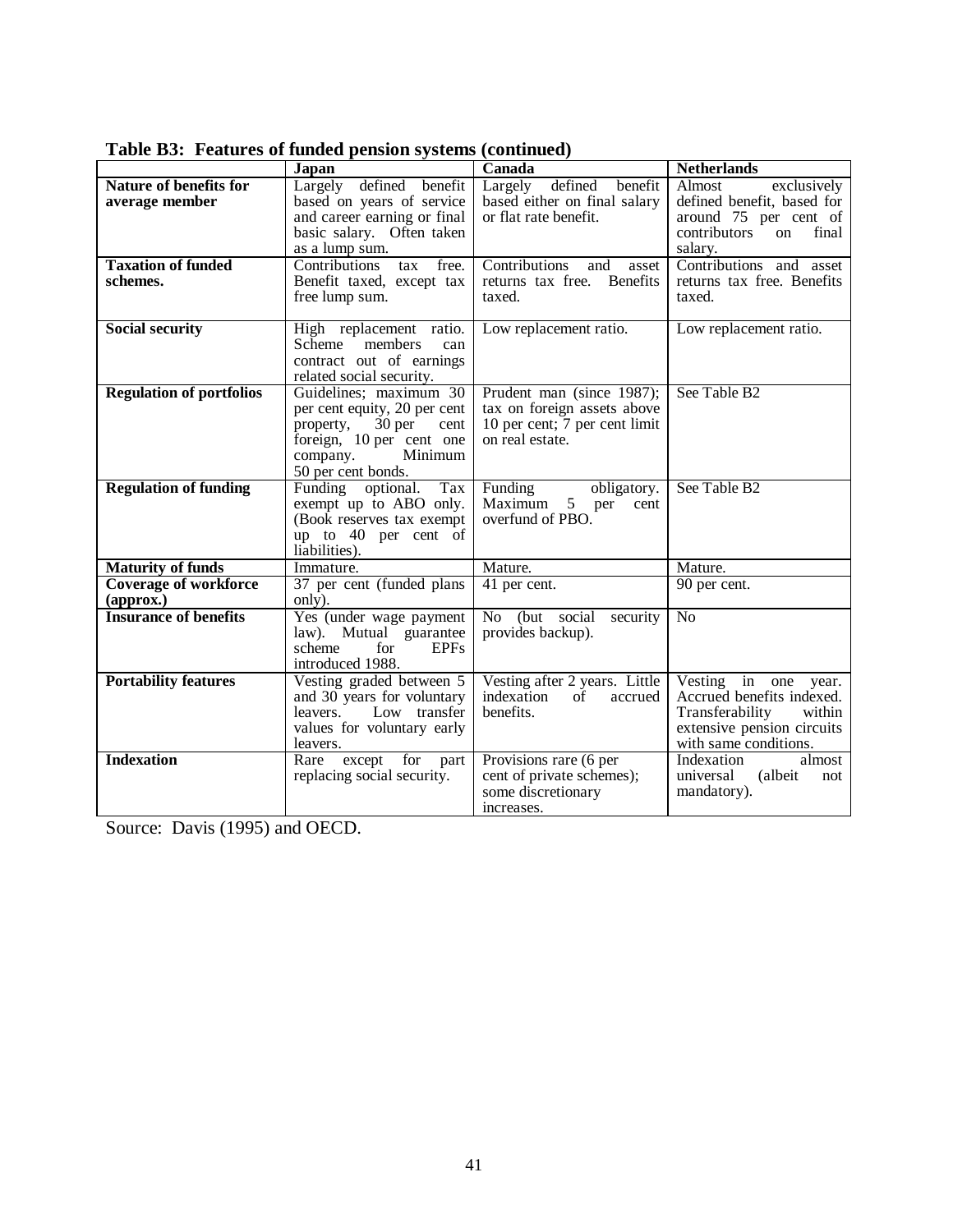**Table B3: Features of funded pension systems (continued)**

| | Japan | Canada | Netherlands |
|---|---|---|---|
| **Nature of benefits for average member** | Largely defined benefit based on years of service and career earning or final basic salary. Often taken as a lump sum. | Largely defined benefit based either on final salary or flat rate benefit. | Almost exclusively defined benefit, based for around 75 per cent of contributors on final salary. |
| **Taxation of funded schemes.** | Contributions tax free. Benefit taxed, except tax free lump sum. | Contributions and asset returns tax free. Benefits taxed. | Contributions and asset returns tax free. Benefits taxed. |
| **Social security** | High replacement ratio. Scheme members can contract out of earnings related social security. | Low replacement ratio. | Low replacement ratio. |
| **Regulation of portfolios** | Guidelines; maximum 30 per cent equity, 20 per cent property, 30 per cent foreign, 10 per cent one company. Minimum 50 per cent bonds. | Prudent man (since 1987); tax on foreign assets above 10 per cent; 7 per cent limit on real estate. | See Table B2 |
| **Regulation of funding** | Funding optional. Tax exempt up to ABO only. (Book reserves tax exempt up to 40 per cent of liabilities). | Funding obligatory. Maximum 5 per cent overfund of PBO. | See Table B2 |
| **Maturity of funds** | Immature. | Mature. | Mature. |
| **Coverage of workforce (approx.)** | 37 per cent (funded plans only). | 41 per cent. | 90 per cent. |
| **Insurance of benefits** | Yes (under wage payment law). Mutual guarantee scheme for EPFs introduced 1988. | No (but social security provides backup). | No |
| **Portability features** | Vesting graded between 5 and 30 years for voluntary leavers. Low transfer values for voluntary early leavers. | Vesting after 2 years. Little indexation of accrued benefits. | Vesting in one year. Accrued benefits indexed. Transferability within extensive pension circuits with same conditions. |
| **Indexation** | Rare except for part replacing social security. | Provisions rare (6 per cent of private schemes); some discretionary increases. | Indexation almost universal (albeit not mandatory). |

Source: Davis (1995) and OECD.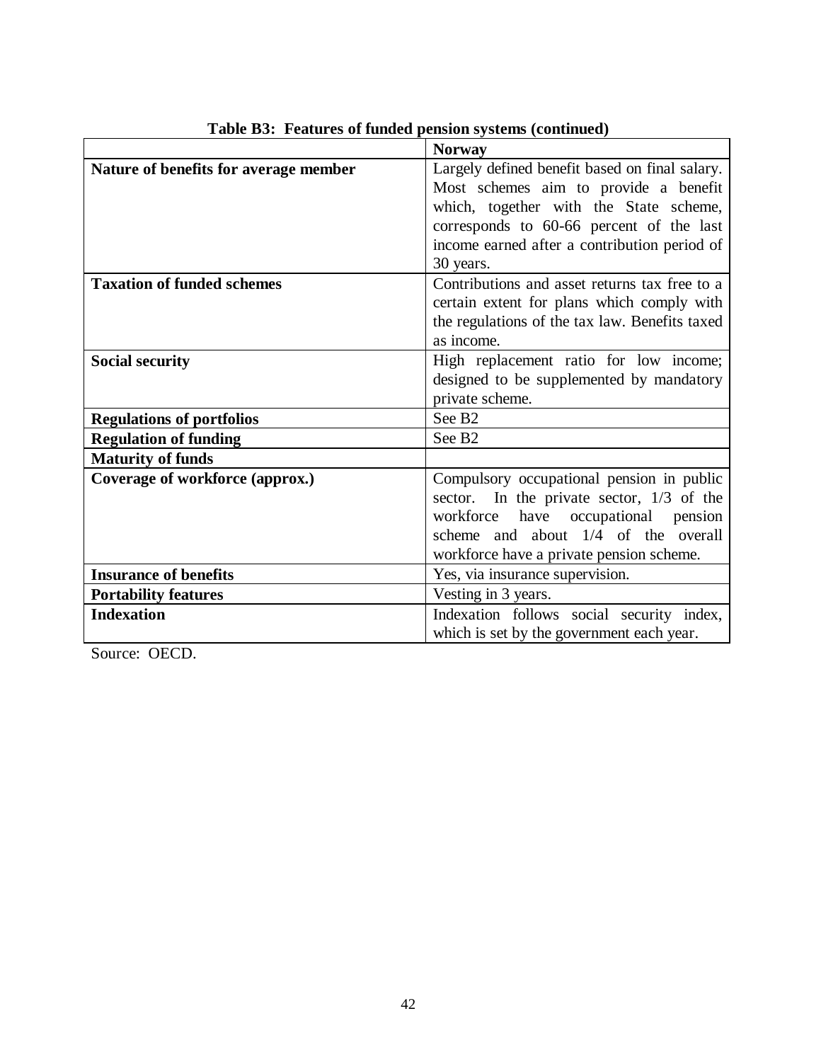**Table B3: Features of funded pension systems (continued)**

| | **Norway** |
|---|---|
| **Nature of benefits for average member** | Largely defined benefit based on final salary. Most schemes aim to provide a benefit which, together with the State scheme, corresponds to 60-66 percent of the last income earned after a contribution period of 30 years. |
| **Taxation of funded schemes** | Contributions and asset returns tax free to a certain extent for plans which comply with the regulations of the tax law. Benefits taxed as income. |
| **Social security** | High replacement ratio for low income; designed to be supplemented by mandatory private scheme. |
| **Regulations of portfolios** | See B2 |
| **Regulation of funding** | See B2 |
| **Maturity of funds** | |
| **Coverage of workforce (approx.)** | Compulsory occupational pension in public sector. In the private sector, 1/3 of the workforce have occupational pension scheme and about 1/4 of the overall workforce have a private pension scheme. |
| **Insurance of benefits** | Yes, via insurance supervision. |
| **Portability features** | Vesting in 3 years. |
| **Indexation** | Indexation follows social security index, which is set by the government each year. |

Source: OECD.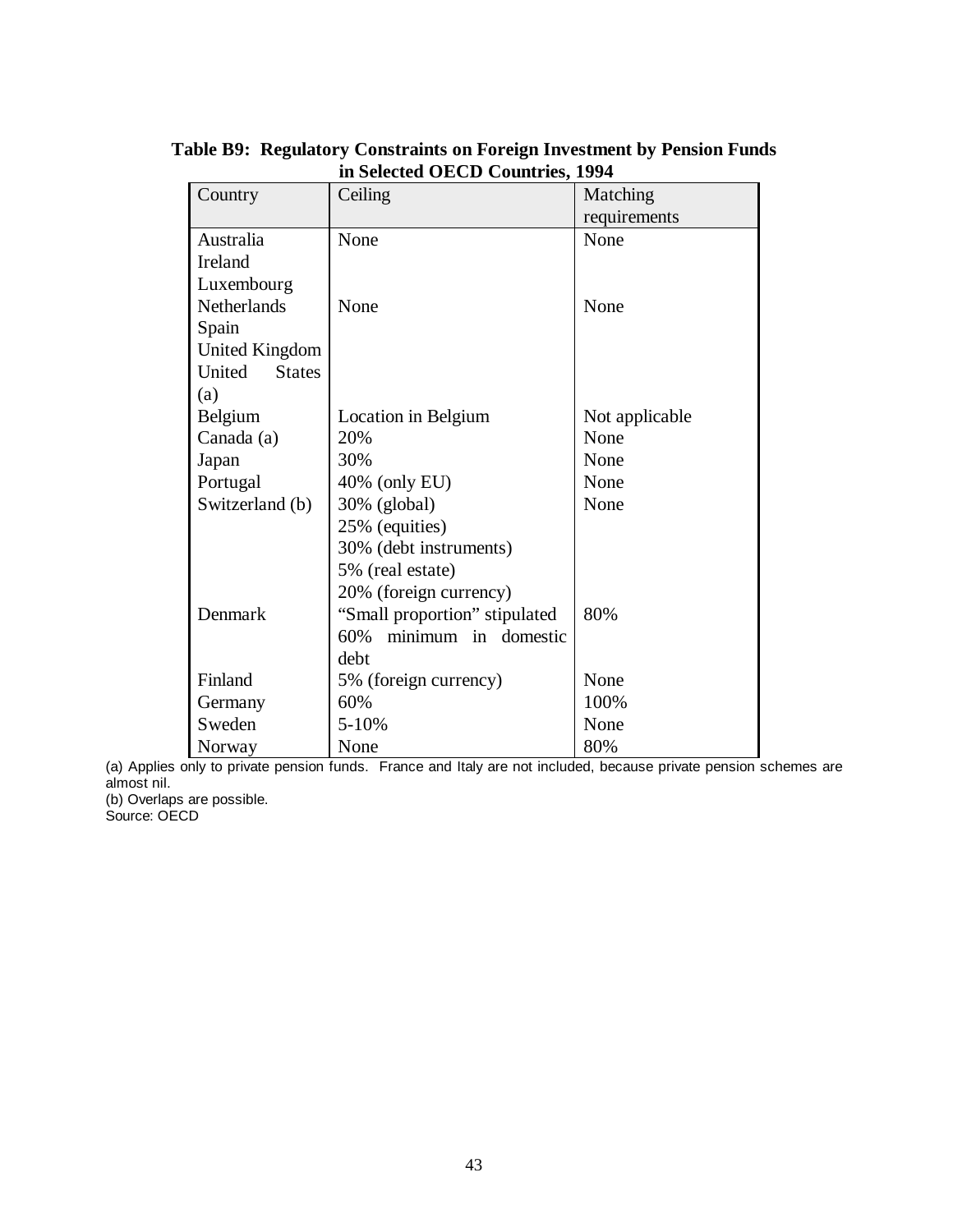**Table B9: Regulatory Constraints on Foreign Investment by Pension Funds in Selected OECD Countries, 1994**

| Country | Ceiling | Matching requirements |
|---|---|---|
| Australia<br>Ireland<br>Luxembourg | None | None |
| Netherlands<br>Spain<br>United Kingdom<br>United States (a) | None | None |
| Belgium | Location in Belgium | Not applicable |
| Canada (a) | 20% | None |
| Japan | 30% | None |
| Portugal | 40% (only EU) | None |
| Switzerland (b) | 30% (global)<br>25% (equities)<br>30% (debt instruments)<br>5% (real estate)<br>20% (foreign currency) | None |
| Denmark | "Small proportion" stipulated 60% minimum in domestic debt | 80% |
| Finland | 5% (foreign currency) | None |
| Germany | 60% | 100% |
| Sweden | 5-10% | None |
| Norway | None | 80% |

(a) Applies only to private pension funds. France and Italy are not included, because private pension schemes are almost nil.
(b) Overlaps are possible.
Source: OECD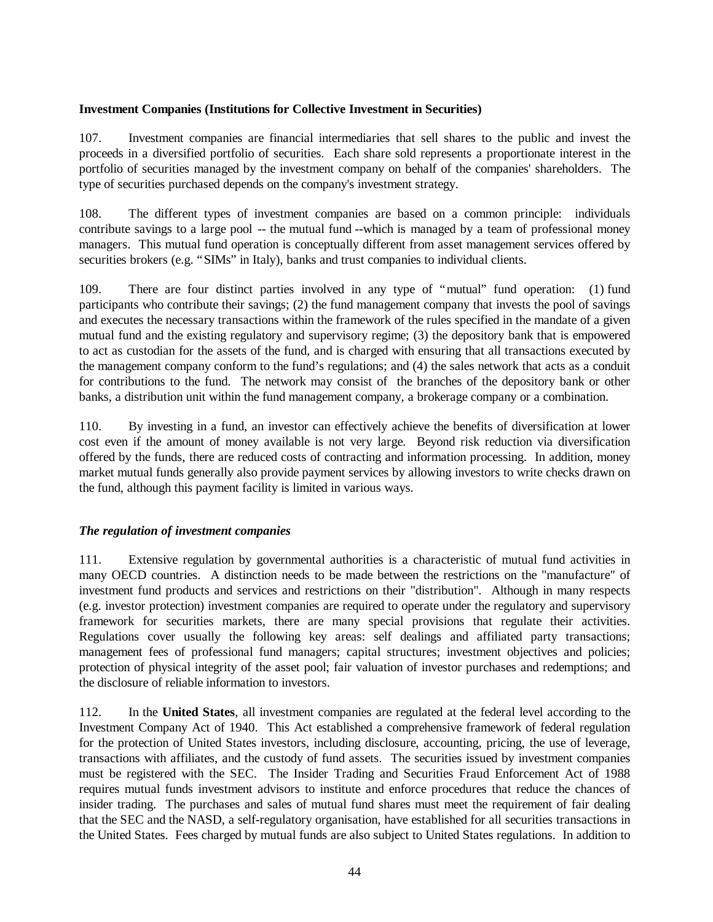**Investment Companies (Institutions for Collective Investment in Securities)**

107. Investment companies are financial intermediaries that sell shares to the public and invest the proceeds in a diversified portfolio of securities. Each share sold represents a proportionate interest in the portfolio of securities managed by the investment company on behalf of the companies' shareholders. The type of securities purchased depends on the company's investment strategy.

108. The different types of investment companies are based on a common principle: individuals contribute savings to a large pool -- the mutual fund --which is managed by a team of professional money managers. This mutual fund operation is conceptually different from asset management services offered by securities brokers (e.g. "SIMs" in Italy), banks and trust companies to individual clients.

109. There are four distinct parties involved in any type of "mutual" fund operation: (1) fund participants who contribute their savings; (2) the fund management company that invests the pool of savings and executes the necessary transactions within the framework of the rules specified in the mandate of a given mutual fund and the existing regulatory and supervisory regime; (3) the depository bank that is empowered to act as custodian for the assets of the fund, and is charged with ensuring that all transactions executed by the management company conform to the fund's regulations; and (4) the sales network that acts as a conduit for contributions to the fund. The network may consist of the branches of the depository bank or other banks, a distribution unit within the fund management company, a brokerage company or a combination.

110. By investing in a fund, an investor can effectively achieve the benefits of diversification at lower cost even if the amount of money available is not very large. Beyond risk reduction via diversification offered by the funds, there are reduced costs of contracting and information processing. In addition, money market mutual funds generally also provide payment services by allowing investors to write checks drawn on the fund, although this payment facility is limited in various ways.

***The regulation of investment companies***

111. Extensive regulation by governmental authorities is a characteristic of mutual fund activities in many OECD countries. A distinction needs to be made between the restrictions on the "manufacture" of investment fund products and services and restrictions on their "distribution". Although in many respects (e.g. investor protection) investment companies are required to operate under the regulatory and supervisory framework for securities markets, there are many special provisions that regulate their activities. Regulations cover usually the following key areas: self dealings and affiliated party transactions; management fees of professional fund managers; capital structures; investment objectives and policies; protection of physical integrity of the asset pool; fair valuation of investor purchases and redemptions; and the disclosure of reliable information to investors.

112. In the **United States**, all investment companies are regulated at the federal level according to the Investment Company Act of 1940. This Act established a comprehensive framework of federal regulation for the protection of United States investors, including disclosure, accounting, pricing, the use of leverage, transactions with affiliates, and the custody of fund assets. The securities issued by investment companies must be registered with the SEC. The Insider Trading and Securities Fraud Enforcement Act of 1988 requires mutual funds investment advisors to institute and enforce procedures that reduce the chances of insider trading. The purchases and sales of mutual fund shares must meet the requirement of fair dealing that the SEC and the NASD, a self-regulatory organisation, have established for all securities transactions in the United States. Fees charged by mutual funds are also subject to United States regulations. In addition to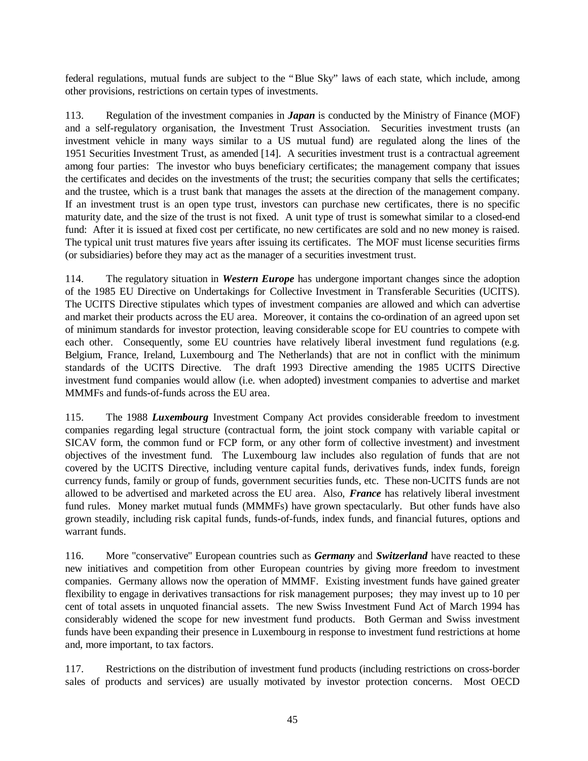federal regulations, mutual funds are subject to the "Blue Sky" laws of each state, which include, among other provisions, restrictions on certain types of investments.

113. Regulation of the investment companies in ***Japan*** is conducted by the Ministry of Finance (MOF) and a self-regulatory organisation, the Investment Trust Association. Securities investment trusts (an investment vehicle in many ways similar to a US mutual fund) are regulated along the lines of the 1951 Securities Investment Trust, as amended [14]. A securities investment trust is a contractual agreement among four parties: The investor who buys beneficiary certificates; the management company that issues the certificates and decides on the investments of the trust; the securities company that sells the certificates; and the trustee, which is a trust bank that manages the assets at the direction of the management company. If an investment trust is an open type trust, investors can purchase new certificates, there is no specific maturity date, and the size of the trust is not fixed. A unit type of trust is somewhat similar to a closed-end fund: After it is issued at fixed cost per certificate, no new certificates are sold and no new money is raised. The typical unit trust matures five years after issuing its certificates. The MOF must license securities firms (or subsidiaries) before they may act as the manager of a securities investment trust.

114. The regulatory situation in ***Western Europe*** has undergone important changes since the adoption of the 1985 EU Directive on Undertakings for Collective Investment in Transferable Securities (UCITS). The UCITS Directive stipulates which types of investment companies are allowed and which can advertise and market their products across the EU area. Moreover, it contains the co-ordination of an agreed upon set of minimum standards for investor protection, leaving considerable scope for EU countries to compete with each other. Consequently, some EU countries have relatively liberal investment fund regulations (e.g. Belgium, France, Ireland, Luxembourg and The Netherlands) that are not in conflict with the minimum standards of the UCITS Directive. The draft 1993 Directive amending the 1985 UCITS Directive investment fund companies would allow (i.e. when adopted) investment companies to advertise and market MMMFs and funds-of-funds across the EU area.

115. The 1988 ***Luxembourg*** Investment Company Act provides considerable freedom to investment companies regarding legal structure (contractual form, the joint stock company with variable capital or SICAV form, the common fund or FCP form, or any other form of collective investment) and investment objectives of the investment fund. The Luxembourg law includes also regulation of funds that are not covered by the UCITS Directive, including venture capital funds, derivatives funds, index funds, foreign currency funds, family or group of funds, government securities funds, etc. These non-UCITS funds are not allowed to be advertised and marketed across the EU area. Also, ***France*** has relatively liberal investment fund rules. Money market mutual funds (MMMFs) have grown spectacularly. But other funds have also grown steadily, including risk capital funds, funds-of-funds, index funds, and financial futures, options and warrant funds.

116. More "conservative" European countries such as ***Germany*** and ***Switzerland*** have reacted to these new initiatives and competition from other European countries by giving more freedom to investment companies. Germany allows now the operation of MMMF. Existing investment funds have gained greater flexibility to engage in derivatives transactions for risk management purposes; they may invest up to 10 per cent of total assets in unquoted financial assets. The new Swiss Investment Fund Act of March 1994 has considerably widened the scope for new investment fund products. Both German and Swiss investment funds have been expanding their presence in Luxembourg in response to investment fund restrictions at home and, more important, to tax factors.

117. Restrictions on the distribution of investment fund products (including restrictions on cross-border sales of products and services) are usually motivated by investor protection concerns. Most OECD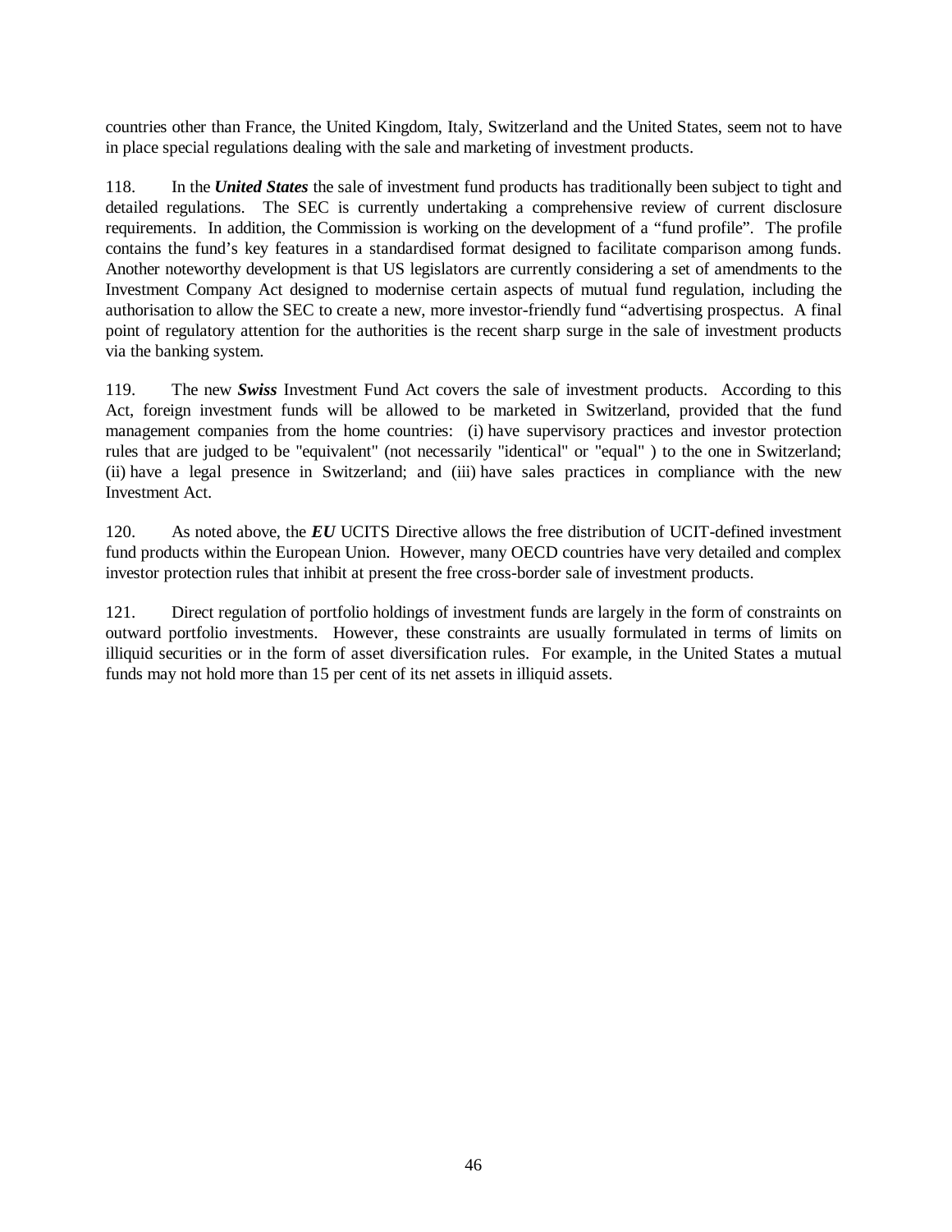countries other than France, the United Kingdom, Italy, Switzerland and the United States, seem not to have in place special regulations dealing with the sale and marketing of investment products.

118. In the ***United States*** the sale of investment fund products has traditionally been subject to tight and detailed regulations. The SEC is currently undertaking a comprehensive review of current disclosure requirements. In addition, the Commission is working on the development of a “fund profile”. The profile contains the fund’s key features in a standardised format designed to facilitate comparison among funds. Another noteworthy development is that US legislators are currently considering a set of amendments to the Investment Company Act designed to modernise certain aspects of mutual fund regulation, including the authorisation to allow the SEC to create a new, more investor-friendly fund “advertising prospectus. A final point of regulatory attention for the authorities is the recent sharp surge in the sale of investment products via the banking system.

119. The new ***Swiss*** Investment Fund Act covers the sale of investment products. According to this Act, foreign investment funds will be allowed to be marketed in Switzerland, provided that the fund management companies from the home countries: (i) have supervisory practices and investor protection rules that are judged to be "equivalent" (not necessarily "identical" or "equal" ) to the one in Switzerland; (ii) have a legal presence in Switzerland; and (iii) have sales practices in compliance with the new Investment Act.

120. As noted above, the ***EU*** UCITS Directive allows the free distribution of UCIT-defined investment fund products within the European Union. However, many OECD countries have very detailed and complex investor protection rules that inhibit at present the free cross-border sale of investment products.

121. Direct regulation of portfolio holdings of investment funds are largely in the form of constraints on outward portfolio investments. However, these constraints are usually formulated in terms of limits on illiquid securities or in the form of asset diversification rules. For example, in the United States a mutual funds may not hold more than 15 per cent of its net assets in illiquid assets.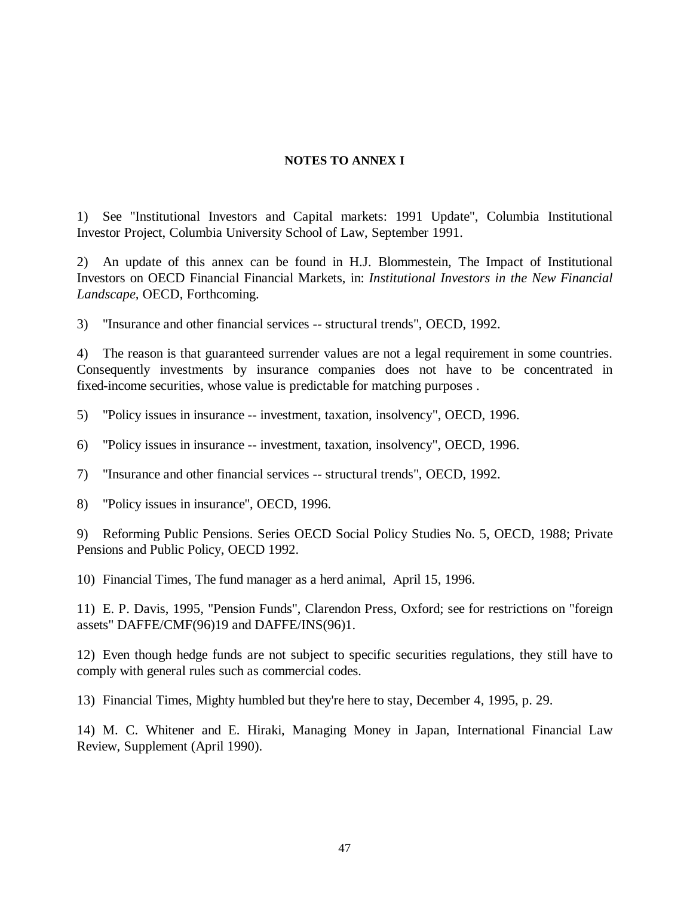**NOTES TO ANNEX I**

1) See "Institutional Investors and Capital markets: 1991 Update", Columbia Institutional Investor Project, Columbia University School of Law, September 1991.

2) An update of this annex can be found in H.J. Blommestein, The Impact of Institutional Investors on OECD Financial Financial Markets, in: *Institutional Investors in the New Financial Landscape*, OECD, Forthcoming.

3) "Insurance and other financial services -- structural trends", OECD, 1992.

4) The reason is that guaranteed surrender values are not a legal requirement in some countries. Consequently investments by insurance companies does not have to be concentrated in fixed-income securities, whose value is predictable for matching purposes .

5) "Policy issues in insurance -- investment, taxation, insolvency", OECD, 1996.

6) "Policy issues in insurance -- investment, taxation, insolvency", OECD, 1996.

7) "Insurance and other financial services -- structural trends", OECD, 1992.

8) "Policy issues in insurance", OECD, 1996.

9) Reforming Public Pensions. Series OECD Social Policy Studies No. 5, OECD, 1988; Private Pensions and Public Policy, OECD 1992.

10) Financial Times, The fund manager as a herd animal, April 15, 1996.

11) E. P. Davis, 1995, "Pension Funds", Clarendon Press, Oxford; see for restrictions on "foreign assets" DAFFE/CMF(96)19 and DAFFE/INS(96)1.

12) Even though hedge funds are not subject to specific securities regulations, they still have to comply with general rules such as commercial codes.

13) Financial Times, Mighty humbled but they're here to stay, December 4, 1995, p. 29.

14) M. C. Whitener and E. Hiraki, Managing Money in Japan, International Financial Law Review, Supplement (April 1990).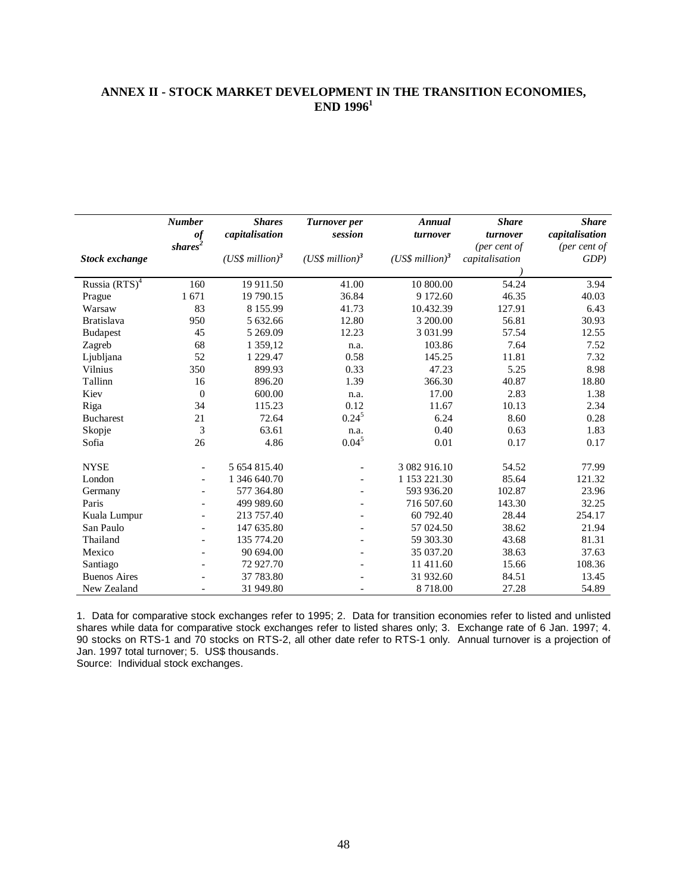## ANNEX II - STOCK MARKET DEVELOPMENT IN THE TRANSITION ECONOMIES, END 1996[1]

| Stock exchange | *Number of shares*[2] | *Shares capitalisation (US$ million)*[3] | *Turnover per session (US$ million)*[3] | *Annual turnover (US$ million)*[3] | *Share turnover (per cent of capitalisation)* | *Share capitalisation (per cent of GDP)* |
|---|---|---|---|---|---|---|
| Russia (RTS)[4] | 160 | 19 911.50 | 41.00 | 10 800.00 | 54.24 | 3.94 |
| Prague | 1 671 | 19 790.15 | 36.84 | 9 172.60 | 46.35 | 40.03 |
| Warsaw | 83 | 8 155.99 | 41.73 | 10.432.39 | 127.91 | 6.43 |
| Bratislava | 950 | 5 632.66 | 12.80 | 3 200.00 | 56.81 | 30.93 |
| Budapest | 45 | 5 269.09 | 12.23 | 3 031.99 | 57.54 | 12.55 |
| Zagreb | 68 | 1 359,12 | n.a. | 103.86 | 7.64 | 7.52 |
| Ljubljana | 52 | 1 229.47 | 0.58 | 145.25 | 11.81 | 7.32 |
| Vilnius | 350 | 899.93 | 0.33 | 47.23 | 5.25 | 8.98 |
| Tallinn | 16 | 896.20 | 1.39 | 366.30 | 40.87 | 18.80 |
| Kiev | 0 | 600.00 | n.a. | 17.00 | 2.83 | 1.38 |
| Riga | 34 | 115.23 | 0.12 | 11.67 | 10.13 | 2.34 |
| Bucharest | 21 | 72.64 | 0.24[5] | 6.24 | 8.60 | 0.28 |
| Skopje | 3 | 63.61 | n.a. | 0.40 | 0.63 | 1.83 |
| Sofia | 26 | 4.86 | 0.04[5] | 0.01 | 0.17 | 0.17 |
| NYSE | - | 5 654 815.40 | - | 3 082 916.10 | 54.52 | 77.99 |
| London | - | 1 346 640.70 | - | 1 153 221.30 | 85.64 | 121.32 |
| Germany | - | 577 364.80 | - | 593 936.20 | 102.87 | 23.96 |
| Paris | - | 499 989.60 | - | 716 507.60 | 143.30 | 32.25 |
| Kuala Lumpur | - | 213 757.40 | - | 60 792.40 | 28.44 | 254.17 |
| San Paulo | - | 147 635.80 | - | 57 024.50 | 38.62 | 21.94 |
| Thailand | - | 135 774.20 | - | 59 303.30 | 43.68 | 81.31 |
| Mexico | - | 90 694.00 | - | 35 037.20 | 38.63 | 37.63 |
| Santiago | - | 72 927.70 | - | 11 411.60 | 15.66 | 108.36 |
| Buenos Aires | - | 37 783.80 | - | 31 932.60 | 84.51 | 13.45 |
| New Zealand | - | 31 949.80 | - | 8 718.00 | 27.28 | 54.89 |

1. Data for comparative stock exchanges refer to 1995; 2. Data for transition economies refer to listed and unlisted shares while data for comparative stock exchanges refer to listed shares only; 3. Exchange rate of 6 Jan. 1997; 4. 90 stocks on RTS-1 and 70 stocks on RTS-2, all other date refer to RTS-1 only. Annual turnover is a projection of Jan. 1997 total turnover; 5. US$ thousands.

Source: Individual stock exchanges.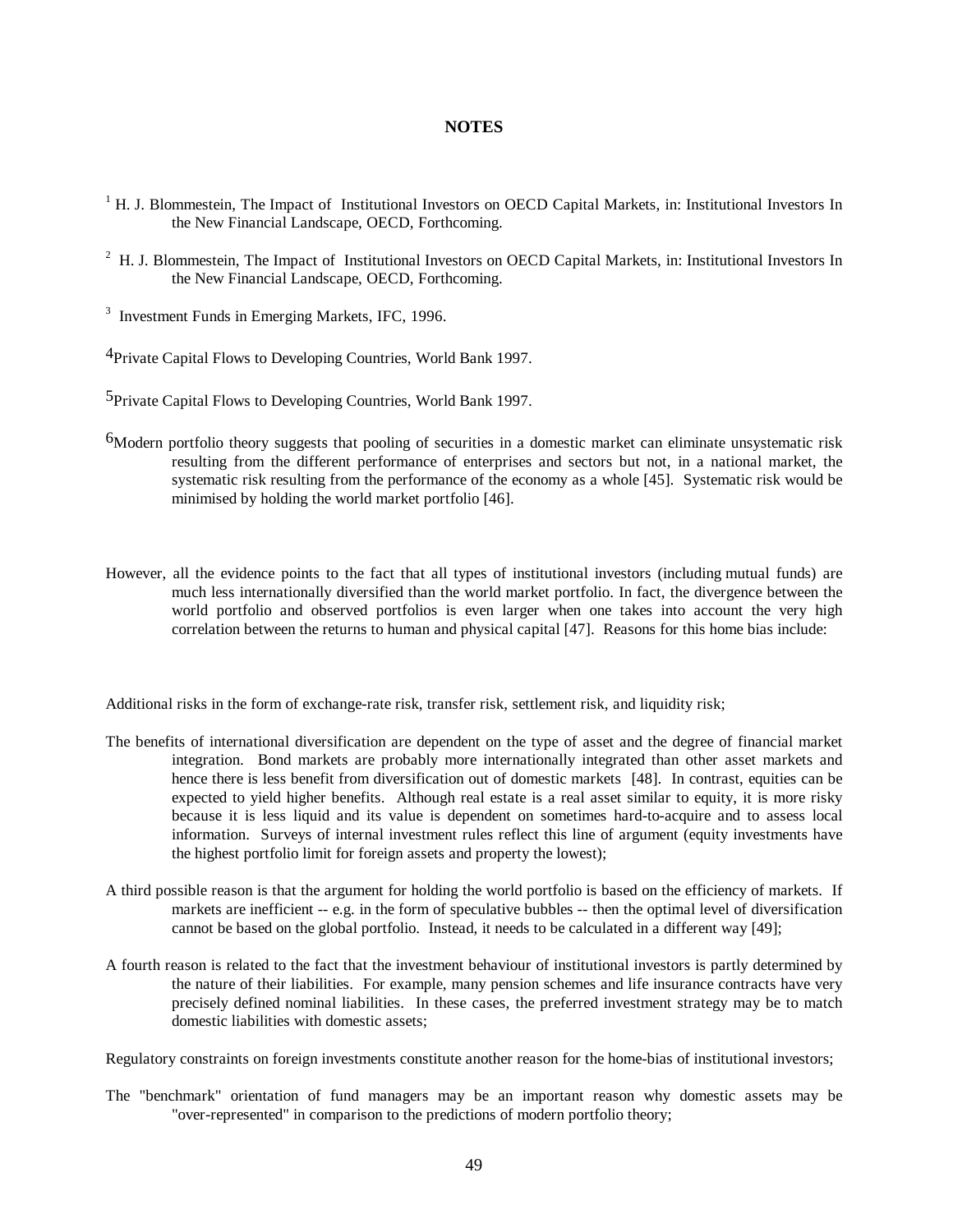## NOTES

[1] H. J. Blommestein, The Impact of Institutional Investors on OECD Capital Markets, in: Institutional Investors In the New Financial Landscape, OECD, Forthcoming.

[2] H. J. Blommestein, The Impact of Institutional Investors on OECD Capital Markets, in: Institutional Investors In the New Financial Landscape, OECD, Forthcoming.

[3] Investment Funds in Emerging Markets, IFC, 1996.

[4] Private Capital Flows to Developing Countries, World Bank 1997.

[5] Private Capital Flows to Developing Countries, World Bank 1997.

[6] Modern portfolio theory suggests that pooling of securities in a domestic market can eliminate unsystematic risk resulting from the different performance of enterprises and sectors but not, in a national market, the systematic risk resulting from the performance of the economy as a whole [45]. Systematic risk would be minimised by holding the world market portfolio [46].

However, all the evidence points to the fact that all types of institutional investors (including mutual funds) are much less internationally diversified than the world market portfolio. In fact, the divergence between the world portfolio and observed portfolios is even larger when one takes into account the very high correlation between the returns to human and physical capital [47]. Reasons for this home bias include:

Additional risks in the form of exchange-rate risk, transfer risk, settlement risk, and liquidity risk;

The benefits of international diversification are dependent on the type of asset and the degree of financial market integration. Bond markets are probably more internationally integrated than other asset markets and hence there is less benefit from diversification out of domestic markets [48]. In contrast, equities can be expected to yield higher benefits. Although real estate is a real asset similar to equity, it is more risky because it is less liquid and its value is dependent on sometimes hard-to-acquire and to assess local information. Surveys of internal investment rules reflect this line of argument (equity investments have the highest portfolio limit for foreign assets and property the lowest);

A third possible reason is that the argument for holding the world portfolio is based on the efficiency of markets. If markets are inefficient -- e.g. in the form of speculative bubbles -- then the optimal level of diversification cannot be based on the global portfolio. Instead, it needs to be calculated in a different way [49];

A fourth reason is related to the fact that the investment behaviour of institutional investors is partly determined by the nature of their liabilities. For example, many pension schemes and life insurance contracts have very precisely defined nominal liabilities. In these cases, the preferred investment strategy may be to match domestic liabilities with domestic assets;

Regulatory constraints on foreign investments constitute another reason for the home-bias of institutional investors;

The "benchmark" orientation of fund managers may be an important reason why domestic assets may be "over-represented" in comparison to the predictions of modern portfolio theory;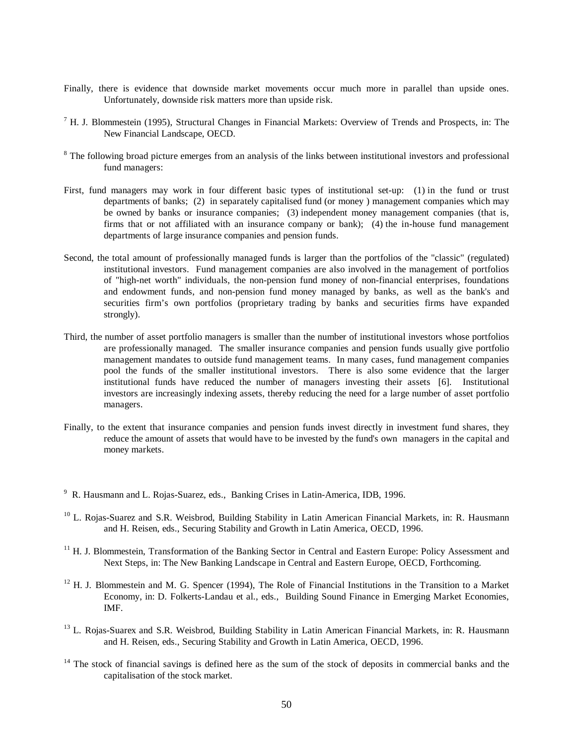Finally, there is evidence that downside market movements occur much more in parallel than upside ones. Unfortunately, downside risk matters more than upside risk.

[7] H. J. Blommestein (1995), Structural Changes in Financial Markets: Overview of Trends and Prospects, in: The New Financial Landscape, OECD.

[8] The following broad picture emerges from an analysis of the links between institutional investors and professional fund managers:

First, fund managers may work in four different basic types of institutional set-up: (1) in the fund or trust departments of banks; (2) in separately capitalised fund (or money ) management companies which may be owned by banks or insurance companies; (3) independent money management companies (that is, firms that or not affiliated with an insurance company or bank); (4) the in-house fund management departments of large insurance companies and pension funds.

Second, the total amount of professionally managed funds is larger than the portfolios of the "classic" (regulated) institutional investors. Fund management companies are also involved in the management of portfolios of "high-net worth" individuals, the non-pension fund money of non-financial enterprises, foundations and endowment funds, and non-pension fund money managed by banks, as well as the bank's and securities firm's own portfolios (proprietary trading by banks and securities firms have expanded strongly).

Third, the number of asset portfolio managers is smaller than the number of institutional investors whose portfolios are professionally managed. The smaller insurance companies and pension funds usually give portfolio management mandates to outside fund management teams. In many cases, fund management companies pool the funds of the smaller institutional investors. There is also some evidence that the larger institutional funds have reduced the number of managers investing their assets [6]. Institutional investors are increasingly indexing assets, thereby reducing the need for a large number of asset portfolio managers.

Finally, to the extent that insurance companies and pension funds invest directly in investment fund shares, they reduce the amount of assets that would have to be invested by the fund's own managers in the capital and money markets.

[9] R. Hausmann and L. Rojas-Suarez, eds., Banking Crises in Latin-America, IDB, 1996.

[10] L. Rojas-Suarez and S.R. Weisbrod, Building Stability in Latin American Financial Markets, in: R. Hausmann and H. Reisen, eds., Securing Stability and Growth in Latin America, OECD, 1996.

[11] H. J. Blommestein, Transformation of the Banking Sector in Central and Eastern Europe: Policy Assessment and Next Steps, in: The New Banking Landscape in Central and Eastern Europe, OECD, Forthcoming.

[12] H. J. Blommestein and M. G. Spencer (1994), The Role of Financial Institutions in the Transition to a Market Economy, in: D. Folkerts-Landau et al., eds., Building Sound Finance in Emerging Market Economies, IMF.

[13] L. Rojas-Suarex and S.R. Weisbrod, Building Stability in Latin American Financial Markets, in: R. Hausmann and H. Reisen, eds., Securing Stability and Growth in Latin America, OECD, 1996.

[14] The stock of financial savings is defined here as the sum of the stock of deposits in commercial banks and the capitalisation of the stock market.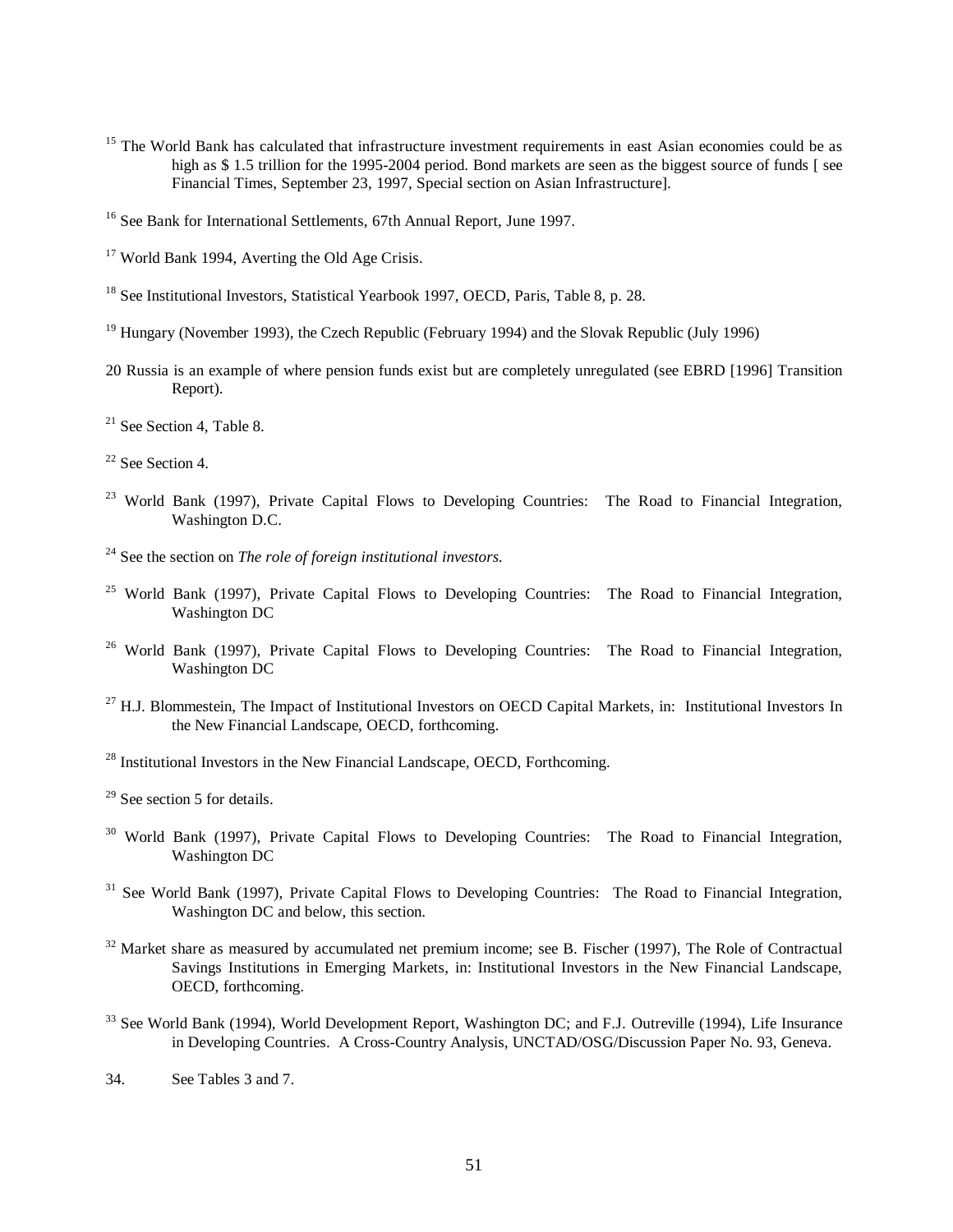[15] The World Bank has calculated that infrastructure investment requirements in east Asian economies could be as high as $ 1.5 trillion for the 1995-2004 period. Bond markets are seen as the biggest source of funds [ see Financial Times, September 23, 1997, Special section on Asian Infrastructure].

[16] See Bank for International Settlements, 67th Annual Report, June 1997.

[17] World Bank 1994, Averting the Old Age Crisis.

[18] See Institutional Investors, Statistical Yearbook 1997, OECD, Paris, Table 8, p. 28.

[19] Hungary (November 1993), the Czech Republic (February 1994) and the Slovak Republic (July 1996)

20 Russia is an example of where pension funds exist but are completely unregulated (see EBRD [1996] Transition Report).

[21] See Section 4, Table 8.

[22] See Section 4.

[23] World Bank (1997), Private Capital Flows to Developing Countries: The Road to Financial Integration, Washington D.C.

[24] See the section on *The role of foreign institutional investors.*

[25] World Bank (1997), Private Capital Flows to Developing Countries: The Road to Financial Integration, Washington DC

[26] World Bank (1997), Private Capital Flows to Developing Countries: The Road to Financial Integration, Washington DC

[27] H.J. Blommestein, The Impact of Institutional Investors on OECD Capital Markets, in: Institutional Investors In the New Financial Landscape, OECD, forthcoming.

[28] Institutional Investors in the New Financial Landscape, OECD, Forthcoming.

[29] See section 5 for details.

[30] World Bank (1997), Private Capital Flows to Developing Countries: The Road to Financial Integration, Washington DC

[31] See World Bank (1997), Private Capital Flows to Developing Countries: The Road to Financial Integration, Washington DC and below, this section.

[32] Market share as measured by accumulated net premium income; see B. Fischer (1997), The Role of Contractual Savings Institutions in Emerging Markets, in: Institutional Investors in the New Financial Landscape, OECD, forthcoming.

[33] See World Bank (1994), World Development Report, Washington DC; and F.J. Outreville (1994), Life Insurance in Developing Countries. A Cross-Country Analysis, UNCTAD/OSG/Discussion Paper No. 93, Geneva.

34. See Tables 3 and 7.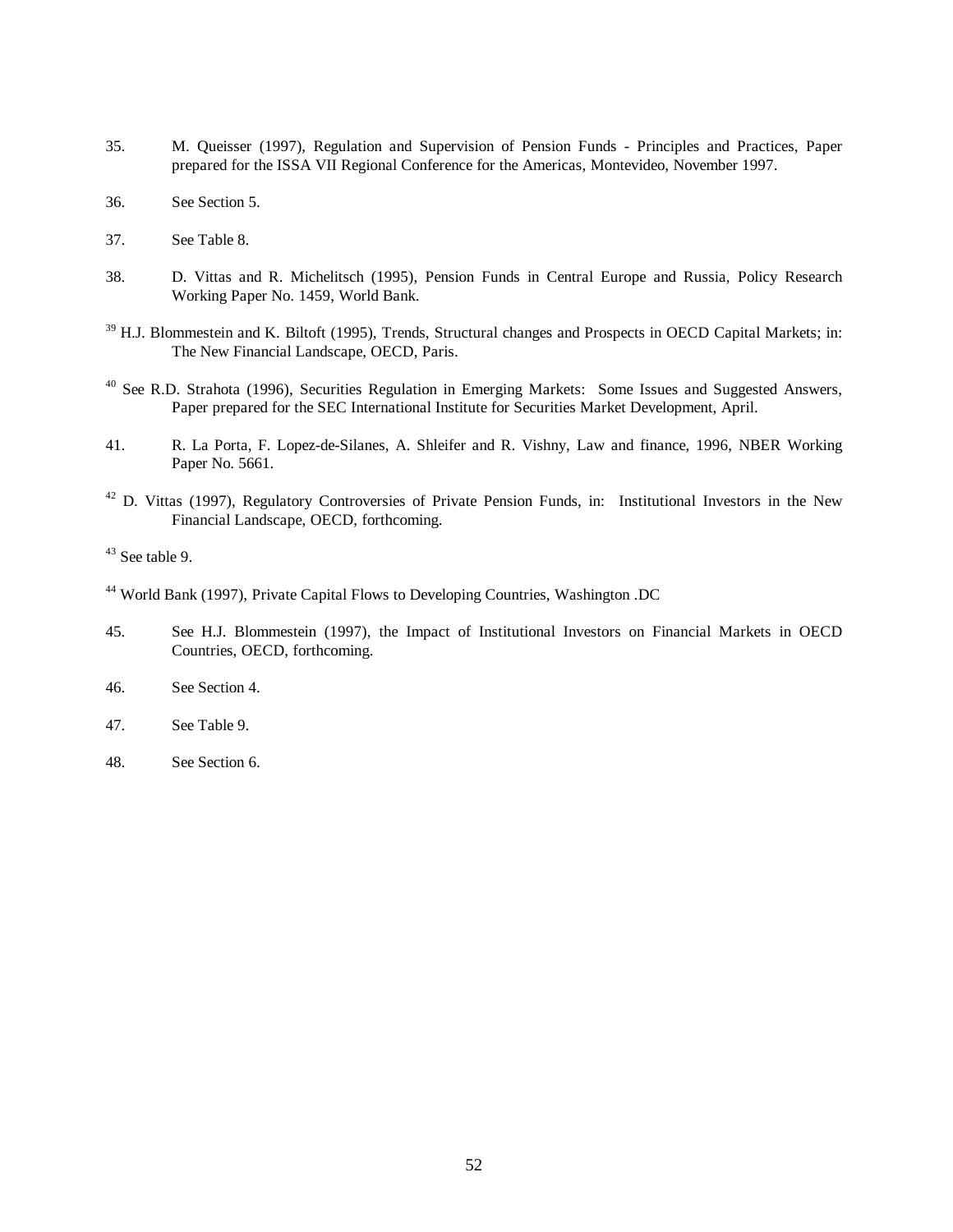35. M. Queisser (1997), Regulation and Supervision of Pension Funds - Principles and Practices, Paper prepared for the ISSA VII Regional Conference for the Americas, Montevideo, November 1997.

36. See Section 5.

37. See Table 8.

38. D. Vittas and R. Michelitsch (1995), Pension Funds in Central Europe and Russia, Policy Research Working Paper No. 1459, World Bank.

39. H.J. Blommestein and K. Biltoft (1995), Trends, Structural changes and Prospects in OECD Capital Markets; in: The New Financial Landscape, OECD, Paris.

40. See R.D. Strahota (1996), Securities Regulation in Emerging Markets: Some Issues and Suggested Answers, Paper prepared for the SEC International Institute for Securities Market Development, April.

41. R. La Porta, F. Lopez-de-Silanes, A. Shleifer and R. Vishny, Law and finance, 1996, NBER Working Paper No. 5661.

42. D. Vittas (1997), Regulatory Controversies of Private Pension Funds, in: Institutional Investors in the New Financial Landscape, OECD, forthcoming.

43. See table 9.

44. World Bank (1997), Private Capital Flows to Developing Countries, Washington .DC

45. See H.J. Blommestein (1997), the Impact of Institutional Investors on Financial Markets in OECD Countries, OECD, forthcoming.

46. See Section 4.

47. See Table 9.

48. See Section 6.